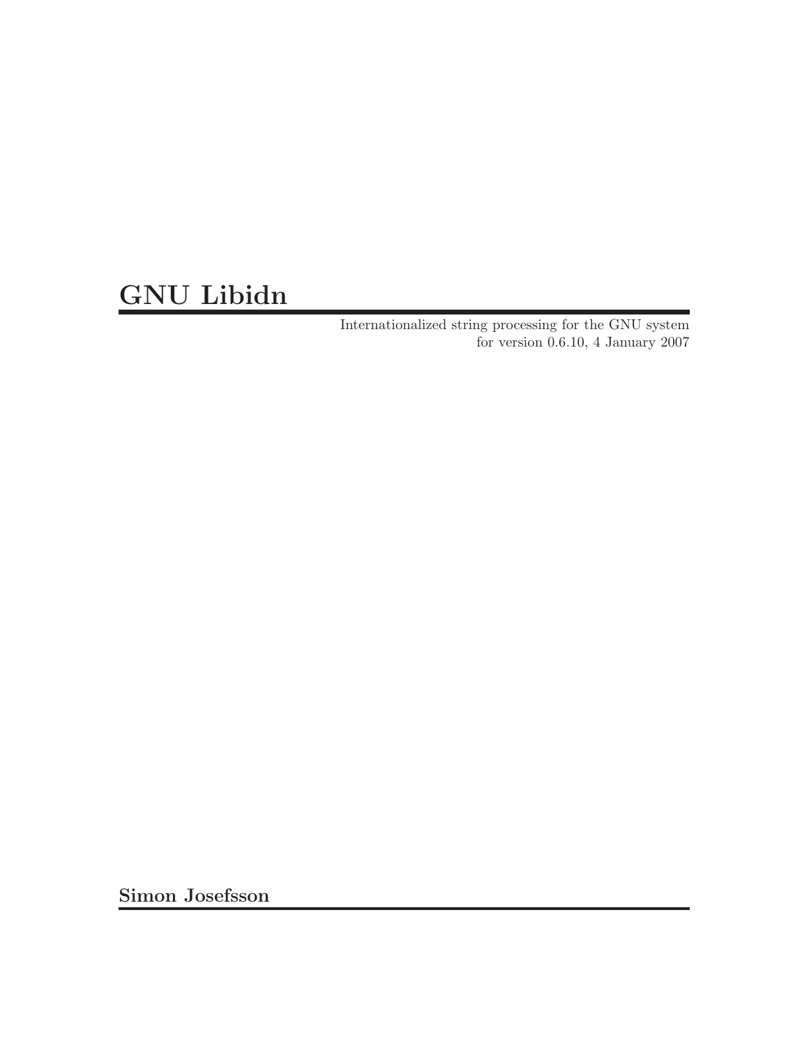# GNU Libidn

Internationalized string processing for the GNU system
for version 0.6.10, 4 January 2007

**Simon Josefsson**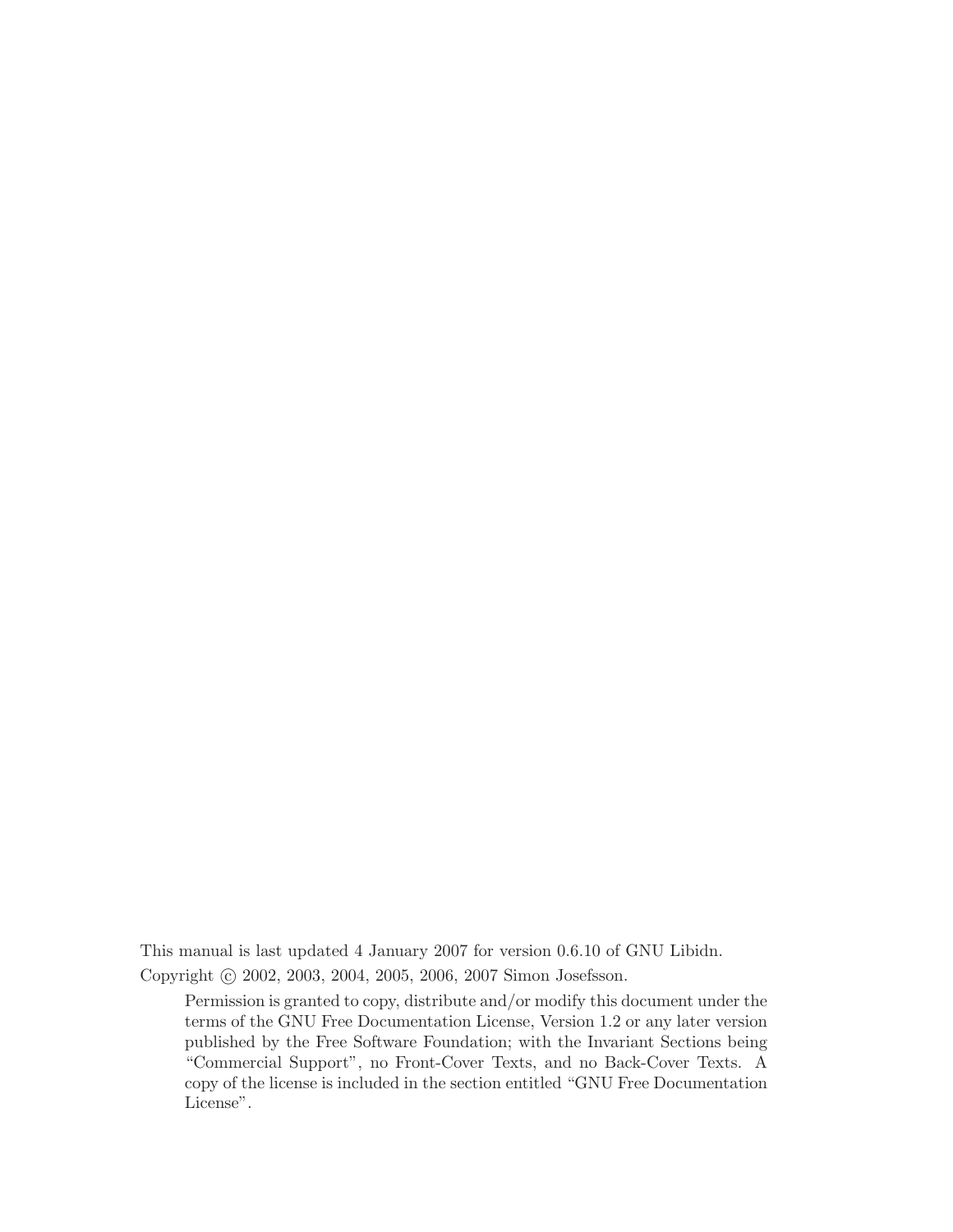This manual is last updated 4 January 2007 for version 0.6.10 of GNU Libidn.

Copyright © 2002, 2003, 2004, 2005, 2006, 2007 Simon Josefsson.

> Permission is granted to copy, distribute and/or modify this document under the terms of the GNU Free Documentation License, Version 1.2 or any later version published by the Free Software Foundation; with the Invariant Sections being "Commercial Support", no Front-Cover Texts, and no Back-Cover Texts. A copy of the license is included in the section entitled "GNU Free Documentation License".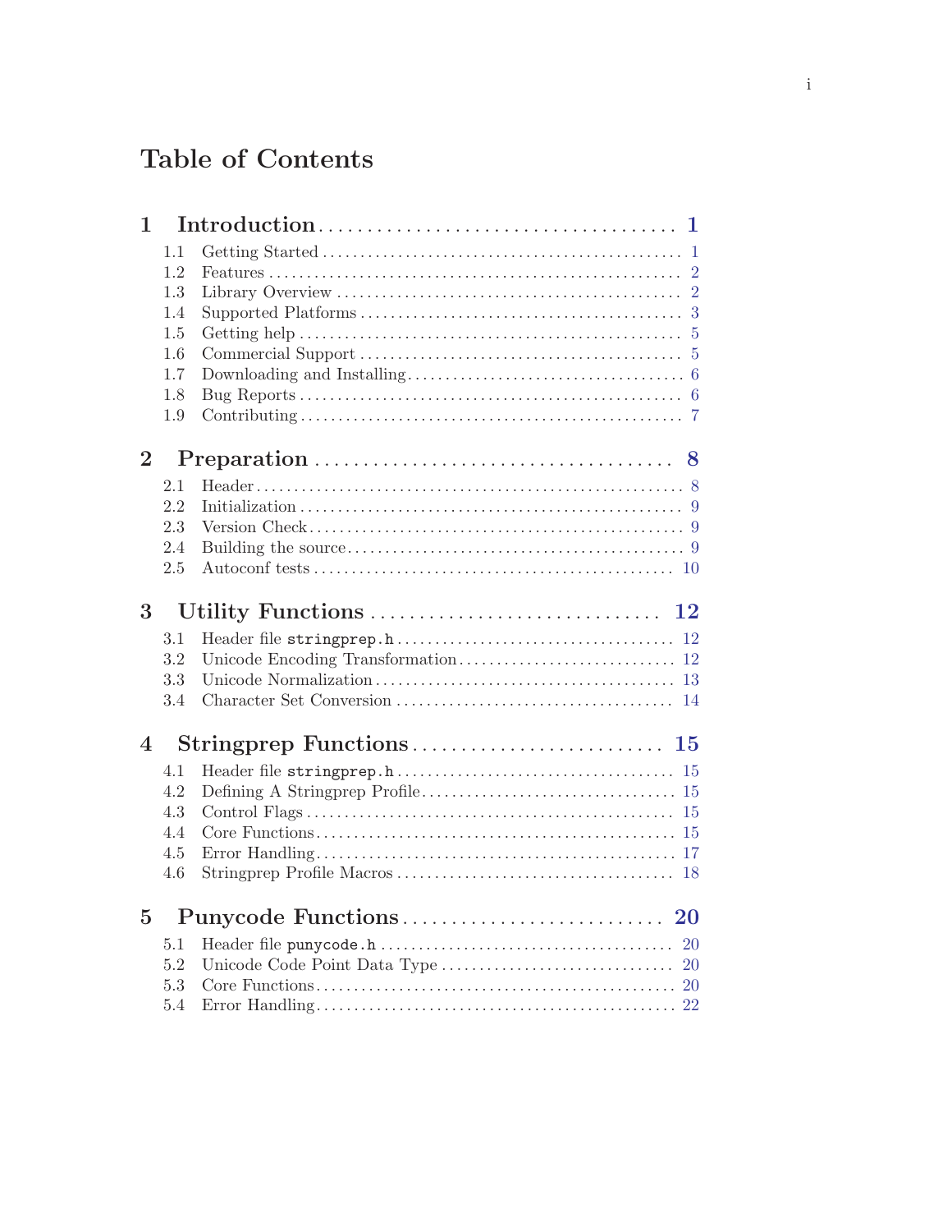# Table of Contents

**1 Introduction** .......... 1

- 1.1 Getting Started .......... 1
- 1.2 Features .......... 2
- 1.3 Library Overview .......... 2
- 1.4 Supported Platforms .......... 3
- 1.5 Getting help .......... 5
- 1.6 Commercial Support .......... 5
- 1.7 Downloading and Installing .......... 6
- 1.8 Bug Reports .......... 6
- 1.9 Contributing .......... 7

**2 Preparation** .......... 8

- 2.1 Header .......... 8
- 2.2 Initialization .......... 9
- 2.3 Version Check .......... 9
- 2.4 Building the source .......... 9
- 2.5 Autoconf tests .......... 10

**3 Utility Functions** .......... 12

- 3.1 Header file `stringprep.h` .......... 12
- 3.2 Unicode Encoding Transformation .......... 12
- 3.3 Unicode Normalization .......... 13
- 3.4 Character Set Conversion .......... 14

**4 Stringprep Functions** .......... 15

- 4.1 Header file `stringprep.h` .......... 15
- 4.2 Defining A Stringprep Profile .......... 15
- 4.3 Control Flags .......... 15
- 4.4 Core Functions .......... 15
- 4.5 Error Handling .......... 17
- 4.6 Stringprep Profile Macros .......... 18

**5 Punycode Functions** .......... 20

- 5.1 Header file `punycode.h` .......... 20
- 5.2 Unicode Code Point Data Type .......... 20
- 5.3 Core Functions .......... 20
- 5.4 Error Handling .......... 22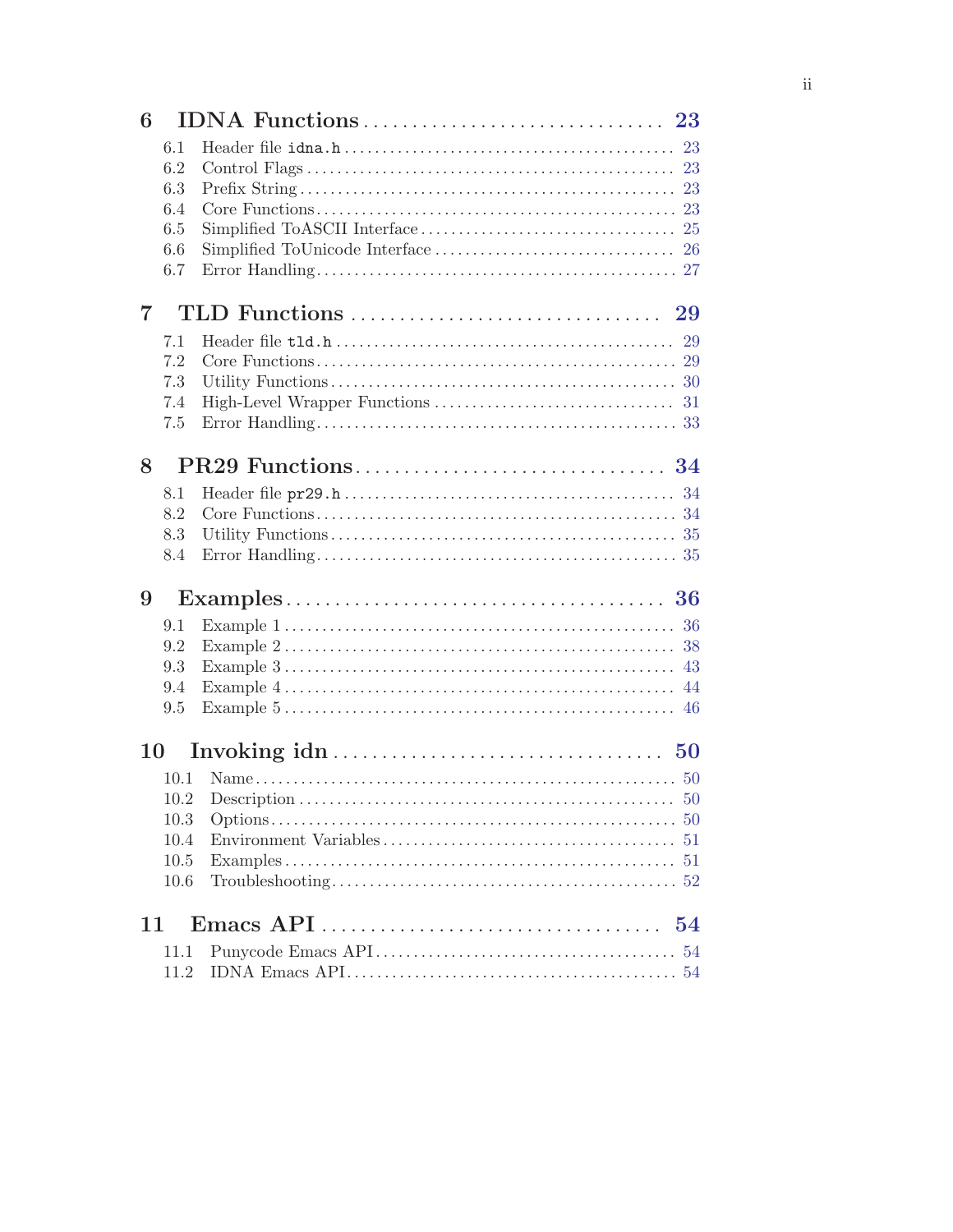**6 IDNA Functions** .......... 23

- 6.1 Header file `idna.h` .......... 23
- 6.2 Control Flags .......... 23
- 6.3 Prefix String .......... 23
- 6.4 Core Functions .......... 23
- 6.5 Simplified ToASCII Interface .......... 25
- 6.6 Simplified ToUnicode Interface .......... 26
- 6.7 Error Handling .......... 27

**7 TLD Functions** .......... 29

- 7.1 Header file `tld.h` .......... 29
- 7.2 Core Functions .......... 29
- 7.3 Utility Functions .......... 30
- 7.4 High-Level Wrapper Functions .......... 31
- 7.5 Error Handling .......... 33

**8 PR29 Functions** .......... 34

- 8.1 Header file `pr29.h` .......... 34
- 8.2 Core Functions .......... 34
- 8.3 Utility Functions .......... 35
- 8.4 Error Handling .......... 35

**9 Examples** .......... 36

- 9.1 Example 1 .......... 36
- 9.2 Example 2 .......... 38
- 9.3 Example 3 .......... 43
- 9.4 Example 4 .......... 44
- 9.5 Example 5 .......... 46

**10 Invoking idn** .......... 50

- 10.1 Name .......... 50
- 10.2 Description .......... 50
- 10.3 Options .......... 50
- 10.4 Environment Variables .......... 51
- 10.5 Examples .......... 51
- 10.6 Troubleshooting .......... 52

**11 Emacs API** .......... 54

- 11.1 Punycode Emacs API .......... 54
- 11.2 IDNA Emacs API .......... 54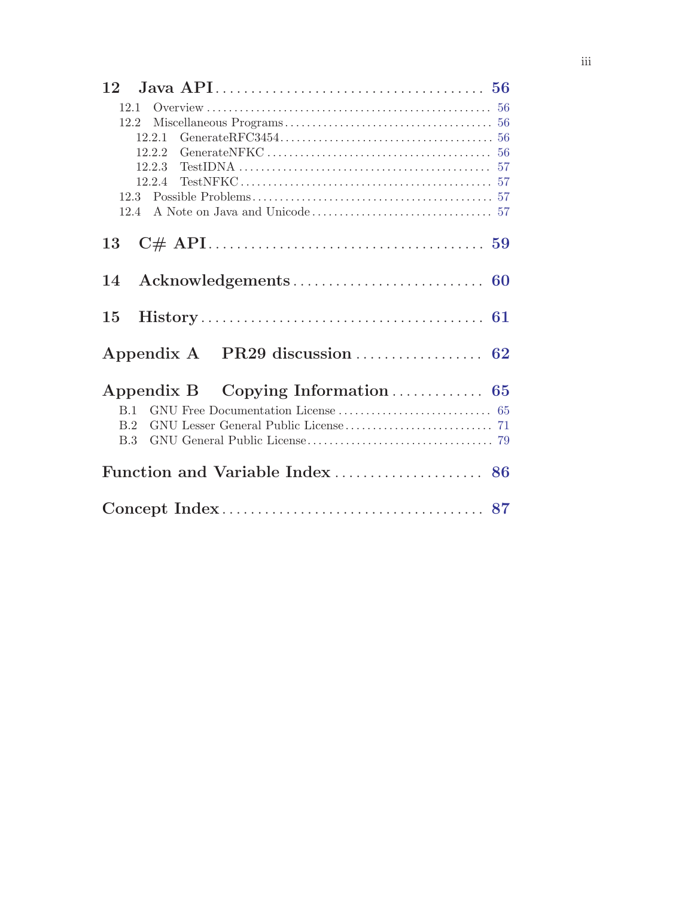**12 Java API** .......................................... 56

- 12.1 Overview .......................................... 56
- 12.2 Miscellaneous Programs .......................................... 56
  - 12.2.1 GenerateRFC3454 .......................................... 56
  - 12.2.2 GenerateNFKC .......................................... 56
  - 12.2.3 TestIDNA .......................................... 57
  - 12.2.4 TestNFKC .......................................... 57
- 12.3 Possible Problems .......................................... 57
- 12.4 A Note on Java and Unicode .......................................... 57

**13 C# API** .......................................... 59

**14 Acknowledgements** .......................................... 60

**15 History** .......................................... 61

**Appendix A PR29 discussion** .......................................... 62

**Appendix B Copying Information** .......................................... 65

- B.1 GNU Free Documentation License .......................................... 65
- B.2 GNU Lesser General Public License .......................................... 71
- B.3 GNU General Public License .......................................... 79

**Function and Variable Index** .......................................... 86

**Concept Index** .......................................... 87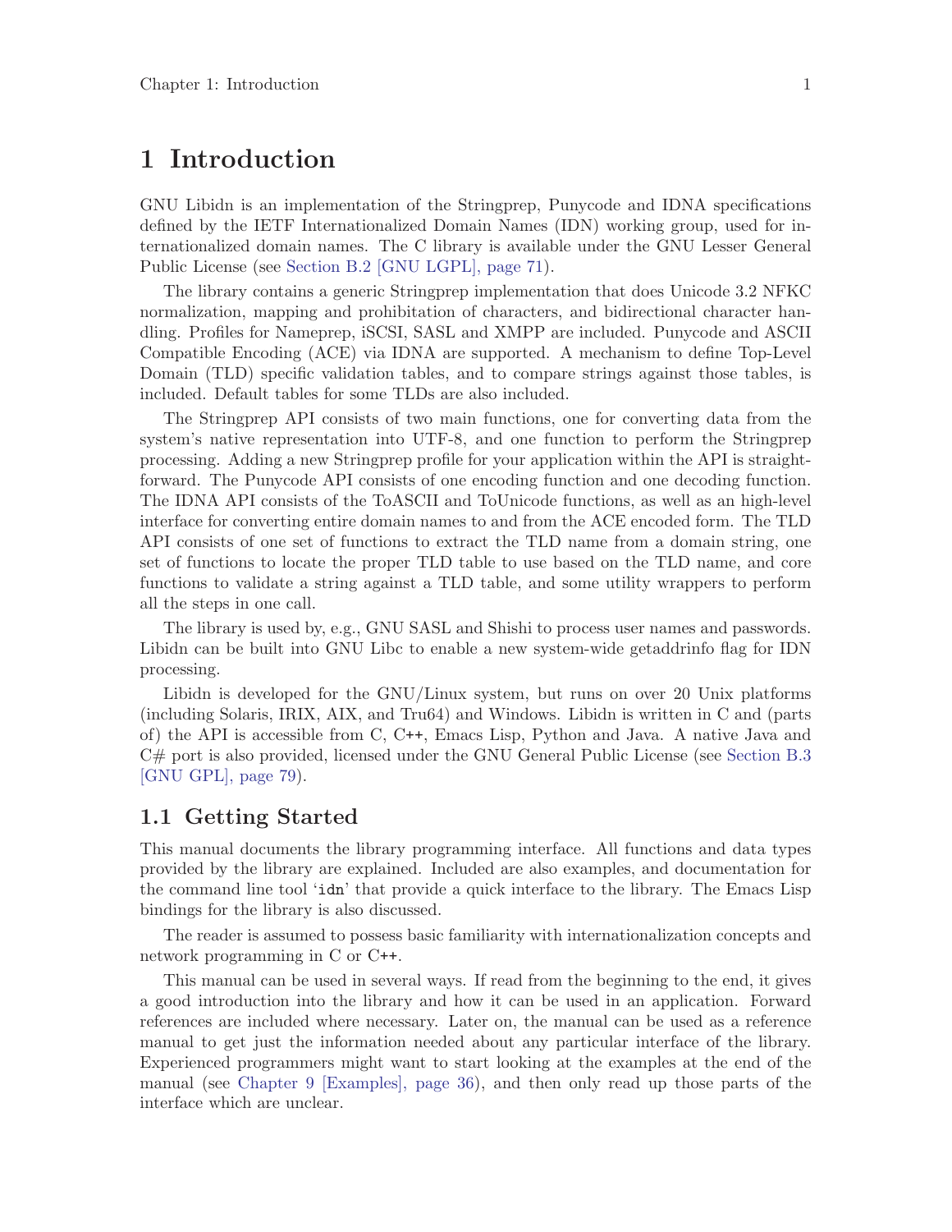# 1 Introduction

GNU Libidn is an implementation of the Stringprep, Punycode and IDNA specifications defined by the IETF Internationalized Domain Names (IDN) working group, used for internationalized domain names. The C library is available under the GNU Lesser General Public License (see Section B.2 [GNU LGPL], page 71).

The library contains a generic Stringprep implementation that does Unicode 3.2 NFKC normalization, mapping and prohibitation of characters, and bidirectional character handling. Profiles for Nameprep, iSCSI, SASL and XMPP are included. Punycode and ASCII Compatible Encoding (ACE) via IDNA are supported. A mechanism to define Top-Level Domain (TLD) specific validation tables, and to compare strings against those tables, is included. Default tables for some TLDs are also included.

The Stringprep API consists of two main functions, one for converting data from the system's native representation into UTF-8, and one function to perform the Stringprep processing. Adding a new Stringprep profile for your application within the API is straightforward. The Punycode API consists of one encoding function and one decoding function. The IDNA API consists of the ToASCII and ToUnicode functions, as well as an high-level interface for converting entire domain names to and from the ACE encoded form. The TLD API consists of one set of functions to extract the TLD name from a domain string, one set of functions to locate the proper TLD table to use based on the TLD name, and core functions to validate a string against a TLD table, and some utility wrappers to perform all the steps in one call.

The library is used by, e.g., GNU SASL and Shishi to process user names and passwords. Libidn can be built into GNU Libc to enable a new system-wide getaddrinfo flag for IDN processing.

Libidn is developed for the GNU/Linux system, but runs on over 20 Unix platforms (including Solaris, IRIX, AIX, and Tru64) and Windows. Libidn is written in C and (parts of) the API is accessible from C, C++, Emacs Lisp, Python and Java. A native Java and C# port is also provided, licensed under the GNU General Public License (see Section B.3 [GNU GPL], page 79).

## 1.1 Getting Started

This manual documents the library programming interface. All functions and data types provided by the library are explained. Included are also examples, and documentation for the command line tool '`idn`' that provide a quick interface to the library. The Emacs Lisp bindings for the library is also discussed.

The reader is assumed to possess basic familiarity with internationalization concepts and network programming in C or C++.

This manual can be used in several ways. If read from the beginning to the end, it gives a good introduction into the library and how it can be used in an application. Forward references are included where necessary. Later on, the manual can be used as a reference manual to get just the information needed about any particular interface of the library. Experienced programmers might want to start looking at the examples at the end of the manual (see Chapter 9 [Examples], page 36), and then only read up those parts of the interface which are unclear.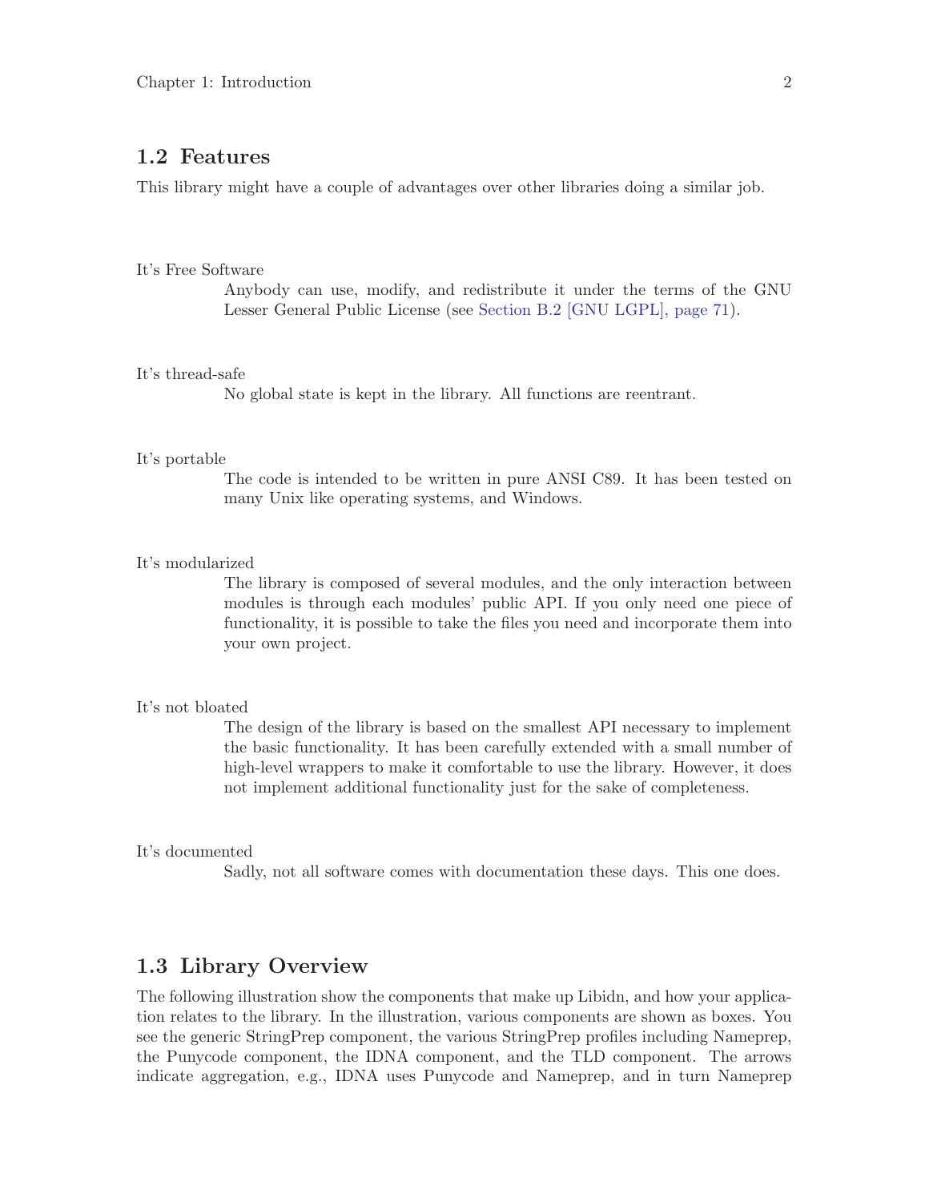## 1.2 Features

This library might have a couple of advantages over other libraries doing a similar job.

It's Free Software
: Anybody can use, modify, and redistribute it under the terms of the GNU Lesser General Public License (see Section B.2 [GNU LGPL], page 71).

It's thread-safe
: No global state is kept in the library. All functions are reentrant.

It's portable
: The code is intended to be written in pure ANSI C89. It has been tested on many Unix like operating systems, and Windows.

It's modularized
: The library is composed of several modules, and the only interaction between modules is through each modules' public API. If you only need one piece of functionality, it is possible to take the files you need and incorporate them into your own project.

It's not bloated
: The design of the library is based on the smallest API necessary to implement the basic functionality. It has been carefully extended with a small number of high-level wrappers to make it comfortable to use the library. However, it does not implement additional functionality just for the sake of completeness.

It's documented
: Sadly, not all software comes with documentation these days. This one does.

## 1.3 Library Overview

The following illustration show the components that make up Libidn, and how your application relates to the library. In the illustration, various components are shown as boxes. You see the generic StringPrep component, the various StringPrep profiles including Nameprep, the Punycode component, the IDNA component, and the TLD component. The arrows indicate aggregation, e.g., IDNA uses Punycode and Nameprep, and in turn Nameprep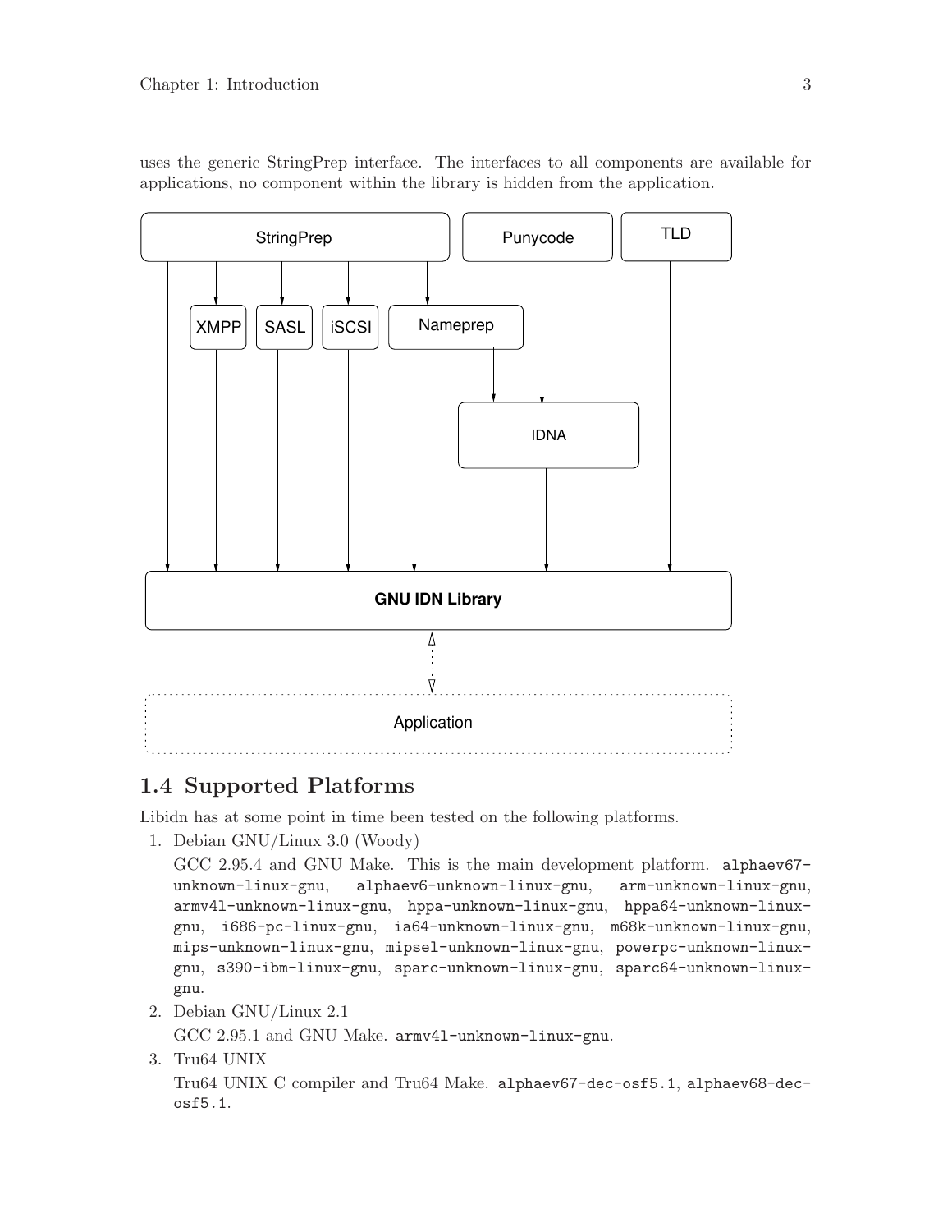uses the generic StringPrep interface. The interfaces to all components are available for applications, no component within the library is hidden from the application.

## 1.4 Supported Platforms

Libidn has at some point in time been tested on the following platforms.

1. Debian GNU/Linux 3.0 (Woody)

   GCC 2.95.4 and GNU Make. This is the main development platform. `alphaev67-unknown-linux-gnu`, `alphaev6-unknown-linux-gnu`, `arm-unknown-linux-gnu`, `armv4l-unknown-linux-gnu`, `hppa-unknown-linux-gnu`, `hppa64-unknown-linux-gnu`, `i686-pc-linux-gnu`, `ia64-unknown-linux-gnu`, `m68k-unknown-linux-gnu`, `mips-unknown-linux-gnu`, `mipsel-unknown-linux-gnu`, `powerpc-unknown-linux-gnu`, `s390-ibm-linux-gnu`, `sparc-unknown-linux-gnu`, `sparc64-unknown-linux-gnu`.

2. Debian GNU/Linux 2.1

   GCC 2.95.1 and GNU Make. `armv4l-unknown-linux-gnu`.

3. Tru64 UNIX

   Tru64 UNIX C compiler and Tru64 Make. `alphaev67-dec-osf5.1`, `alphaev68-dec-osf5.1`.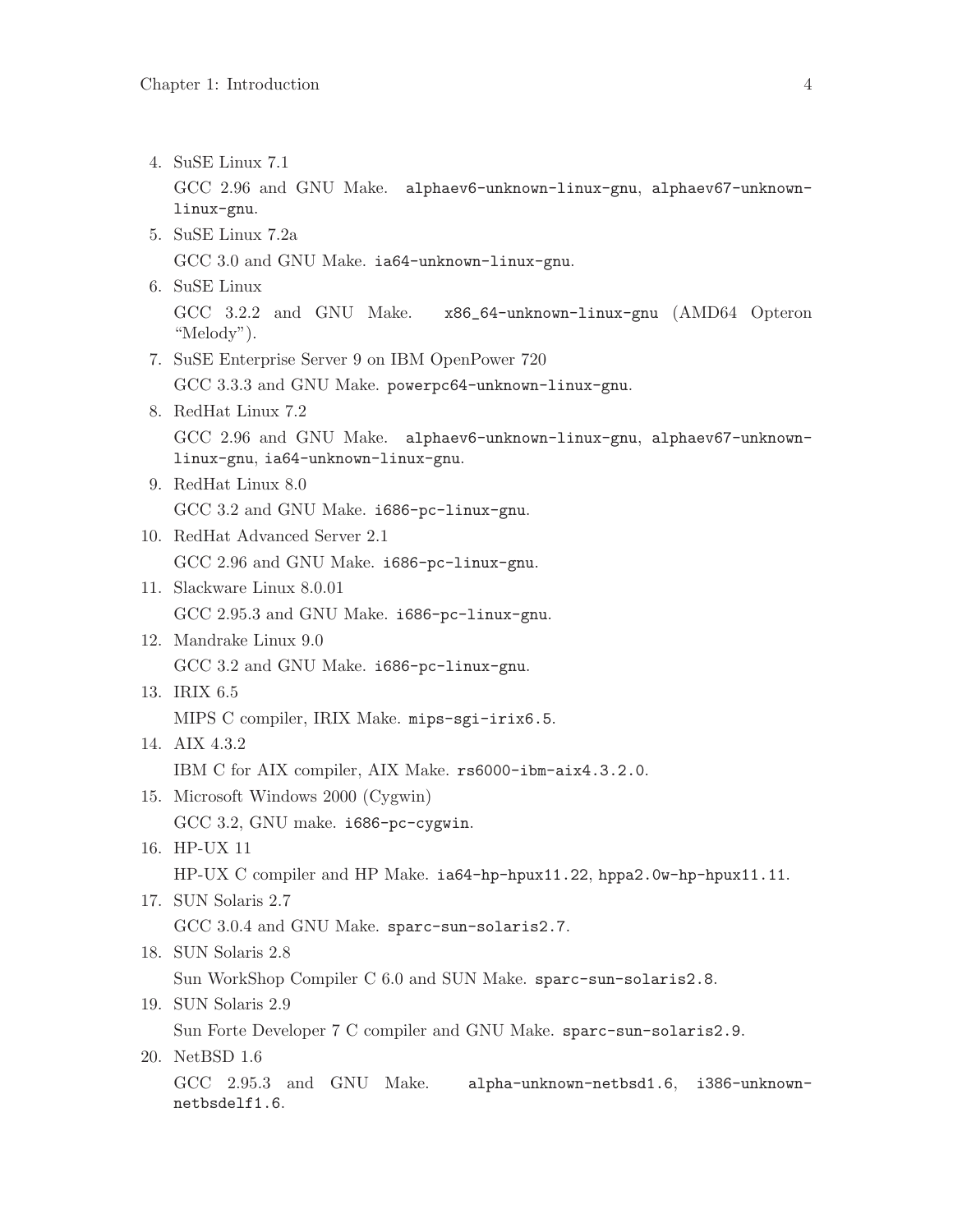4. SuSE Linux 7.1

   GCC 2.96 and GNU Make. `alphaev6-unknown-linux-gnu`, `alphaev67-unknown-linux-gnu`.
5. SuSE Linux 7.2a

   GCC 3.0 and GNU Make. `ia64-unknown-linux-gnu`.
6. SuSE Linux

   GCC 3.2.2 and GNU Make. `x86_64-unknown-linux-gnu` (AMD64 Opteron "Melody").
7. SuSE Enterprise Server 9 on IBM OpenPower 720

   GCC 3.3.3 and GNU Make. `powerpc64-unknown-linux-gnu`.
8. RedHat Linux 7.2

   GCC 2.96 and GNU Make. `alphaev6-unknown-linux-gnu`, `alphaev67-unknown-linux-gnu`, `ia64-unknown-linux-gnu`.
9. RedHat Linux 8.0

   GCC 3.2 and GNU Make. `i686-pc-linux-gnu`.
10. RedHat Advanced Server 2.1

    GCC 2.96 and GNU Make. `i686-pc-linux-gnu`.
11. Slackware Linux 8.0.01

    GCC 2.95.3 and GNU Make. `i686-pc-linux-gnu`.
12. Mandrake Linux 9.0

    GCC 3.2 and GNU Make. `i686-pc-linux-gnu`.
13. IRIX 6.5

    MIPS C compiler, IRIX Make. `mips-sgi-irix6.5`.
14. AIX 4.3.2

    IBM C for AIX compiler, AIX Make. `rs6000-ibm-aix4.3.2.0`.
15. Microsoft Windows 2000 (Cygwin)

    GCC 3.2, GNU make. `i686-pc-cygwin`.
16. HP-UX 11

    HP-UX C compiler and HP Make. `ia64-hp-hpux11.22`, `hppa2.0w-hp-hpux11.11`.
17. SUN Solaris 2.7

    GCC 3.0.4 and GNU Make. `sparc-sun-solaris2.7`.
18. SUN Solaris 2.8

    Sun WorkShop Compiler C 6.0 and SUN Make. `sparc-sun-solaris2.8`.
19. SUN Solaris 2.9

    Sun Forte Developer 7 C compiler and GNU Make. `sparc-sun-solaris2.9`.
20. NetBSD 1.6

    GCC 2.95.3 and GNU Make. `alpha-unknown-netbsd1.6`, `i386-unknown-netbsdelf1.6`.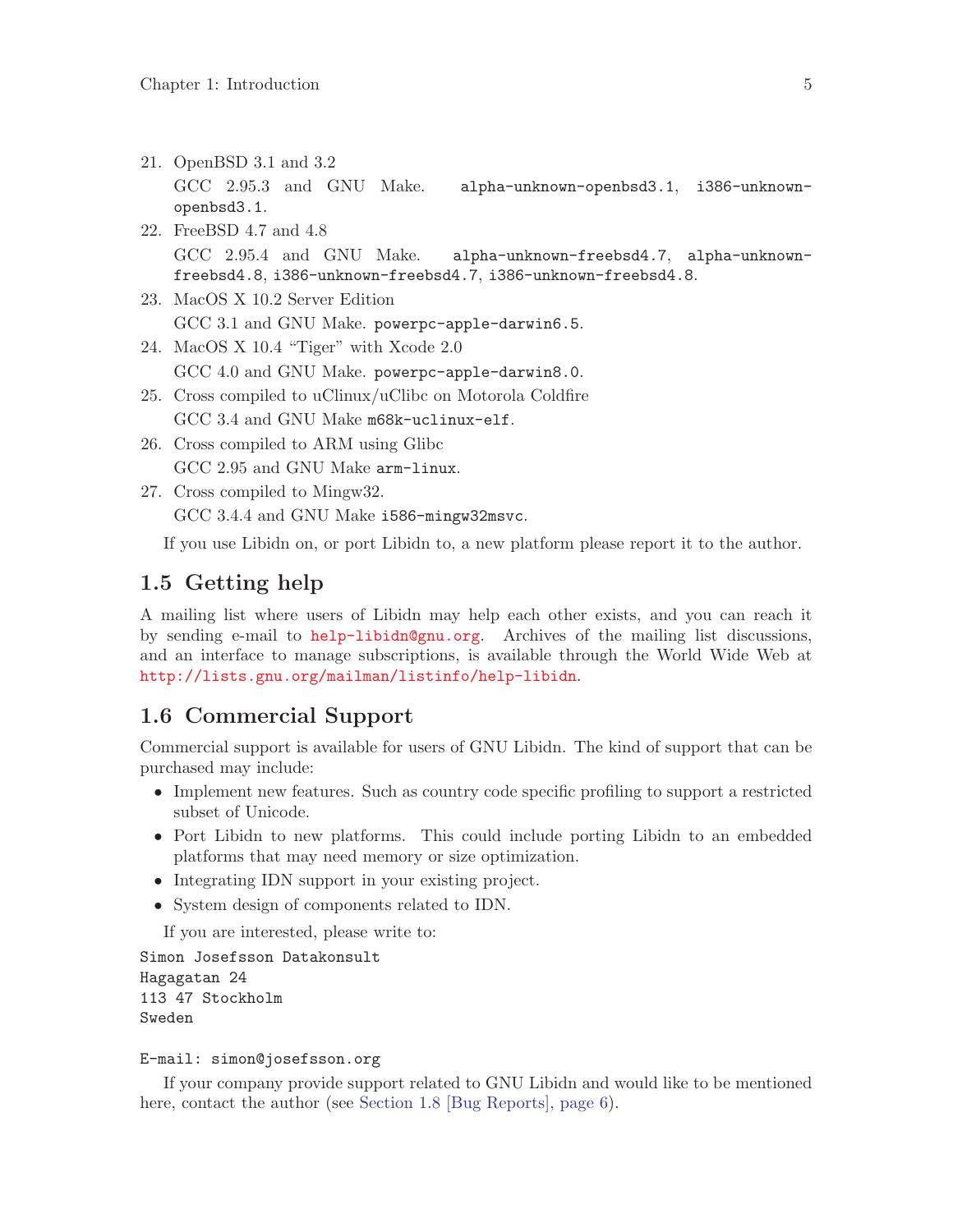21. OpenBSD 3.1 and 3.2

    GCC 2.95.3 and GNU Make. `alpha-unknown-openbsd3.1`, `i386-unknown-openbsd3.1`.
22. FreeBSD 4.7 and 4.8

    GCC 2.95.4 and GNU Make. `alpha-unknown-freebsd4.7`, `alpha-unknown-freebsd4.8`, `i386-unknown-freebsd4.7`, `i386-unknown-freebsd4.8`.
23. MacOS X 10.2 Server Edition

    GCC 3.1 and GNU Make. `powerpc-apple-darwin6.5`.
24. MacOS X 10.4 "Tiger" with Xcode 2.0

    GCC 4.0 and GNU Make. `powerpc-apple-darwin8.0`.
25. Cross compiled to uClinux/uClibc on Motorola Coldfire

    GCC 3.4 and GNU Make `m68k-uclinux-elf`.
26. Cross compiled to ARM using Glibc

    GCC 2.95 and GNU Make `arm-linux`.
27. Cross compiled to Mingw32.

    GCC 3.4.4 and GNU Make `i586-mingw32msvc`.

If you use Libidn on, or port Libidn to, a new platform please report it to the author.

## 1.5 Getting help

A mailing list where users of Libidn may help each other exists, and you can reach it by sending e-mail to help-libidn@gnu.org. Archives of the mailing list discussions, and an interface to manage subscriptions, is available through the World Wide Web at http://lists.gnu.org/mailman/listinfo/help-libidn.

## 1.6 Commercial Support

Commercial support is available for users of GNU Libidn. The kind of support that can be purchased may include:

- Implement new features. Such as country code specific profiling to support a restricted subset of Unicode.
- Port Libidn to new platforms. This could include porting Libidn to an embedded platforms that may need memory or size optimization.
- Integrating IDN support in your existing project.
- System design of components related to IDN.

If you are interested, please write to:

```
Simon Josefsson Datakonsult
Hagagatan 24
113 47 Stockholm
Sweden

E-mail: simon@josefsson.org
```

If your company provide support related to GNU Libidn and would like to be mentioned here, contact the author (see Section 1.8 [Bug Reports], page 6).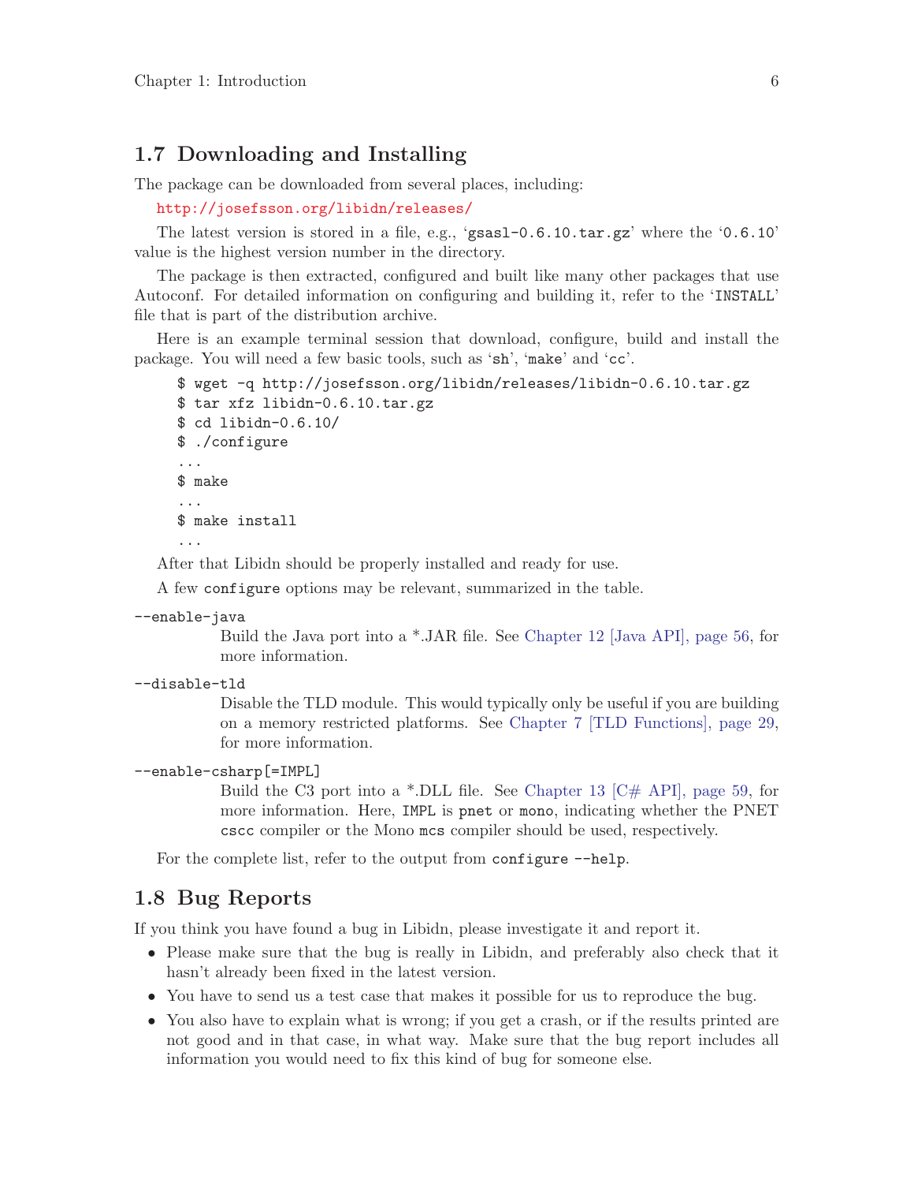## 1.7 Downloading and Installing

The package can be downloaded from several places, including:

http://josefsson.org/libidn/releases/

The latest version is stored in a file, e.g., 'gsasl-0.6.10.tar.gz' where the '0.6.10' value is the highest version number in the directory.

The package is then extracted, configured and built like many other packages that use Autoconf. For detailed information on configuring and building it, refer to the 'INSTALL' file that is part of the distribution archive.

Here is an example terminal session that download, configure, build and install the package. You will need a few basic tools, such as 'sh', 'make' and 'cc'.

```
$ wget -q http://josefsson.org/libidn/releases/libidn-0.6.10.tar.gz
$ tar xfz libidn-0.6.10.tar.gz
$ cd libidn-0.6.10/
$ ./configure
...
$ make
...
$ make install
...
```

After that Libidn should be properly installed and ready for use.

A few `configure` options may be relevant, summarized in the table.

`--enable-java`
: Build the Java port into a *.JAR file. See Chapter 12 [Java API], page 56, for more information.

`--disable-tld`
: Disable the TLD module. This would typically only be useful if you are building on a memory restricted platforms. See Chapter 7 [TLD Functions], page 29, for more information.

`--enable-csharp[=IMPL]`
: Build the C3 port into a *.DLL file. See Chapter 13 [C# API], page 59, for more information. Here, `IMPL` is `pnet` or `mono`, indicating whether the PNET `cscc` compiler or the Mono `mcs` compiler should be used, respectively.

For the complete list, refer to the output from `configure --help`.

## 1.8 Bug Reports

If you think you have found a bug in Libidn, please investigate it and report it.

- Please make sure that the bug is really in Libidn, and preferably also check that it hasn't already been fixed in the latest version.
- You have to send us a test case that makes it possible for us to reproduce the bug.
- You also have to explain what is wrong; if you get a crash, or if the results printed are not good and in that case, in what way. Make sure that the bug report includes all information you would need to fix this kind of bug for someone else.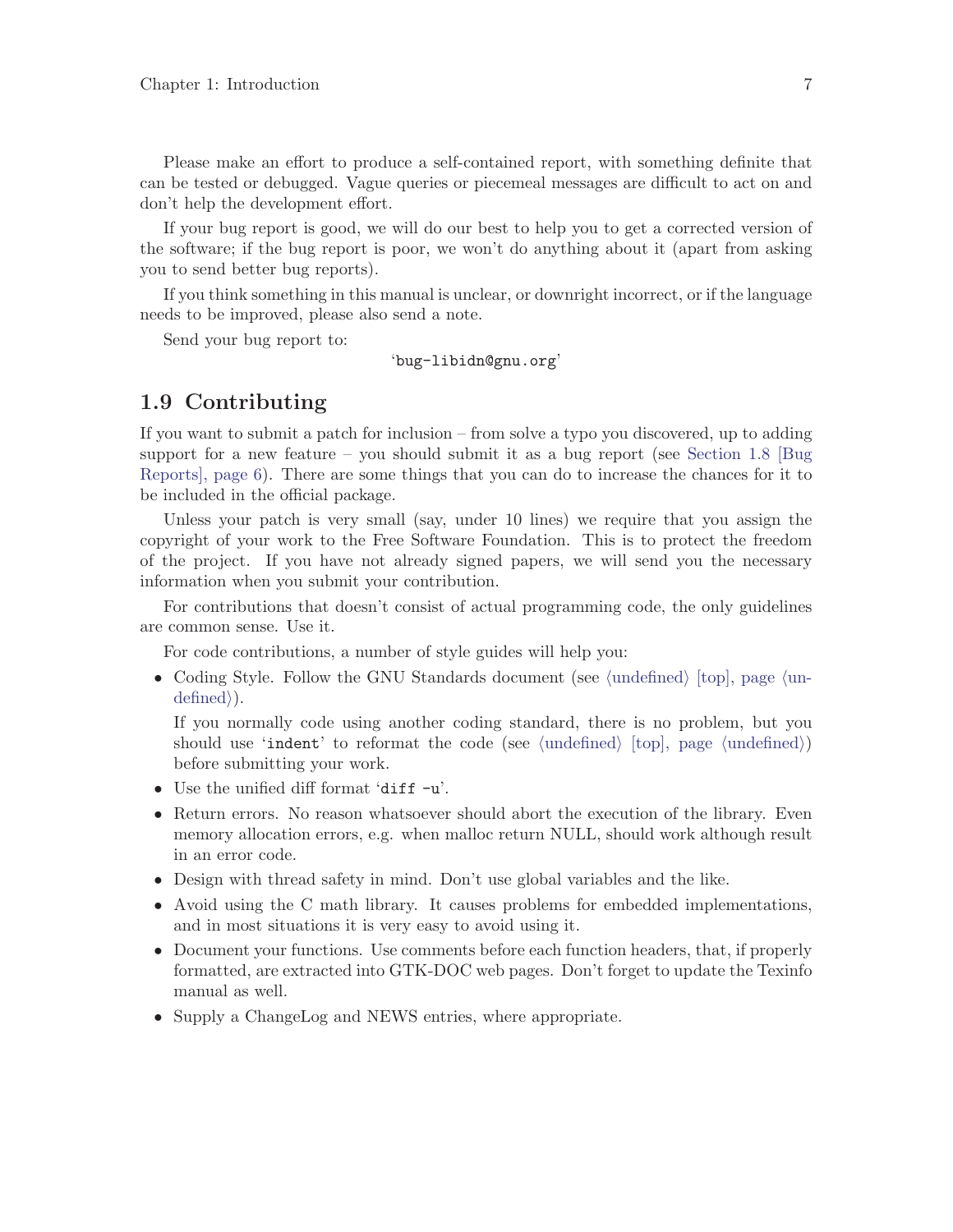Please make an effort to produce a self-contained report, with something definite that can be tested or debugged. Vague queries or piecemeal messages are difficult to act on and don't help the development effort.

If your bug report is good, we will do our best to help you to get a corrected version of the software; if the bug report is poor, we won't do anything about it (apart from asking you to send better bug reports).

If you think something in this manual is unclear, or downright incorrect, or if the language needs to be improved, please also send a note.

Send your bug report to:

'`bug-libidn@gnu.org`'

## 1.9 Contributing

If you want to submit a patch for inclusion – from solve a typo you discovered, up to adding support for a new feature – you should submit it as a bug report (see Section 1.8 [Bug Reports], page 6). There are some things that you can do to increase the chances for it to be included in the official package.

Unless your patch is very small (say, under 10 lines) we require that you assign the copyright of your work to the Free Software Foundation. This is to protect the freedom of the project. If you have not already signed papers, we will send you the necessary information when you submit your contribution.

For contributions that doesn't consist of actual programming code, the only guidelines are common sense. Use it.

For code contributions, a number of style guides will help you:

- Coding Style. Follow the GNU Standards document (see ⟨undefined⟩ [top], page ⟨undefined⟩).

  If you normally code using another coding standard, there is no problem, but you should use '`indent`' to reformat the code (see ⟨undefined⟩ [top], page ⟨undefined⟩) before submitting your work.
- Use the unified diff format '`diff -u`'.
- Return errors. No reason whatsoever should abort the execution of the library. Even memory allocation errors, e.g. when malloc return NULL, should work although result in an error code.
- Design with thread safety in mind. Don't use global variables and the like.
- Avoid using the C math library. It causes problems for embedded implementations, and in most situations it is very easy to avoid using it.
- Document your functions. Use comments before each function headers, that, if properly formatted, are extracted into GTK-DOC web pages. Don't forget to update the Texinfo manual as well.
- Supply a ChangeLog and NEWS entries, where appropriate.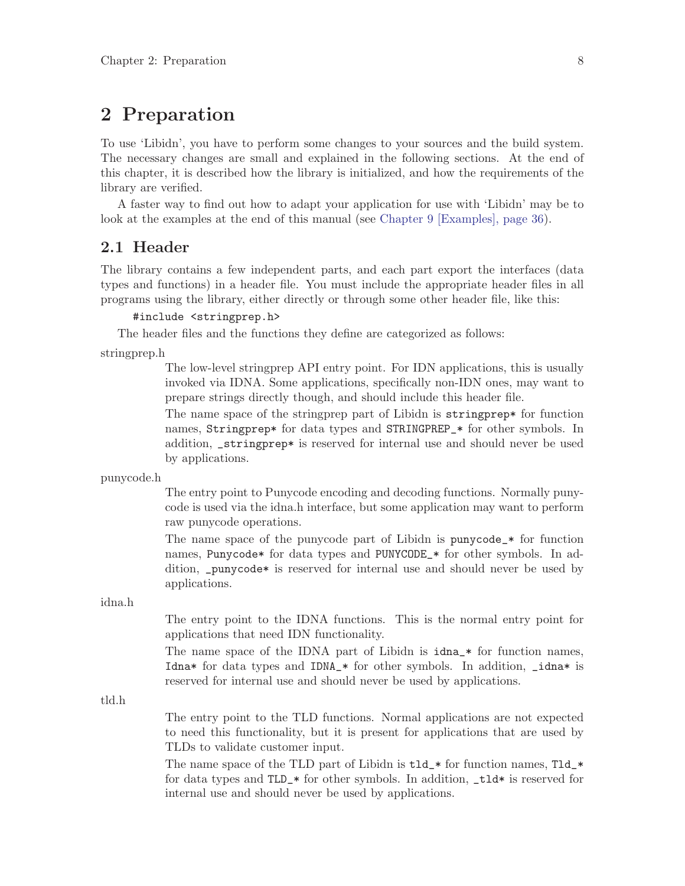# 2 Preparation

To use 'Libidn', you have to perform some changes to your sources and the build system. The necessary changes are small and explained in the following sections. At the end of this chapter, it is described how the library is initialized, and how the requirements of the library are verified.

A faster way to find out how to adapt your application for use with 'Libidn' may be to look at the examples at the end of this manual (see Chapter 9 [Examples], page 36).

## 2.1 Header

The library contains a few independent parts, and each part export the interfaces (data types and functions) in a header file. You must include the appropriate header files in all programs using the library, either directly or through some other header file, like this:

```
#include <stringprep.h>
```

The header files and the functions they define are categorized as follows:

stringprep.h

: The low-level stringprep API entry point. For IDN applications, this is usually invoked via IDNA. Some applications, specifically non-IDN ones, may want to prepare strings directly though, and should include this header file.

  The name space of the stringprep part of Libidn is `stringprep*` for function names, `Stringprep*` for data types and `STRINGPREP_*` for other symbols. In addition, `_stringprep*` is reserved for internal use and should never be used by applications.

punycode.h

: The entry point to Punycode encoding and decoding functions. Normally punycode is used via the idna.h interface, but some application may want to perform raw punycode operations.

  The name space of the punycode part of Libidn is `punycode_*` for function names, `Punycode*` for data types and `PUNYCODE_*` for other symbols. In addition, `_punycode*` is reserved for internal use and should never be used by applications.

idna.h

: The entry point to the IDNA functions. This is the normal entry point for applications that need IDN functionality.

  The name space of the IDNA part of Libidn is `idna_*` for function names, `Idna*` for data types and `IDNA_*` for other symbols. In addition, `_idna*` is reserved for internal use and should never be used by applications.

tld.h

: The entry point to the TLD functions. Normal applications are not expected to need this functionality, but it is present for applications that are used by TLDs to validate customer input.

  The name space of the TLD part of Libidn is `tld_*` for function names, `Tld_*` for data types and `TLD_*` for other symbols. In addition, `_tld*` is reserved for internal use and should never be used by applications.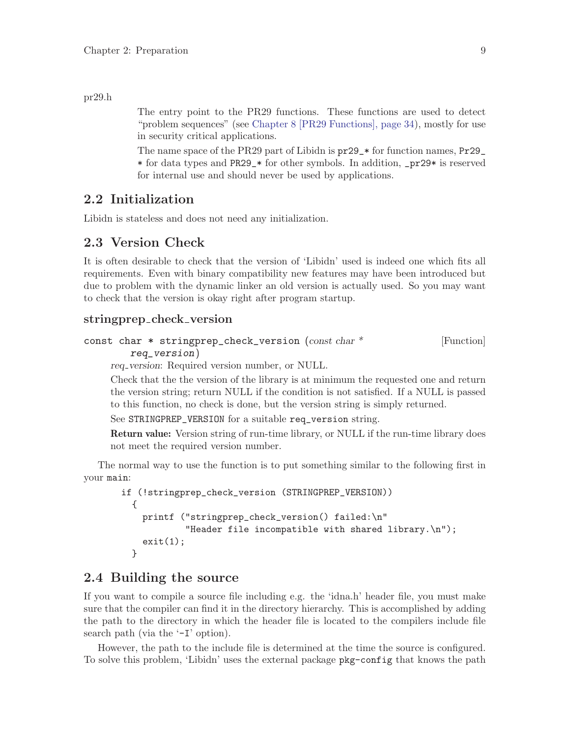pr29.h

The entry point to the PR29 functions. These functions are used to detect "problem sequences" (see Chapter 8 [PR29 Functions], page 34), mostly for use in security critical applications.

The name space of the PR29 part of Libidn is `pr29_*` for function names, `Pr29_*` for data types and `PR29_*` for other symbols. In addition, `_pr29*` is reserved for internal use and should never be used by applications.

## 2.2 Initialization

Libidn is stateless and does not need any initialization.

## 2.3 Version Check

It is often desirable to check that the version of 'Libidn' used is indeed one which fits all requirements. Even with binary compatibility new features may have been introduced but due to problem with the dynamic linker an old version is actually used. So you may want to check that the version is okay right after program startup.

### stringprep_check_version

`const char * stringprep_check_version (const char * req_version)` [Function]

*req_version*: Required version number, or NULL.

Check that the the version of the library is at minimum the requested one and return the version string; return NULL if the condition is not satisfied. If a NULL is passed to this function, no check is done, but the version string is simply returned.

See `STRINGPREP_VERSION` for a suitable `req_version` string.

**Return value:** Version string of run-time library, or NULL if the run-time library does not meet the required version number.

The normal way to use the function is to put something similar to the following first in your `main`:

```
if (!stringprep_check_version (STRINGPREP_VERSION))
  {
    printf ("stringprep_check_version() failed:\n"
            "Header file incompatible with shared library.\n");
    exit(1);
  }
```

## 2.4 Building the source

If you want to compile a source file including e.g. the 'idna.h' header file, you must make sure that the compiler can find it in the directory hierarchy. This is accomplished by adding the path to the directory in which the header file is located to the compilers include file search path (via the '`-I`' option).

However, the path to the include file is determined at the time the source is configured. To solve this problem, 'Libidn' uses the external package `pkg-config` that knows the path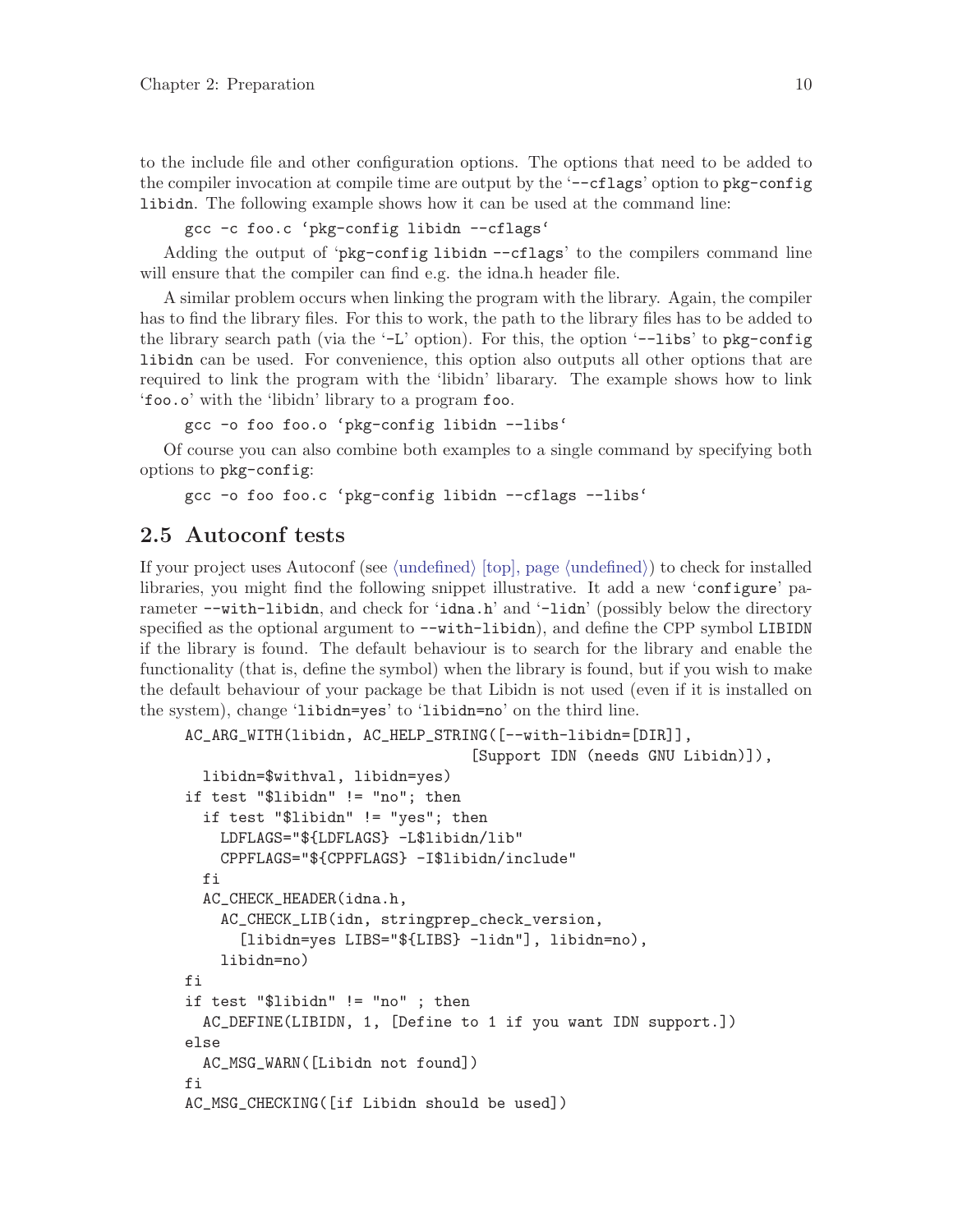to the include file and other configuration options. The options that need to be added to the compiler invocation at compile time are output by the '--cflags' option to pkg-config libidn. The following example shows how it can be used at the command line:

```
gcc -c foo.c `pkg-config libidn --cflags`
```

Adding the output of 'pkg-config libidn --cflags' to the compilers command line will ensure that the compiler can find e.g. the idna.h header file.

A similar problem occurs when linking the program with the library. Again, the compiler has to find the library files. For this to work, the path to the library files has to be added to the library search path (via the '-L' option). For this, the option '--libs' to pkg-config libidn can be used. For convenience, this option also outputs all other options that are required to link the program with the 'libidn' libarary. The example shows how to link 'foo.o' with the 'libidn' library to a program foo.

```
gcc -o foo foo.o `pkg-config libidn --libs`
```

Of course you can also combine both examples to a single command by specifying both options to pkg-config:

```
gcc -o foo foo.c `pkg-config libidn --cflags --libs`
```

## 2.5 Autoconf tests

If your project uses Autoconf (see ⟨undefined⟩ [top], page ⟨undefined⟩) to check for installed libraries, you might find the following snippet illustrative. It add a new 'configure' parameter --with-libidn, and check for 'idna.h' and '-lidn' (possibly below the directory specified as the optional argument to --with-libidn), and define the CPP symbol LIBIDN if the library is found. The default behaviour is to search for the library and enable the functionality (that is, define the symbol) when the library is found, but if you wish to make the default behaviour of your package be that Libidn is not used (even if it is installed on the system), change 'libidn=yes' to 'libidn=no' on the third line.

```
AC_ARG_WITH(libidn, AC_HELP_STRING([--with-libidn=[DIR]],
                                [Support IDN (needs GNU Libidn)]),
  libidn=$withval, libidn=yes)
if test "$libidn" != "no"; then
  if test "$libidn" != "yes"; then
    LDFLAGS="${LDFLAGS} -L$libidn/lib"
    CPPFLAGS="${CPPFLAGS} -I$libidn/include"
  fi
  AC_CHECK_HEADER(idna.h,
    AC_CHECK_LIB(idn, stringprep_check_version,
      [libidn=yes LIBS="${LIBS} -lidn"], libidn=no),
    libidn=no)
fi
if test "$libidn" != "no" ; then
  AC_DEFINE(LIBIDN, 1, [Define to 1 if you want IDN support.])
else
  AC_MSG_WARN([Libidn not found])
fi
AC_MSG_CHECKING([if Libidn should be used])
```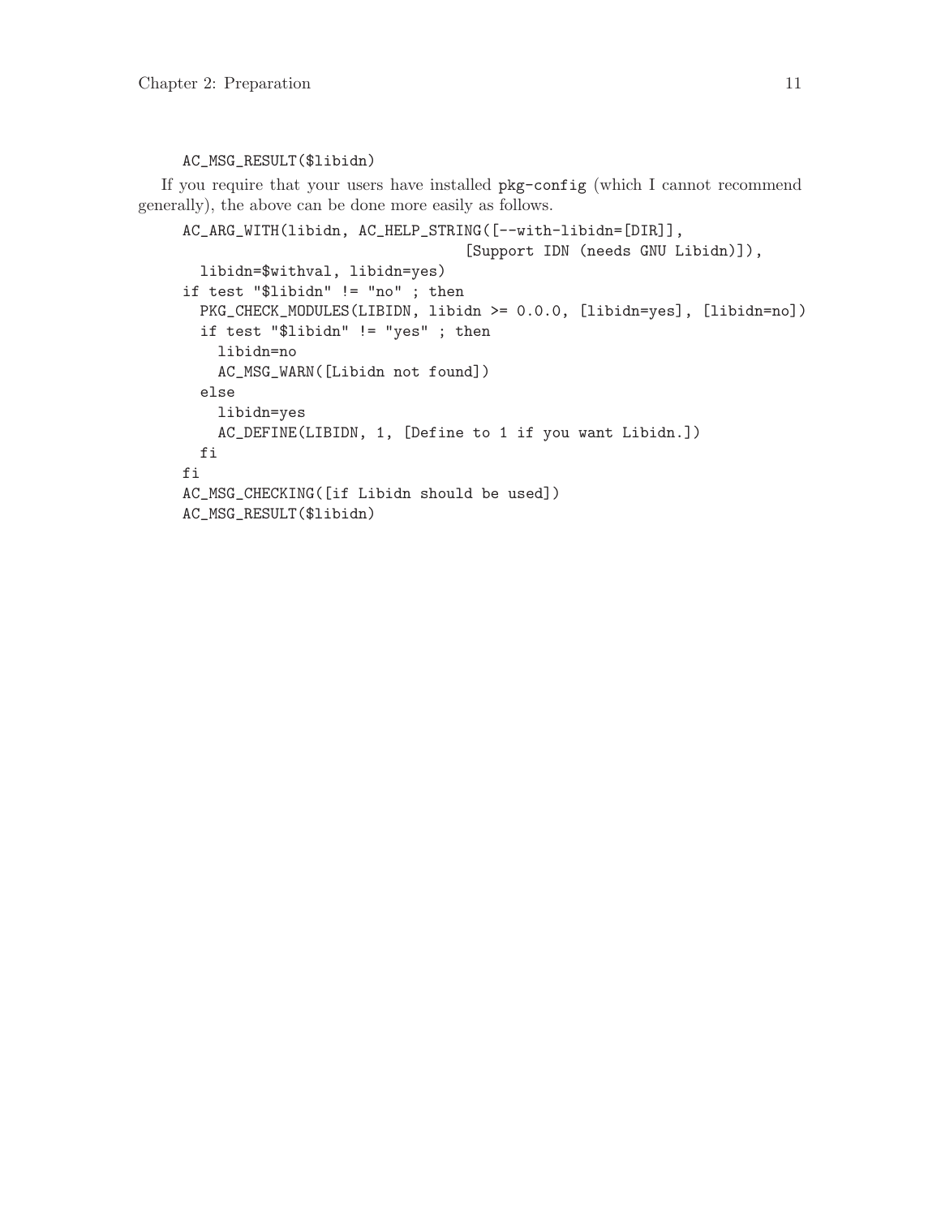```
AC_MSG_RESULT($libidn)
```

If you require that your users have installed `pkg-config` (which I cannot recommend generally), the above can be done more easily as follows.

```
AC_ARG_WITH(libidn, AC_HELP_STRING([--with-libidn=[DIR]],
                                [Support IDN (needs GNU Libidn)]),
  libidn=$withval, libidn=yes)
if test "$libidn" != "no" ; then
  PKG_CHECK_MODULES(LIBIDN, libidn >= 0.0.0, [libidn=yes], [libidn=no])
  if test "$libidn" != "yes" ; then
    libidn=no
    AC_MSG_WARN([Libidn not found])
  else
    libidn=yes
    AC_DEFINE(LIBIDN, 1, [Define to 1 if you want Libidn.])
  fi
fi
AC_MSG_CHECKING([if Libidn should be used])
AC_MSG_RESULT($libidn)
```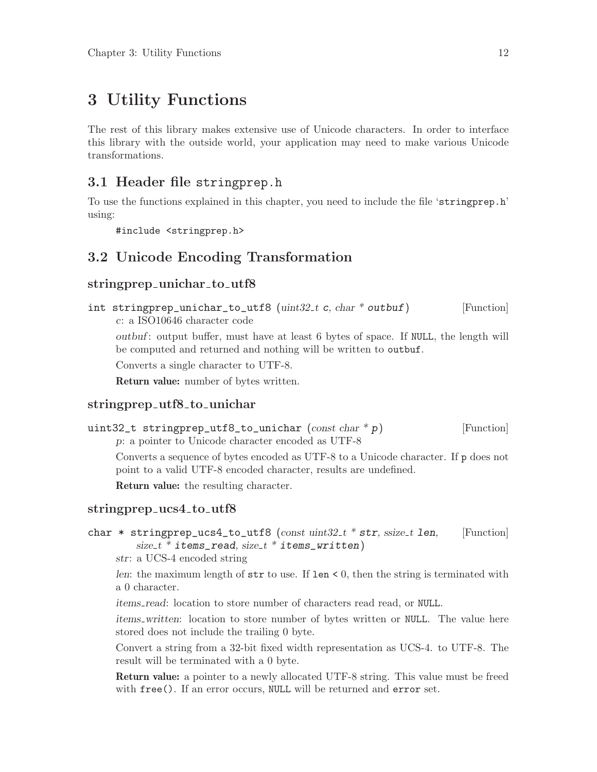# 3 Utility Functions

The rest of this library makes extensive use of Unicode characters. In order to interface this library with the outside world, your application may need to make various Unicode transformations.

## 3.1 Header file stringprep.h

To use the functions explained in this chapter, you need to include the file 'stringprep.h' using:

```
#include <stringprep.h>
```

## 3.2 Unicode Encoding Transformation

### stringprep_unichar_to_utf8

`int stringprep_unichar_to_utf8` (*uint32_t* **c**, *char* * **outbuf**) [Function]

*c*: a ISO10646 character code

*outbuf*: output buffer, must have at least 6 bytes of space. If `NULL`, the length will be computed and returned and nothing will be written to `outbuf`.

Converts a single character to UTF-8.

**Return value:** number of bytes written.

### stringprep_utf8_to_unichar

`uint32_t stringprep_utf8_to_unichar` (*const char* * **p**) [Function]

*p*: a pointer to Unicode character encoded as UTF-8

Converts a sequence of bytes encoded as UTF-8 to a Unicode character. If `p` does not point to a valid UTF-8 encoded character, results are undefined.

**Return value:** the resulting character.

### stringprep_ucs4_to_utf8

`char * stringprep_ucs4_to_utf8` (*const uint32_t* * **str**, *ssize_t* **len**, *size_t* * **items_read**, *size_t* * **items_written**) [Function]

*str*: a UCS-4 encoded string

*len*: the maximum length of `str` to use. If `len < 0`, then the string is terminated with a 0 character.

*items_read*: location to store number of characters read read, or `NULL`.

*items_written*: location to store number of bytes written or `NULL`. The value here stored does not include the trailing 0 byte.

Convert a string from a 32-bit fixed width representation as UCS-4. to UTF-8. The result will be terminated with a 0 byte.

**Return value:** a pointer to a newly allocated UTF-8 string. This value must be freed with `free()`. If an error occurs, `NULL` will be returned and `error` set.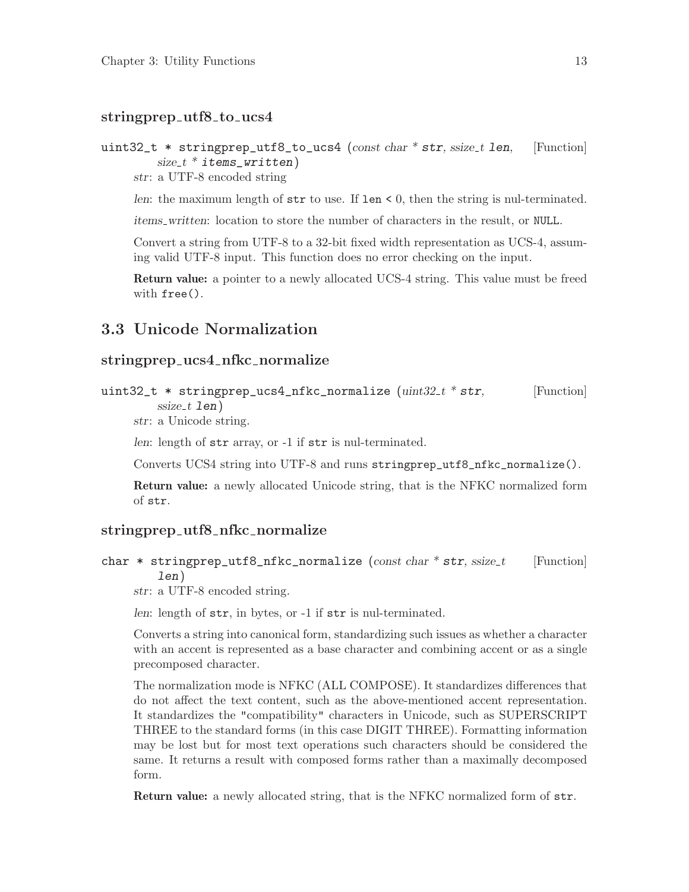### stringprep_utf8_to_ucs4

`uint32_t * stringprep_utf8_to_ucs4 (const char * str, ssize_t len, size_t * items_written)` [Function]

*str*: a UTF-8 encoded string

*len*: the maximum length of `str` to use. If `len < 0`, then the string is nul-terminated.

*items_written*: location to store the number of characters in the result, or `NULL`.

Convert a string from UTF-8 to a 32-bit fixed width representation as UCS-4, assuming valid UTF-8 input. This function does no error checking on the input.

**Return value:** a pointer to a newly allocated UCS-4 string. This value must be freed with `free()`.

## 3.3 Unicode Normalization

### stringprep_ucs4_nfkc_normalize

`uint32_t * stringprep_ucs4_nfkc_normalize (uint32_t * str, ssize_t len)` [Function]

*str*: a Unicode string.

*len*: length of `str` array, or -1 if `str` is nul-terminated.

Converts UCS4 string into UTF-8 and runs `stringprep_utf8_nfkc_normalize()`.

**Return value:** a newly allocated Unicode string, that is the NFKC normalized form of `str`.

### stringprep_utf8_nfkc_normalize

`char * stringprep_utf8_nfkc_normalize (const char * str, ssize_t len)` [Function]

*str*: a UTF-8 encoded string.

*len*: length of `str`, in bytes, or -1 if `str` is nul-terminated.

Converts a string into canonical form, standardizing such issues as whether a character with an accent is represented as a base character and combining accent or as a single precomposed character.

The normalization mode is NFKC (ALL COMPOSE). It standardizes differences that do not affect the text content, such as the above-mentioned accent representation. It standardizes the "compatibility" characters in Unicode, such as SUPERSCRIPT THREE to the standard forms (in this case DIGIT THREE). Formatting information may be lost but for most text operations such characters should be considered the same. It returns a result with composed forms rather than a maximally decomposed form.

**Return value:** a newly allocated string, that is the NFKC normalized form of `str`.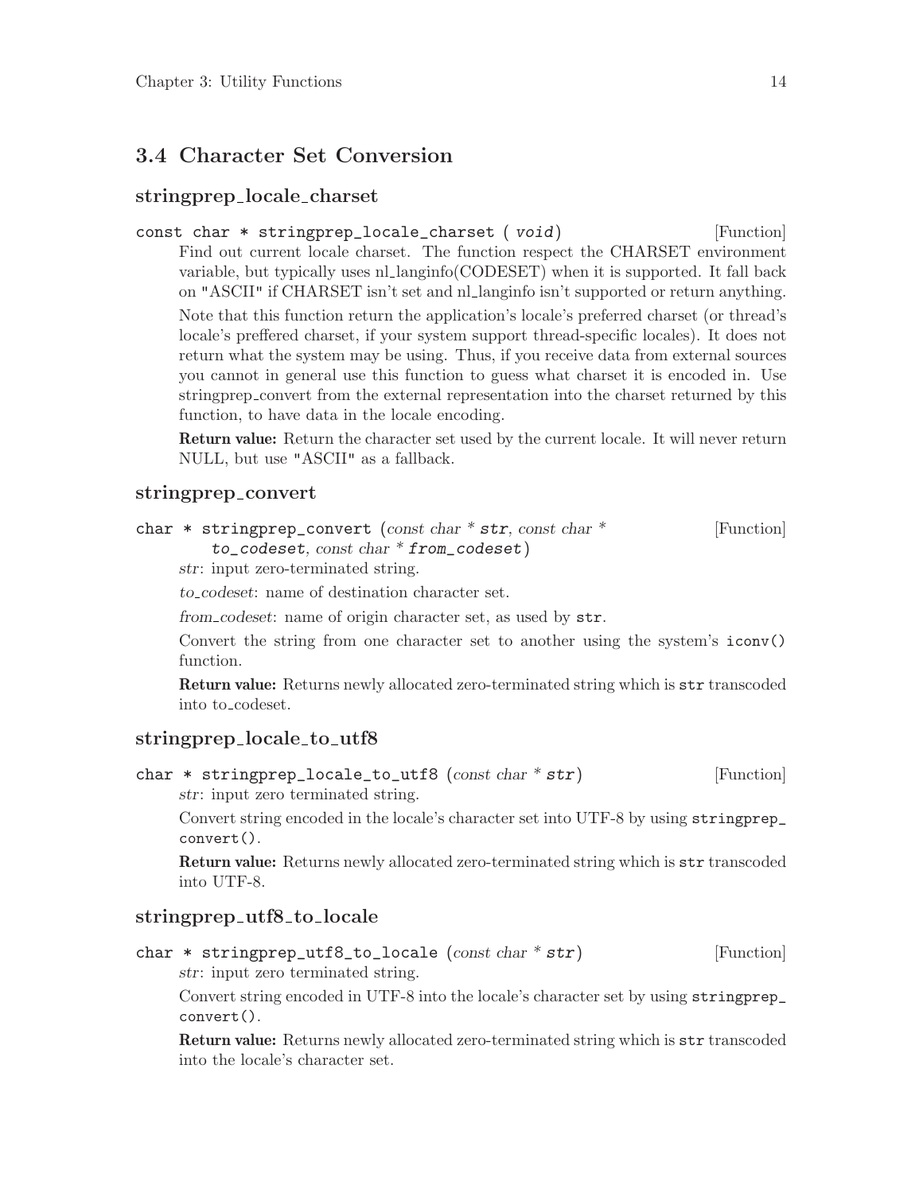## 3.4 Character Set Conversion

### stringprep_locale_charset

`const char * stringprep_locale_charset ( void)` [Function]

Find out current locale charset. The function respect the CHARSET environment variable, but typically uses nl_langinfo(CODESET) when it is supported. It fall back on "ASCII" if CHARSET isn't set and nl_langinfo isn't supported or return anything.

Note that this function return the application's locale's preferred charset (or thread's locale's preffered charset, if your system support thread-specific locales). It does not return what the system may be using. Thus, if you receive data from external sources you cannot in general use this function to guess what charset it is encoded in. Use stringprep_convert from the external representation into the charset returned by this function, to have data in the locale encoding.

**Return value:** Return the character set used by the current locale. It will never return NULL, but use "ASCII" as a fallback.

### stringprep_convert

`char * stringprep_convert (const char * str, const char * to_codeset, const char * from_codeset)` [Function]

*str*: input zero-terminated string.

*to_codeset*: name of destination character set.

*from_codeset*: name of origin character set, as used by `str`.

Convert the string from one character set to another using the system's `iconv()` function.

**Return value:** Returns newly allocated zero-terminated string which is `str` transcoded into to_codeset.

### stringprep_locale_to_utf8

`char * stringprep_locale_to_utf8 (const char * str)` [Function]

*str*: input zero terminated string.

Convert string encoded in the locale's character set into UTF-8 by using `stringprep_convert()`.

**Return value:** Returns newly allocated zero-terminated string which is `str` transcoded into UTF-8.

### stringprep_utf8_to_locale

`char * stringprep_utf8_to_locale (const char * str)` [Function]

*str*: input zero terminated string.

Convert string encoded in UTF-8 into the locale's character set by using `stringprep_convert()`.

**Return value:** Returns newly allocated zero-terminated string which is `str` transcoded into the locale's character set.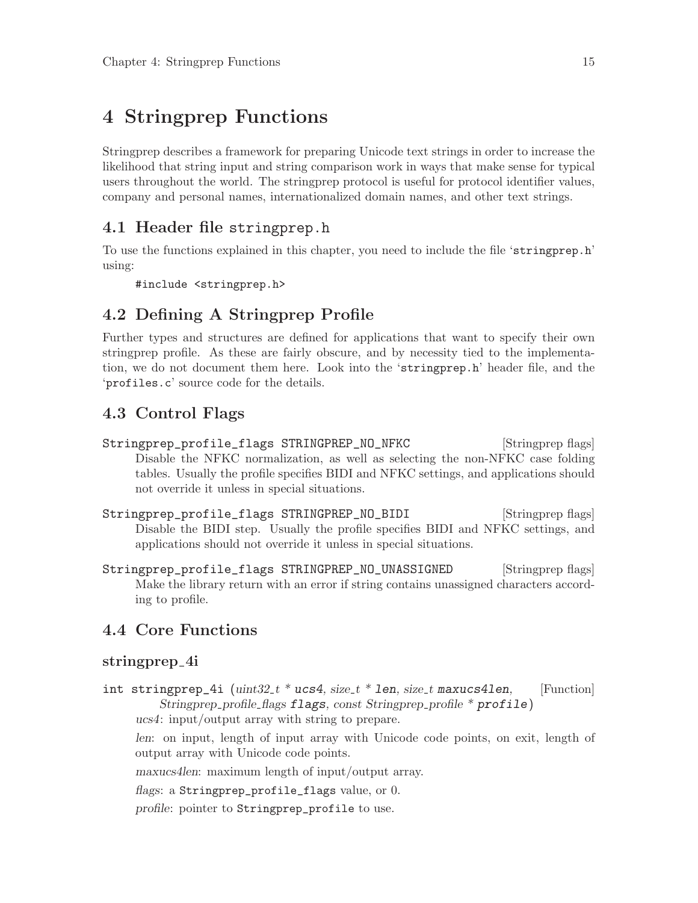# 4 Stringprep Functions

Stringprep describes a framework for preparing Unicode text strings in order to increase the likelihood that string input and string comparison work in ways that make sense for typical users throughout the world. The stringprep protocol is useful for protocol identifier values, company and personal names, internationalized domain names, and other text strings.

## 4.1 Header file stringprep.h

To use the functions explained in this chapter, you need to include the file 'stringprep.h' using:

```
#include <stringprep.h>
```

## 4.2 Defining A Stringprep Profile

Further types and structures are defined for applications that want to specify their own stringprep profile. As these are fairly obscure, and by necessity tied to the implementation, we do not document them here. Look into the 'stringprep.h' header file, and the 'profiles.c' source code for the details.

## 4.3 Control Flags

`Stringprep_profile_flags STRINGPREP_NO_NFKC` [Stringprep flags]

Disable the NFKC normalization, as well as selecting the non-NFKC case folding tables. Usually the profile specifies BIDI and NFKC settings, and applications should not override it unless in special situations.

`Stringprep_profile_flags STRINGPREP_NO_BIDI` [Stringprep flags]

Disable the BIDI step. Usually the profile specifies BIDI and NFKC settings, and applications should not override it unless in special situations.

`Stringprep_profile_flags STRINGPREP_NO_UNASSIGNED` [Stringprep flags]

Make the library return with an error if string contains unassigned characters according to profile.

## 4.4 Core Functions

### stringprep_4i

`int stringprep_4i` (*uint32_t \* `ucs4`, size_t \* `len`, size_t `maxucs4len`, Stringprep_profile_flags `flags`, const Stringprep_profile \* `profile`*) [Function]

*ucs4*: input/output array with string to prepare.

*len*: on input, length of input array with Unicode code points, on exit, length of output array with Unicode code points.

*maxucs4len*: maximum length of input/output array.

*flags*: a `Stringprep_profile_flags` value, or 0.

*profile*: pointer to `Stringprep_profile` to use.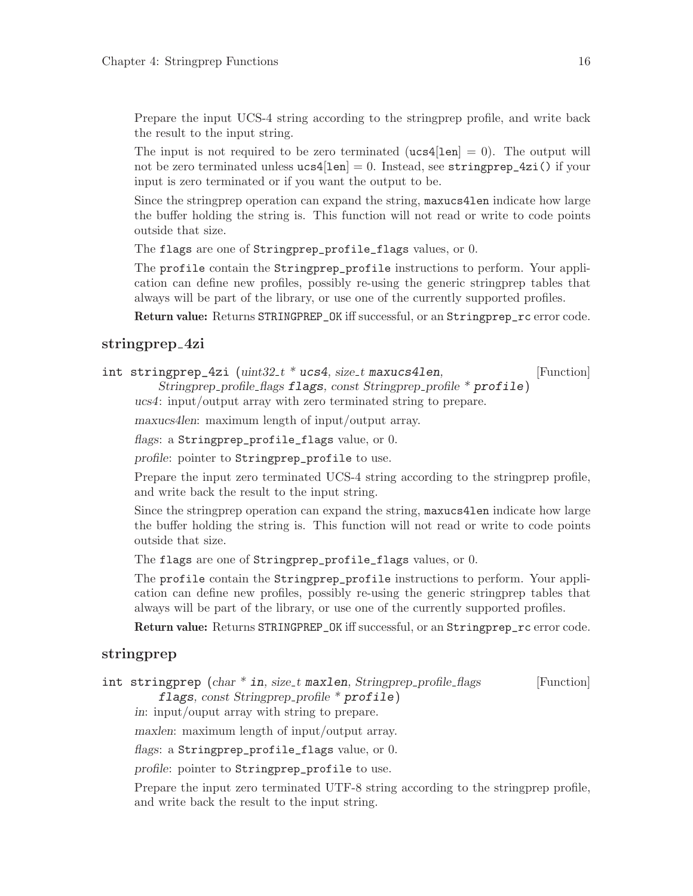Prepare the input UCS-4 string according to the stringprep profile, and write back the result to the input string.

The input is not required to be zero terminated (`ucs4[len]` = 0). The output will not be zero terminated unless `ucs4[len]` = 0. Instead, see `stringprep_4zi()` if your input is zero terminated or if you want the output to be.

Since the stringprep operation can expand the string, `maxucs4len` indicate how large the buffer holding the string is. This function will not read or write to code points outside that size.

The `flags` are one of `Stringprep_profile_flags` values, or 0.

The `profile` contain the `Stringprep_profile` instructions to perform. Your application can define new profiles, possibly re-using the generic stringprep tables that always will be part of the library, or use one of the currently supported profiles.

**Return value:** Returns `STRINGPREP_OK` iff successful, or an `Stringprep_rc` error code.

## stringprep_4zi

`int stringprep_4zi` (*uint32_t * ucs4, size_t maxucs4len, Stringprep_profile_flags flags, const Stringprep_profile * profile*) [Function]

*ucs4*: input/output array with zero terminated string to prepare.

*maxucs4len*: maximum length of input/output array.

*flags*: a `Stringprep_profile_flags` value, or 0.

*profile*: pointer to `Stringprep_profile` to use.

Prepare the input zero terminated UCS-4 string according to the stringprep profile, and write back the result to the input string.

Since the stringprep operation can expand the string, `maxucs4len` indicate how large the buffer holding the string is. This function will not read or write to code points outside that size.

The `flags` are one of `Stringprep_profile_flags` values, or 0.

The `profile` contain the `Stringprep_profile` instructions to perform. Your application can define new profiles, possibly re-using the generic stringprep tables that always will be part of the library, or use one of the currently supported profiles.

**Return value:** Returns `STRINGPREP_OK` iff successful, or an `Stringprep_rc` error code.

## stringprep

`int stringprep` (*char * in, size_t maxlen, Stringprep_profile_flags flags, const Stringprep_profile * profile*) [Function]

*in*: input/ouput array with string to prepare.

*maxlen*: maximum length of input/output array.

*flags*: a `Stringprep_profile_flags` value, or 0.

*profile*: pointer to `Stringprep_profile` to use.

Prepare the input zero terminated UTF-8 string according to the stringprep profile, and write back the result to the input string.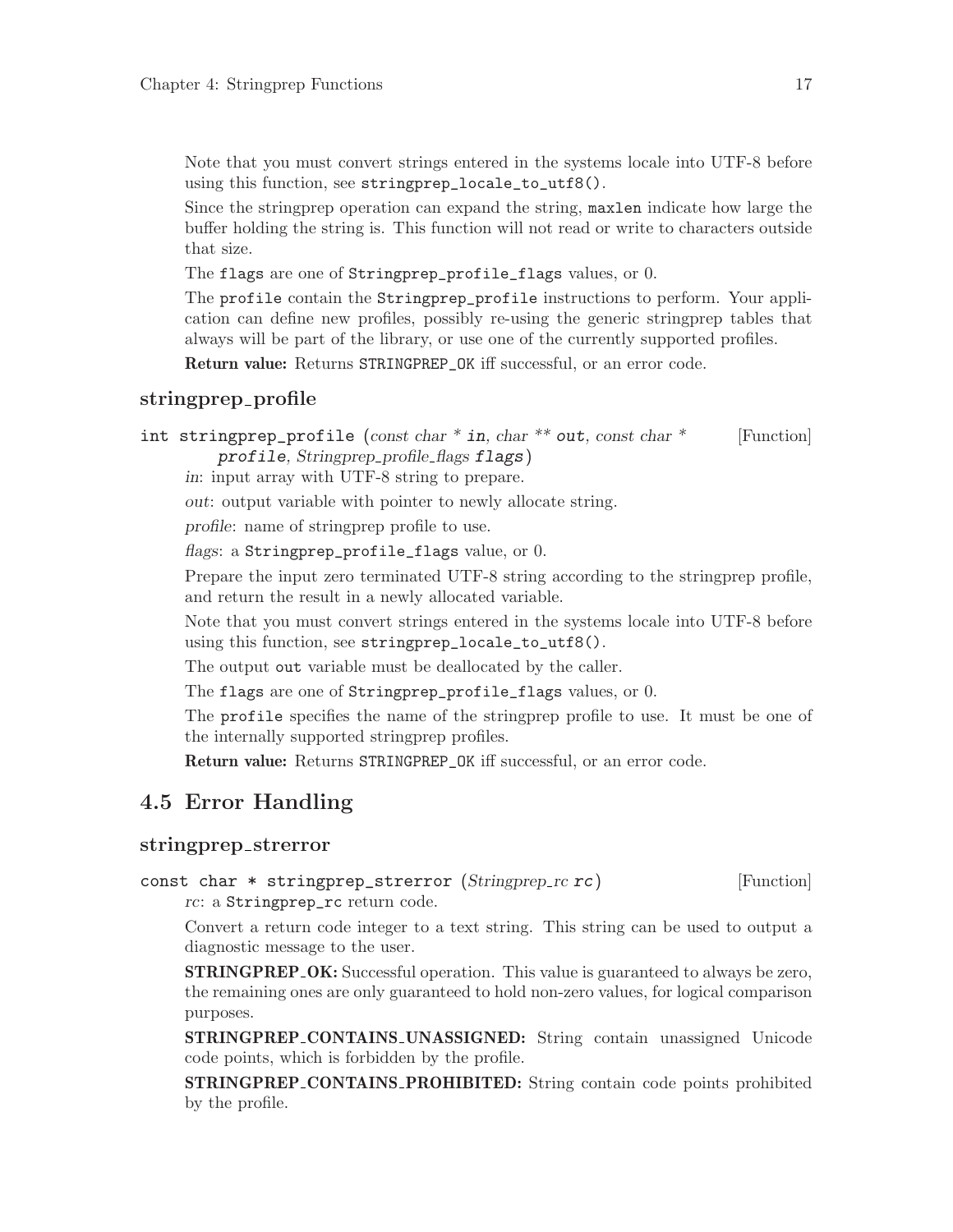Note that you must convert strings entered in the systems locale into UTF-8 before using this function, see `stringprep_locale_to_utf8()`.

Since the stringprep operation can expand the string, `maxlen` indicate how large the buffer holding the string is. This function will not read or write to characters outside that size.

The `flags` are one of `Stringprep_profile_flags` values, or 0.

The `profile` contain the `Stringprep_profile` instructions to perform. Your application can define new profiles, possibly re-using the generic stringprep tables that always will be part of the library, or use one of the currently supported profiles.

**Return value:** Returns `STRINGPREP_OK` iff successful, or an error code.

### stringprep_profile

`int stringprep_profile` (*const char * in*, *char ** out*, *const char * profile*, *Stringprep_profile_flags flags*) [Function]

*in*: input array with UTF-8 string to prepare.

*out*: output variable with pointer to newly allocate string.

*profile*: name of stringprep profile to use.

*flags*: a `Stringprep_profile_flags` value, or 0.

Prepare the input zero terminated UTF-8 string according to the stringprep profile, and return the result in a newly allocated variable.

Note that you must convert strings entered in the systems locale into UTF-8 before using this function, see `stringprep_locale_to_utf8()`.

The output `out` variable must be deallocated by the caller.

The `flags` are one of `Stringprep_profile_flags` values, or 0.

The `profile` specifies the name of the stringprep profile to use. It must be one of the internally supported stringprep profiles.

**Return value:** Returns `STRINGPREP_OK` iff successful, or an error code.

## 4.5 Error Handling

### stringprep_strerror

`const char * stringprep_strerror` (*Stringprep_rc rc*) [Function]

*rc*: a `Stringprep_rc` return code.

Convert a return code integer to a text string. This string can be used to output a diagnostic message to the user.

**STRINGPREP_OK:** Successful operation. This value is guaranteed to always be zero, the remaining ones are only guaranteed to hold non-zero values, for logical comparison purposes.

**STRINGPREP_CONTAINS_UNASSIGNED:** String contain unassigned Unicode code points, which is forbidden by the profile.

**STRINGPREP_CONTAINS_PROHIBITED:** String contain code points prohibited by the profile.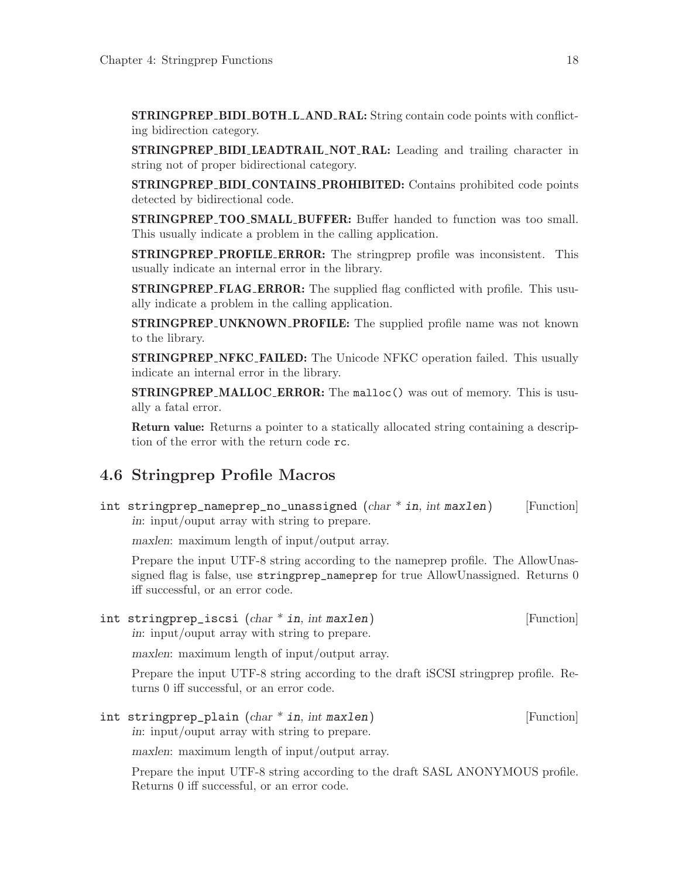**STRINGPREP_BIDI_BOTH_L_AND_RAL:** String contain code points with conflicting bidirection category.

**STRINGPREP_BIDI_LEADTRAIL_NOT_RAL:** Leading and trailing character in string not of proper bidirectional category.

**STRINGPREP_BIDI_CONTAINS_PROHIBITED:** Contains prohibited code points detected by bidirectional code.

**STRINGPREP_TOO_SMALL_BUFFER:** Buffer handed to function was too small. This usually indicate a problem in the calling application.

**STRINGPREP_PROFILE_ERROR:** The stringprep profile was inconsistent. This usually indicate an internal error in the library.

**STRINGPREP_FLAG_ERROR:** The supplied flag conflicted with profile. This usually indicate a problem in the calling application.

**STRINGPREP_UNKNOWN_PROFILE:** The supplied profile name was not known to the library.

**STRINGPREP_NFKC_FAILED:** The Unicode NFKC operation failed. This usually indicate an internal error in the library.

**STRINGPREP_MALLOC_ERROR:** The `malloc()` was out of memory. This is usually a fatal error.

**Return value:** Returns a pointer to a statically allocated string containing a description of the error with the return code `rc`.

## 4.6 Stringprep Profile Macros

`int stringprep_nameprep_no_unassigned (char * in, int maxlen)` [Function]

*in*: input/ouput array with string to prepare.

*maxlen*: maximum length of input/output array.

Prepare the input UTF-8 string according to the nameprep profile. The AllowUnassigned flag is false, use `stringprep_nameprep` for true AllowUnassigned. Returns 0 iff successful, or an error code.

`int stringprep_iscsi (char * in, int maxlen)` [Function]

*in*: input/ouput array with string to prepare.

*maxlen*: maximum length of input/output array.

Prepare the input UTF-8 string according to the draft iSCSI stringprep profile. Returns 0 iff successful, or an error code.

`int stringprep_plain (char * in, int maxlen)` [Function]

*in*: input/ouput array with string to prepare.

*maxlen*: maximum length of input/output array.

Prepare the input UTF-8 string according to the draft SASL ANONYMOUS profile. Returns 0 iff successful, or an error code.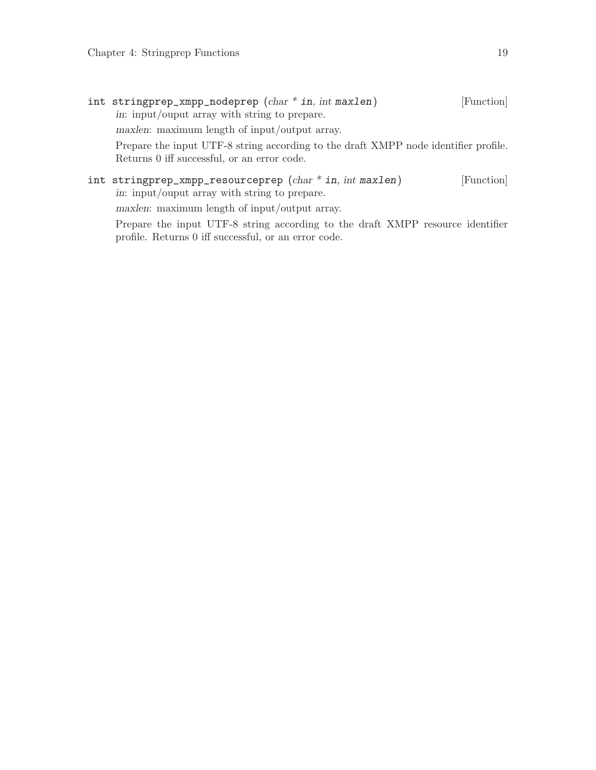`int stringprep_xmpp_nodeprep (char * in, int maxlen)` [Function]

*in*: input/ouput array with string to prepare.

*maxlen*: maximum length of input/output array.

Prepare the input UTF-8 string according to the draft XMPP node identifier profile. Returns 0 iff successful, or an error code.

`int stringprep_xmpp_resourceprep (char * in, int maxlen)` [Function]

*in*: input/ouput array with string to prepare.

*maxlen*: maximum length of input/output array.

Prepare the input UTF-8 string according to the draft XMPP resource identifier profile. Returns 0 iff successful, or an error code.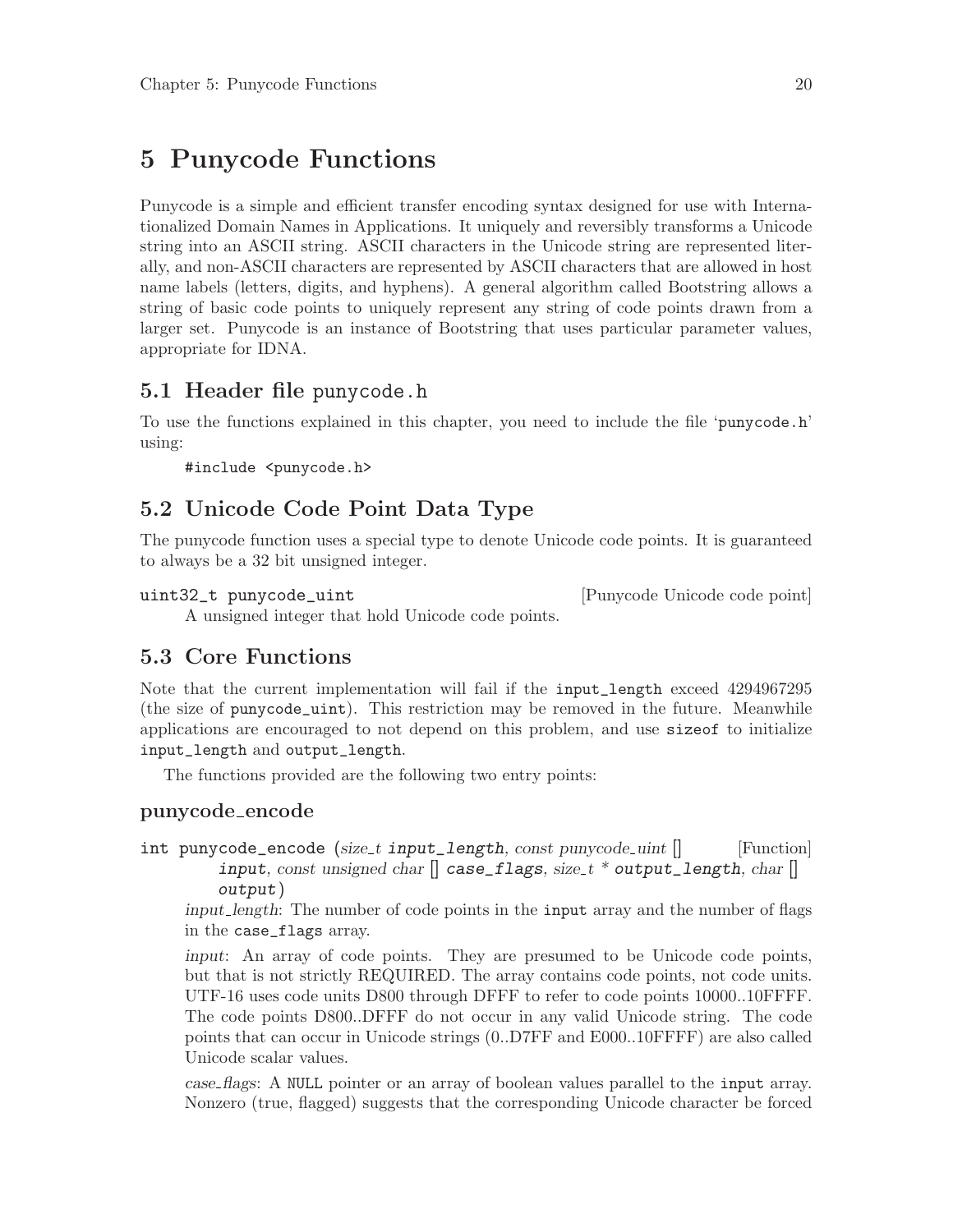# 5 Punycode Functions

Punycode is a simple and efficient transfer encoding syntax designed for use with Internationalized Domain Names in Applications. It uniquely and reversibly transforms a Unicode string into an ASCII string. ASCII characters in the Unicode string are represented literally, and non-ASCII characters are represented by ASCII characters that are allowed in host name labels (letters, digits, and hyphens). A general algorithm called Bootstring allows a string of basic code points to uniquely represent any string of code points drawn from a larger set. Punycode is an instance of Bootstring that uses particular parameter values, appropriate for IDNA.

## 5.1 Header file `punycode.h`

To use the functions explained in this chapter, you need to include the file '`punycode.h`' using:

```
#include <punycode.h>
```

## 5.2 Unicode Code Point Data Type

The punycode function uses a special type to denote Unicode code points. It is guaranteed to always be a 32 bit unsigned integer.

`uint32_t punycode_uint` [Punycode Unicode code point]

A unsigned integer that hold Unicode code points.

## 5.3 Core Functions

Note that the current implementation will fail if the `input_length` exceed 4294967295 (the size of `punycode_uint`). This restriction may be removed in the future. Meanwhile applications are encouraged to not depend on this problem, and use `sizeof` to initialize `input_length` and `output_length`.

The functions provided are the following two entry points:

### punycode_encode

`int punycode_encode` (*size_t* `input_length`, *const punycode_uint []* `input`, *const unsigned char []* `case_flags`, *size_t ** `output_length`, *char []* `output`) [Function]

*input_length*: The number of code points in the `input` array and the number of flags in the `case_flags` array.

*input*: An array of code points. They are presumed to be Unicode code points, but that is not strictly REQUIRED. The array contains code points, not code units. UTF-16 uses code units D800 through DFFF to refer to code points 10000..10FFFF. The code points D800..DFFF do not occur in any valid Unicode string. The code points that can occur in Unicode strings (0..D7FF and E000..10FFFF) are also called Unicode scalar values.

*case_flags*: A `NULL` pointer or an array of boolean values parallel to the `input` array. Nonzero (true, flagged) suggests that the corresponding Unicode character be forced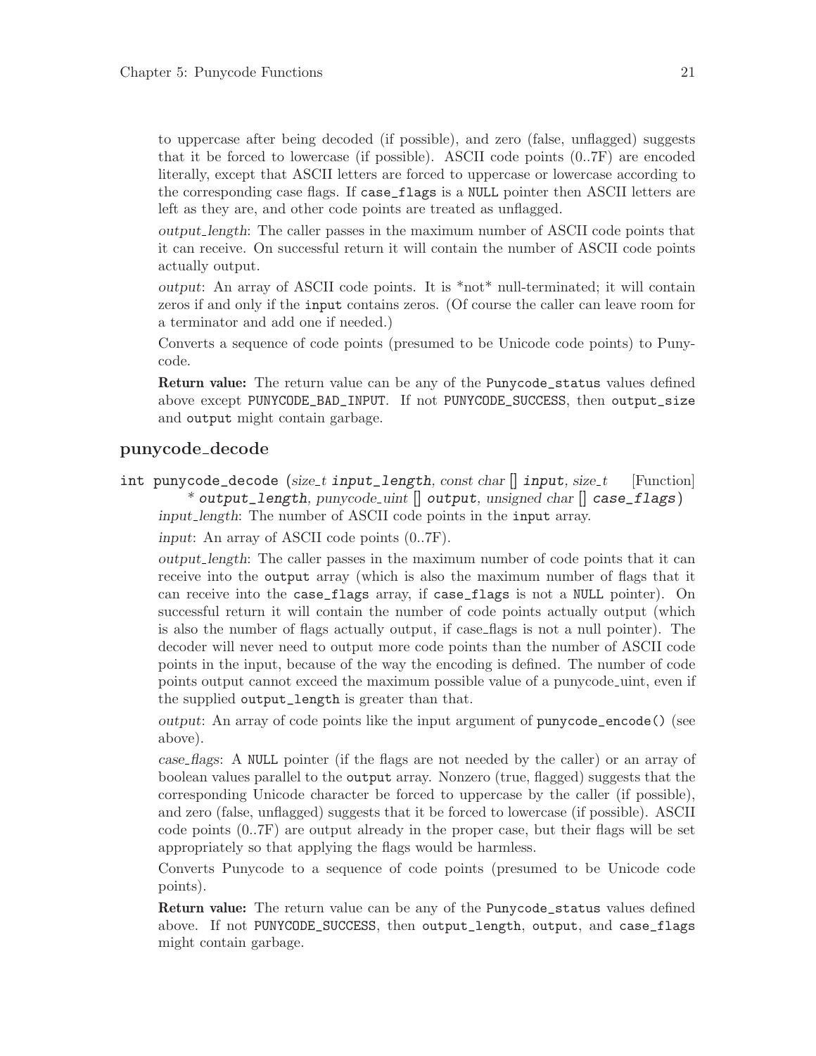to uppercase after being decoded (if possible), and zero (false, unflagged) suggests that it be forced to lowercase (if possible). ASCII code points (0..7F) are encoded literally, except that ASCII letters are forced to uppercase or lowercase according to the corresponding case flags. If `case_flags` is a `NULL` pointer then ASCII letters are left as they are, and other code points are treated as unflagged.

*output_length*: The caller passes in the maximum number of ASCII code points that it can receive. On successful return it will contain the number of ASCII code points actually output.

*output*: An array of ASCII code points. It is *not* null-terminated; it will contain zeros if and only if the `input` contains zeros. (Of course the caller can leave room for a terminator and add one if needed.)

Converts a sequence of code points (presumed to be Unicode code points) to Punycode.

**Return value:** The return value can be any of the `Punycode_status` values defined above except `PUNYCODE_BAD_INPUT`. If not `PUNYCODE_SUCCESS`, then `output_size` and `output` might contain garbage.

## punycode_decode

`int punycode_decode` (*size_t* `input_length`, *const char* [] `input`, *size_t* * `output_length`, *punycode_uint* [] `output`, *unsigned char* [] `case_flags`) [Function]

*input_length*: The number of ASCII code points in the `input` array.

*input*: An array of ASCII code points (0..7F).

*output_length*: The caller passes in the maximum number of code points that it can receive into the `output` array (which is also the maximum number of flags that it can receive into the `case_flags` array, if `case_flags` is not a `NULL` pointer). On successful return it will contain the number of code points actually output (which is also the number of flags actually output, if case_flags is not a null pointer). The decoder will never need to output more code points than the number of ASCII code points in the input, because of the way the encoding is defined. The number of code points output cannot exceed the maximum possible value of a punycode_uint, even if the supplied `output_length` is greater than that.

*output*: An array of code points like the input argument of `punycode_encode()` (see above).

*case_flags*: A `NULL` pointer (if the flags are not needed by the caller) or an array of boolean values parallel to the `output` array. Nonzero (true, flagged) suggests that the corresponding Unicode character be forced to uppercase by the caller (if possible), and zero (false, unflagged) suggests that it be forced to lowercase (if possible). ASCII code points (0..7F) are output already in the proper case, but their flags will be set appropriately so that applying the flags would be harmless.

Converts Punycode to a sequence of code points (presumed to be Unicode code points).

**Return value:** The return value can be any of the `Punycode_status` values defined above. If not `PUNYCODE_SUCCESS`, then `output_length`, `output`, and `case_flags` might contain garbage.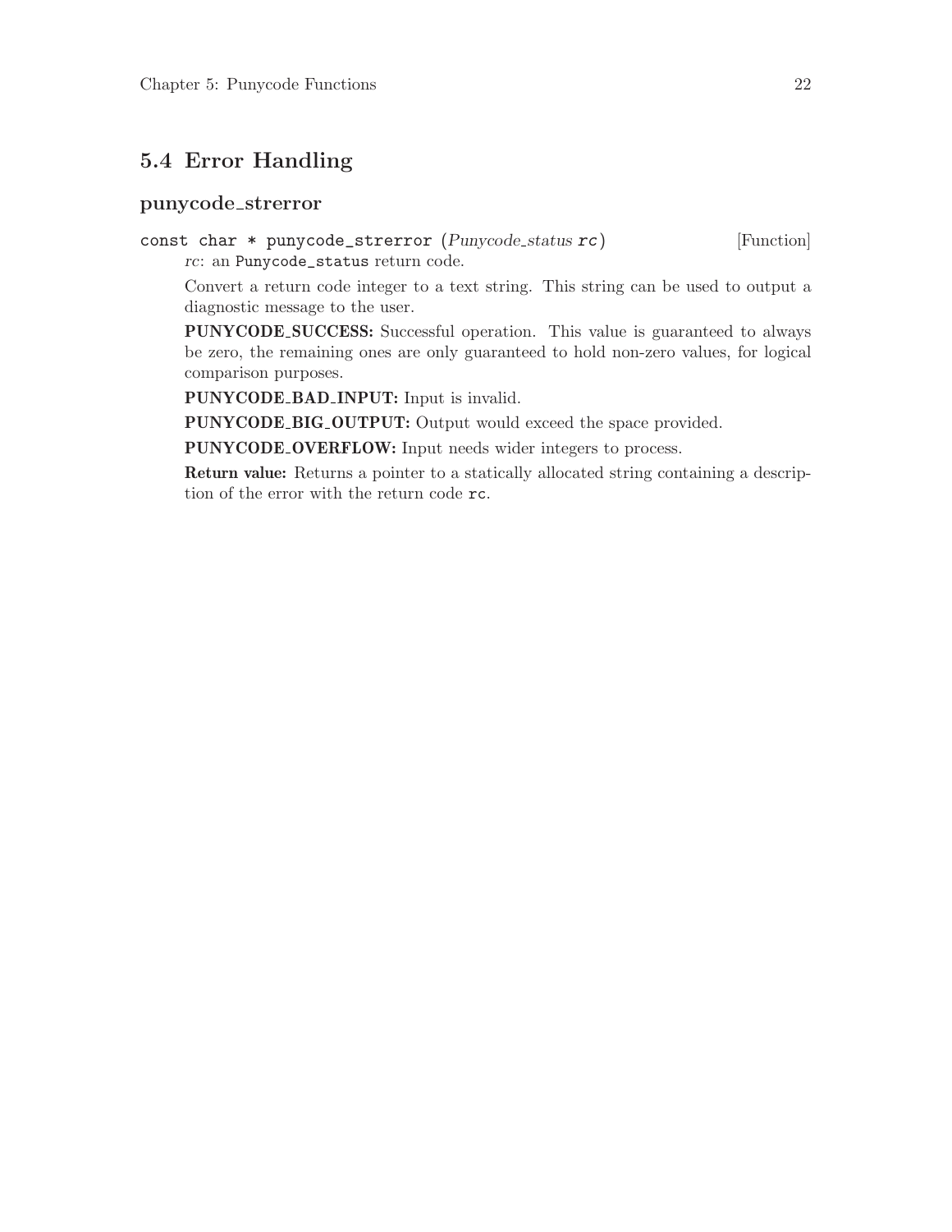## 5.4 Error Handling

### punycode_strerror

`const char * punycode_strerror (Punycode_status rc)` [Function]

*rc*: an `Punycode_status` return code.

Convert a return code integer to a text string. This string can be used to output a diagnostic message to the user.

**PUNYCODE_SUCCESS:** Successful operation. This value is guaranteed to always be zero, the remaining ones are only guaranteed to hold non-zero values, for logical comparison purposes.

**PUNYCODE_BAD_INPUT:** Input is invalid.

**PUNYCODE_BIG_OUTPUT:** Output would exceed the space provided.

**PUNYCODE_OVERFLOW:** Input needs wider integers to process.

**Return value:** Returns a pointer to a statically allocated string containing a description of the error with the return code `rc`.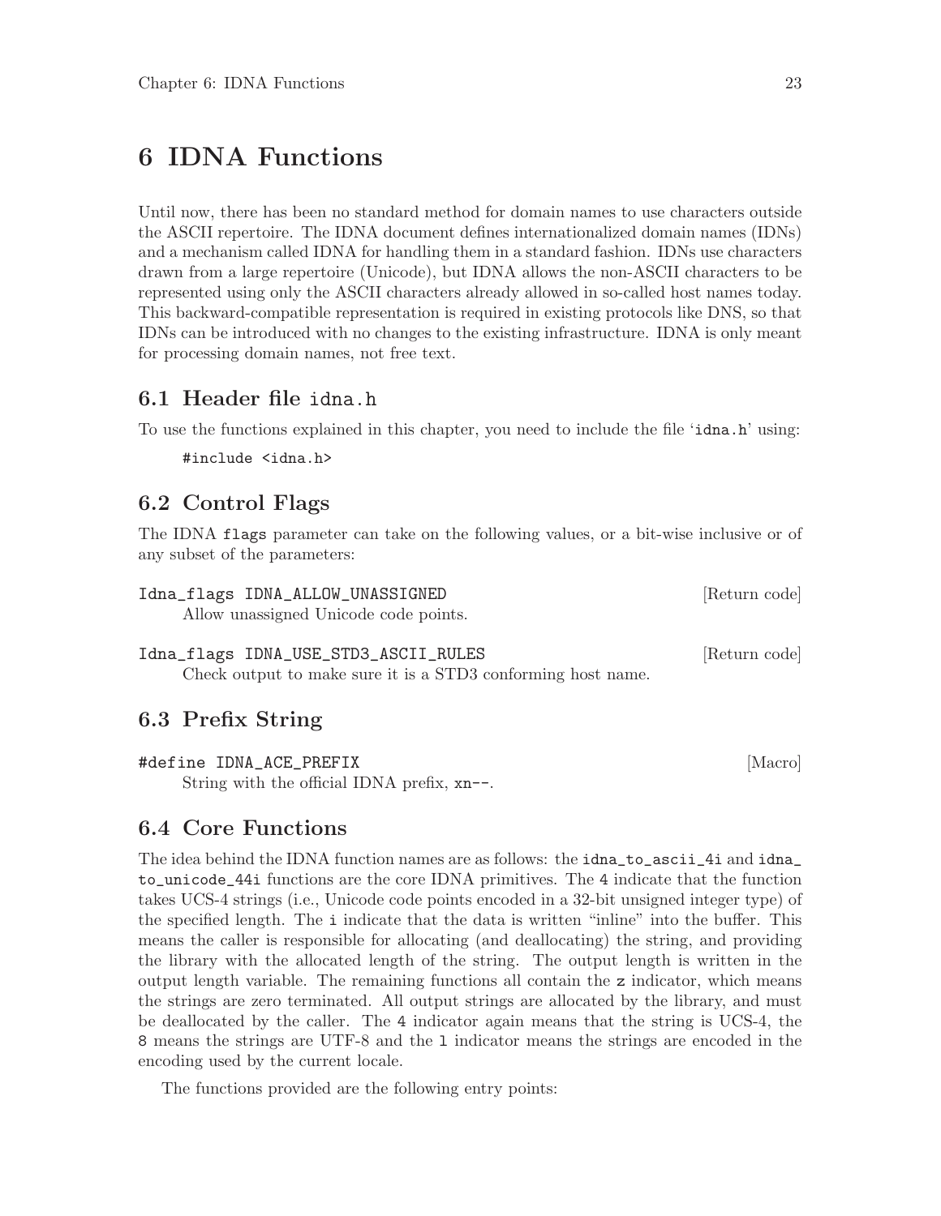# 6 IDNA Functions

Until now, there has been no standard method for domain names to use characters outside the ASCII repertoire. The IDNA document defines internationalized domain names (IDNs) and a mechanism called IDNA for handling them in a standard fashion. IDNs use characters drawn from a large repertoire (Unicode), but IDNA allows the non-ASCII characters to be represented using only the ASCII characters already allowed in so-called host names today. This backward-compatible representation is required in existing protocols like DNS, so that IDNs can be introduced with no changes to the existing infrastructure. IDNA is only meant for processing domain names, not free text.

## 6.1 Header file `idna.h`

To use the functions explained in this chapter, you need to include the file '`idna.h`' using:

```
#include <idna.h>
```

## 6.2 Control Flags

The IDNA `flags` parameter can take on the following values, or a bit-wise inclusive or of any subset of the parameters:

`Idna_flags IDNA_ALLOW_UNASSIGNED` [Return code]

Allow unassigned Unicode code points.

`Idna_flags IDNA_USE_STD3_ASCII_RULES` [Return code]

Check output to make sure it is a STD3 conforming host name.

## 6.3 Prefix String

`#define IDNA_ACE_PREFIX` [Macro]

String with the official IDNA prefix, `xn--`.

## 6.4 Core Functions

The idea behind the IDNA function names are as follows: the `idna_to_ascii_4i` and `idna_to_unicode_44i` functions are the core IDNA primitives. The `4` indicate that the function takes UCS-4 strings (i.e., Unicode code points encoded in a 32-bit unsigned integer type) of the specified length. The `i` indicate that the data is written "inline" into the buffer. This means the caller is responsible for allocating (and deallocating) the string, and providing the library with the allocated length of the string. The output length is written in the output length variable. The remaining functions all contain the `z` indicator, which means the strings are zero terminated. All output strings are allocated by the library, and must be deallocated by the caller. The `4` indicator again means that the string is UCS-4, the `8` means the strings are UTF-8 and the `l` indicator means the strings are encoded in the encoding used by the current locale.

The functions provided are the following entry points: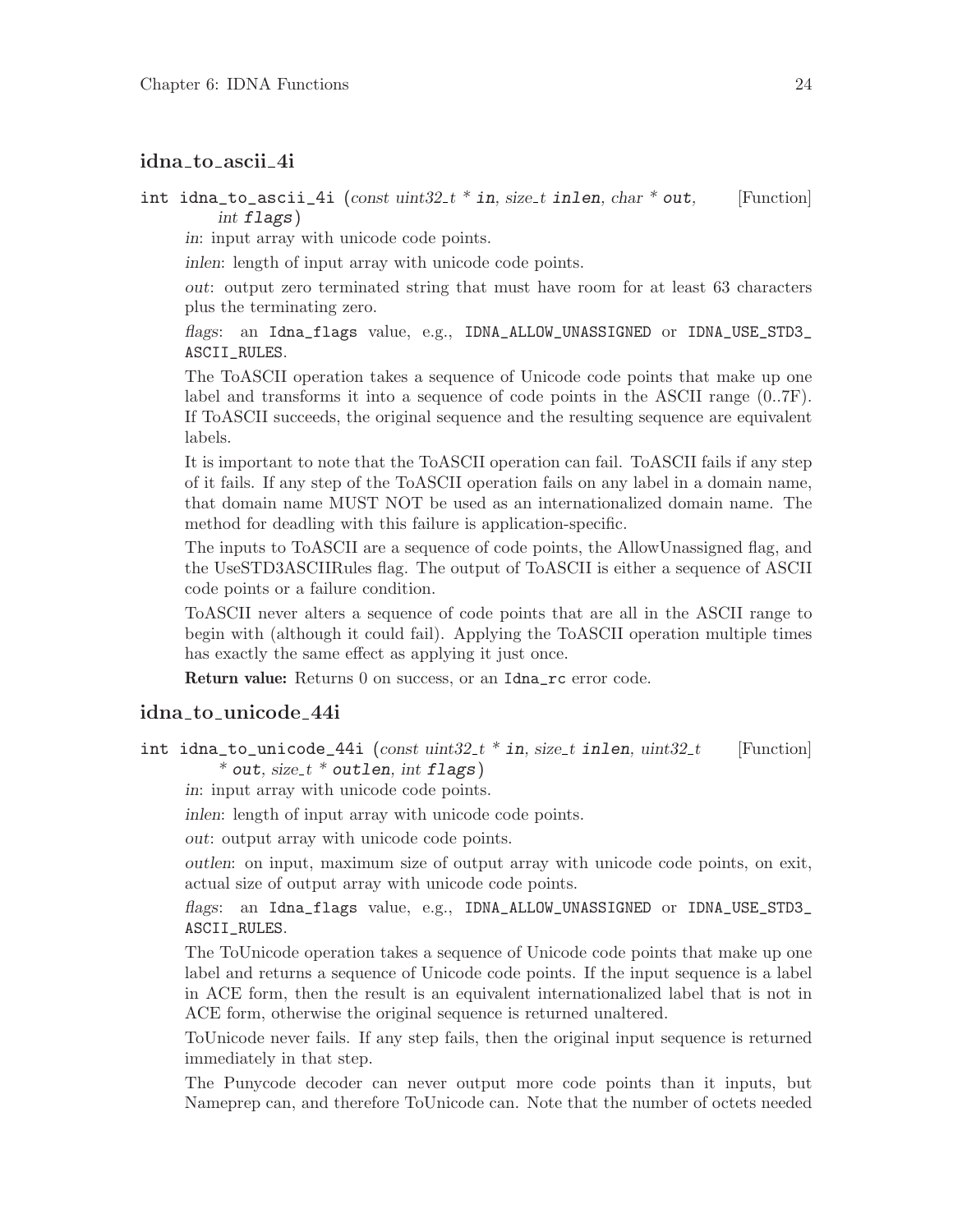## idna_to_ascii_4i

`int idna_to_ascii_4i (const uint32_t * in, size_t inlen, char * out, int flags)` [Function]

*in*: input array with unicode code points.

*inlen*: length of input array with unicode code points.

*out*: output zero terminated string that must have room for at least 63 characters plus the terminating zero.

*flags*: an `Idna_flags` value, e.g., `IDNA_ALLOW_UNASSIGNED` or `IDNA_USE_STD3_ASCII_RULES`.

The ToASCII operation takes a sequence of Unicode code points that make up one label and transforms it into a sequence of code points in the ASCII range (0..7F). If ToASCII succeeds, the original sequence and the resulting sequence are equivalent labels.

It is important to note that the ToASCII operation can fail. ToASCII fails if any step of it fails. If any step of the ToASCII operation fails on any label in a domain name, that domain name MUST NOT be used as an internationalized domain name. The method for deadling with this failure is application-specific.

The inputs to ToASCII are a sequence of code points, the AllowUnassigned flag, and the UseSTD3ASCIIRules flag. The output of ToASCII is either a sequence of ASCII code points or a failure condition.

ToASCII never alters a sequence of code points that are all in the ASCII range to begin with (although it could fail). Applying the ToASCII operation multiple times has exactly the same effect as applying it just once.

**Return value:** Returns 0 on success, or an `Idna_rc` error code.

## idna_to_unicode_44i

`int idna_to_unicode_44i (const uint32_t * in, size_t inlen, uint32_t * out, size_t * outlen, int flags)` [Function]

*in*: input array with unicode code points.

*inlen*: length of input array with unicode code points.

*out*: output array with unicode code points.

*outlen*: on input, maximum size of output array with unicode code points, on exit, actual size of output array with unicode code points.

*flags*: an `Idna_flags` value, e.g., `IDNA_ALLOW_UNASSIGNED` or `IDNA_USE_STD3_ASCII_RULES`.

The ToUnicode operation takes a sequence of Unicode code points that make up one label and returns a sequence of Unicode code points. If the input sequence is a label in ACE form, then the result is an equivalent internationalized label that is not in ACE form, otherwise the original sequence is returned unaltered.

ToUnicode never fails. If any step fails, then the original input sequence is returned immediately in that step.

The Punycode decoder can never output more code points than it inputs, but Nameprep can, and therefore ToUnicode can. Note that the number of octets needed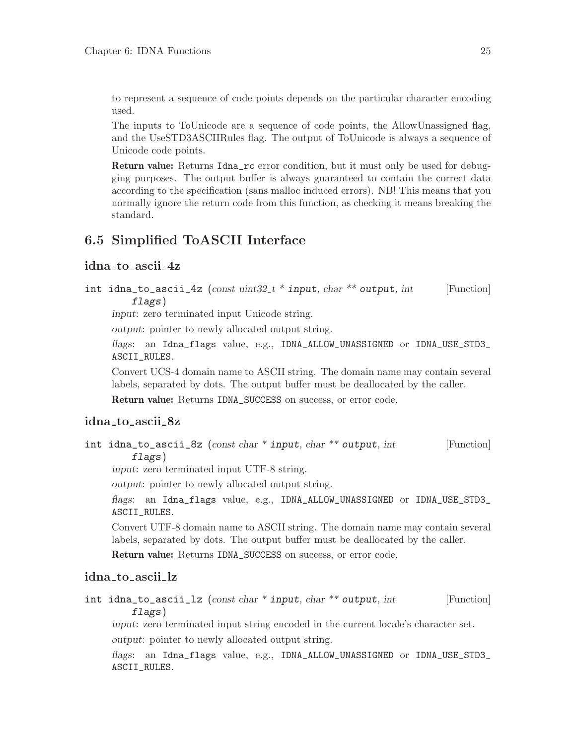to represent a sequence of code points depends on the particular character encoding used.

The inputs to ToUnicode are a sequence of code points, the AllowUnassigned flag, and the UseSTD3ASCIIRules flag. The output of ToUnicode is always a sequence of Unicode code points.

**Return value:** Returns `Idna_rc` error condition, but it must only be used for debugging purposes. The output buffer is always guaranteed to contain the correct data according to the specification (sans malloc induced errors). NB! This means that you normally ignore the return code from this function, as checking it means breaking the standard.

## 6.5 Simplified ToASCII Interface

### idna_to_ascii_4z

`int idna_to_ascii_4z (const uint32_t * input, char ** output, int flags)` [Function]

*input*: zero terminated input Unicode string.

*output*: pointer to newly allocated output string.

*flags*: an `Idna_flags` value, e.g., `IDNA_ALLOW_UNASSIGNED` or `IDNA_USE_STD3_ASCII_RULES`.

Convert UCS-4 domain name to ASCII string. The domain name may contain several labels, separated by dots. The output buffer must be deallocated by the caller.

**Return value:** Returns `IDNA_SUCCESS` on success, or error code.

### idna_to_ascii_8z

`int idna_to_ascii_8z (const char * input, char ** output, int flags)` [Function]

*input*: zero terminated input UTF-8 string.

*output*: pointer to newly allocated output string.

*flags*: an `Idna_flags` value, e.g., `IDNA_ALLOW_UNASSIGNED` or `IDNA_USE_STD3_ASCII_RULES`.

Convert UTF-8 domain name to ASCII string. The domain name may contain several labels, separated by dots. The output buffer must be deallocated by the caller.

**Return value:** Returns `IDNA_SUCCESS` on success, or error code.

### idna_to_ascii_lz

`int idna_to_ascii_lz (const char * input, char ** output, int flags)` [Function]

*input*: zero terminated input string encoded in the current locale's character set.

*output*: pointer to newly allocated output string.

*flags*: an `Idna_flags` value, e.g., `IDNA_ALLOW_UNASSIGNED` or `IDNA_USE_STD3_ASCII_RULES`.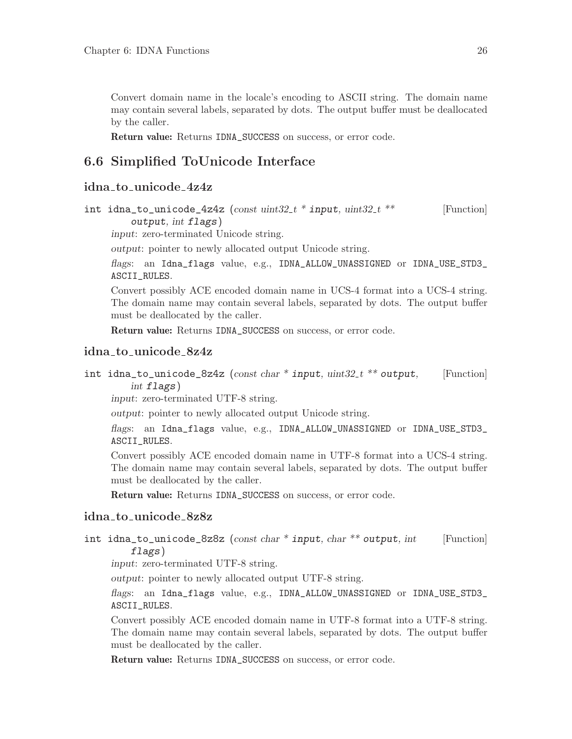Convert domain name in the locale's encoding to ASCII string. The domain name may contain several labels, separated by dots. The output buffer must be deallocated by the caller.

**Return value:** Returns `IDNA_SUCCESS` on success, or error code.

## 6.6 Simplified ToUnicode Interface

### idna_to_unicode_4z4z

```
int idna_to_unicode_4z4z (const uint32_t * input, uint32_t ** output, int flags)
```
[Function]

*input*: zero-terminated Unicode string.

*output*: pointer to newly allocated output Unicode string.

*flags*: an `Idna_flags` value, e.g., `IDNA_ALLOW_UNASSIGNED` or `IDNA_USE_STD3_ASCII_RULES`.

Convert possibly ACE encoded domain name in UCS-4 format into a UCS-4 string. The domain name may contain several labels, separated by dots. The output buffer must be deallocated by the caller.

**Return value:** Returns `IDNA_SUCCESS` on success, or error code.

### idna_to_unicode_8z4z

```
int idna_to_unicode_8z4z (const char * input, uint32_t ** output, int flags)
```
[Function]

*input*: zero-terminated UTF-8 string.

*output*: pointer to newly allocated output Unicode string.

*flags*: an `Idna_flags` value, e.g., `IDNA_ALLOW_UNASSIGNED` or `IDNA_USE_STD3_ASCII_RULES`.

Convert possibly ACE encoded domain name in UTF-8 format into a UCS-4 string. The domain name may contain several labels, separated by dots. The output buffer must be deallocated by the caller.

**Return value:** Returns `IDNA_SUCCESS` on success, or error code.

### idna_to_unicode_8z8z

```
int idna_to_unicode_8z8z (const char * input, char ** output, int flags)
```
[Function]

*input*: zero-terminated UTF-8 string.

*output*: pointer to newly allocated output UTF-8 string.

*flags*: an `Idna_flags` value, e.g., `IDNA_ALLOW_UNASSIGNED` or `IDNA_USE_STD3_ASCII_RULES`.

Convert possibly ACE encoded domain name in UTF-8 format into a UTF-8 string. The domain name may contain several labels, separated by dots. The output buffer must be deallocated by the caller.

**Return value:** Returns `IDNA_SUCCESS` on success, or error code.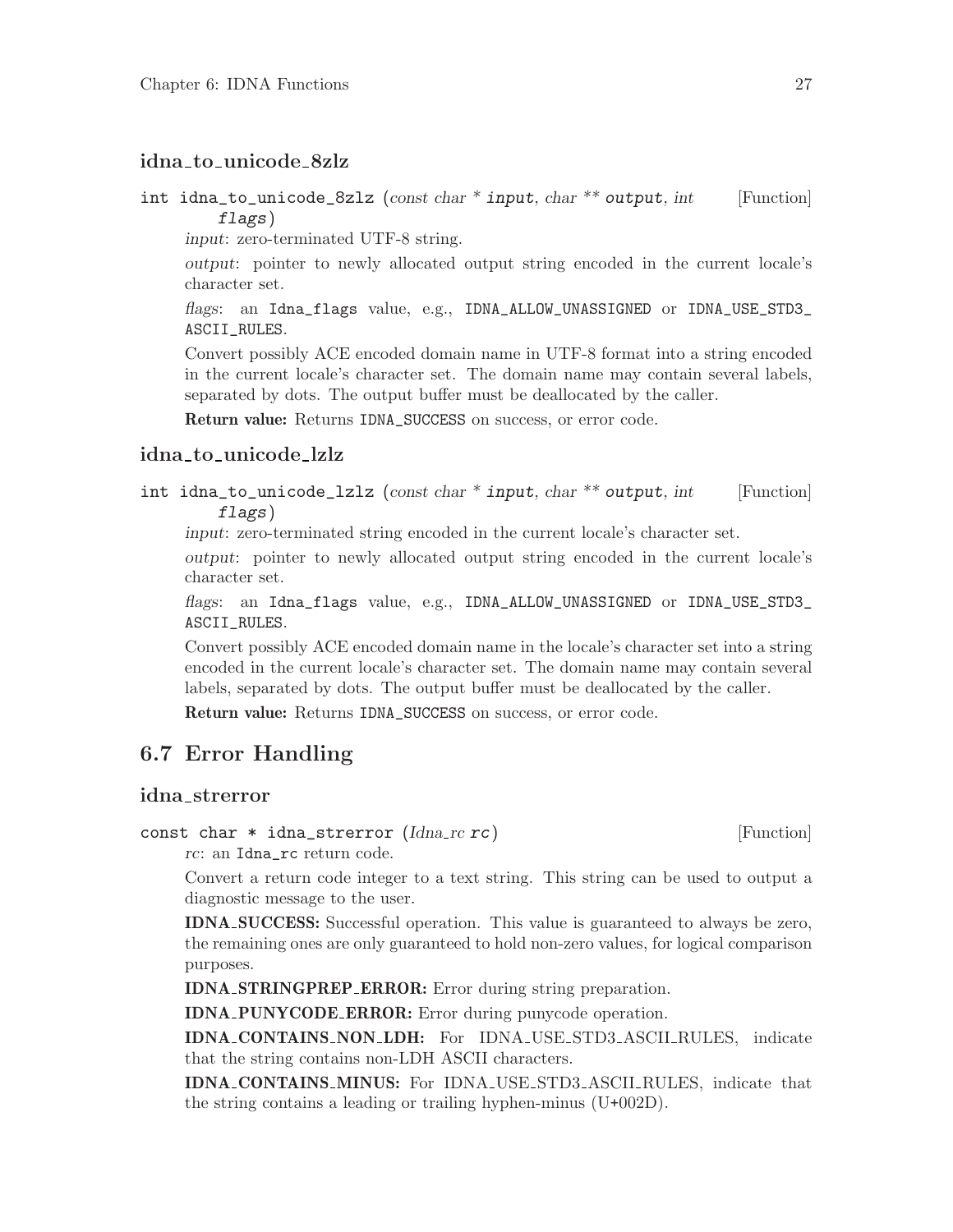### idna_to_unicode_8zlz

```
int idna_to_unicode_8zlz (const char * input, char ** output, int flags)
```
[Function]

*input*: zero-terminated UTF-8 string.

*output*: pointer to newly allocated output string encoded in the current locale's character set.

*flags*: an `Idna_flags` value, e.g., `IDNA_ALLOW_UNASSIGNED` or `IDNA_USE_STD3_ASCII_RULES`.

Convert possibly ACE encoded domain name in UTF-8 format into a string encoded in the current locale's character set. The domain name may contain several labels, separated by dots. The output buffer must be deallocated by the caller.

**Return value:** Returns `IDNA_SUCCESS` on success, or error code.

### idna_to_unicode_lzlz

```
int idna_to_unicode_lzlz (const char * input, char ** output, int flags)
```
[Function]

*input*: zero-terminated string encoded in the current locale's character set.

*output*: pointer to newly allocated output string encoded in the current locale's character set.

*flags*: an `Idna_flags` value, e.g., `IDNA_ALLOW_UNASSIGNED` or `IDNA_USE_STD3_ASCII_RULES`.

Convert possibly ACE encoded domain name in the locale's character set into a string encoded in the current locale's character set. The domain name may contain several labels, separated by dots. The output buffer must be deallocated by the caller.

**Return value:** Returns `IDNA_SUCCESS` on success, or error code.

## 6.7 Error Handling

### idna_strerror

```
const char * idna_strerror (Idna_rc rc)
```
[Function]

*rc*: an `Idna_rc` return code.

Convert a return code integer to a text string. This string can be used to output a diagnostic message to the user.

**IDNA_SUCCESS:** Successful operation. This value is guaranteed to always be zero, the remaining ones are only guaranteed to hold non-zero values, for logical comparison purposes.

**IDNA_STRINGPREP_ERROR:** Error during string preparation.

**IDNA_PUNYCODE_ERROR:** Error during punycode operation.

**IDNA_CONTAINS_NON_LDH:** For IDNA_USE_STD3_ASCII_RULES, indicate that the string contains non-LDH ASCII characters.

**IDNA_CONTAINS_MINUS:** For IDNA_USE_STD3_ASCII_RULES, indicate that the string contains a leading or trailing hyphen-minus (U+002D).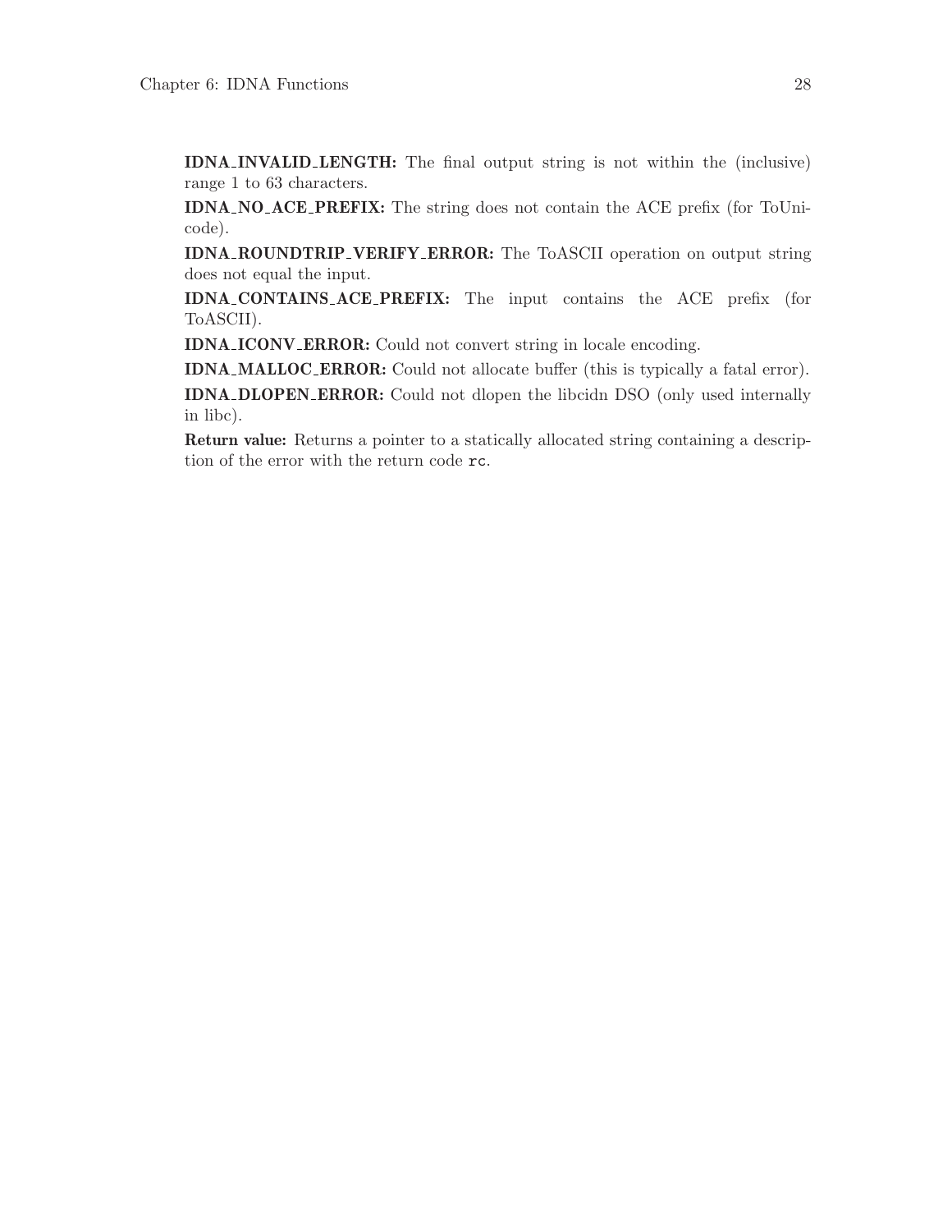**IDNA_INVALID_LENGTH:** The final output string is not within the (inclusive) range 1 to 63 characters.

**IDNA_NO_ACE_PREFIX:** The string does not contain the ACE prefix (for ToUnicode).

**IDNA_ROUNDTRIP_VERIFY_ERROR:** The ToASCII operation on output string does not equal the input.

**IDNA_CONTAINS_ACE_PREFIX:** The input contains the ACE prefix (for ToASCII).

**IDNA_ICONV_ERROR:** Could not convert string in locale encoding.

**IDNA_MALLOC_ERROR:** Could not allocate buffer (this is typically a fatal error).

**IDNA_DLOPEN_ERROR:** Could not dlopen the libcidn DSO (only used internally in libc).

**Return value:** Returns a pointer to a statically allocated string containing a description of the error with the return code `rc`.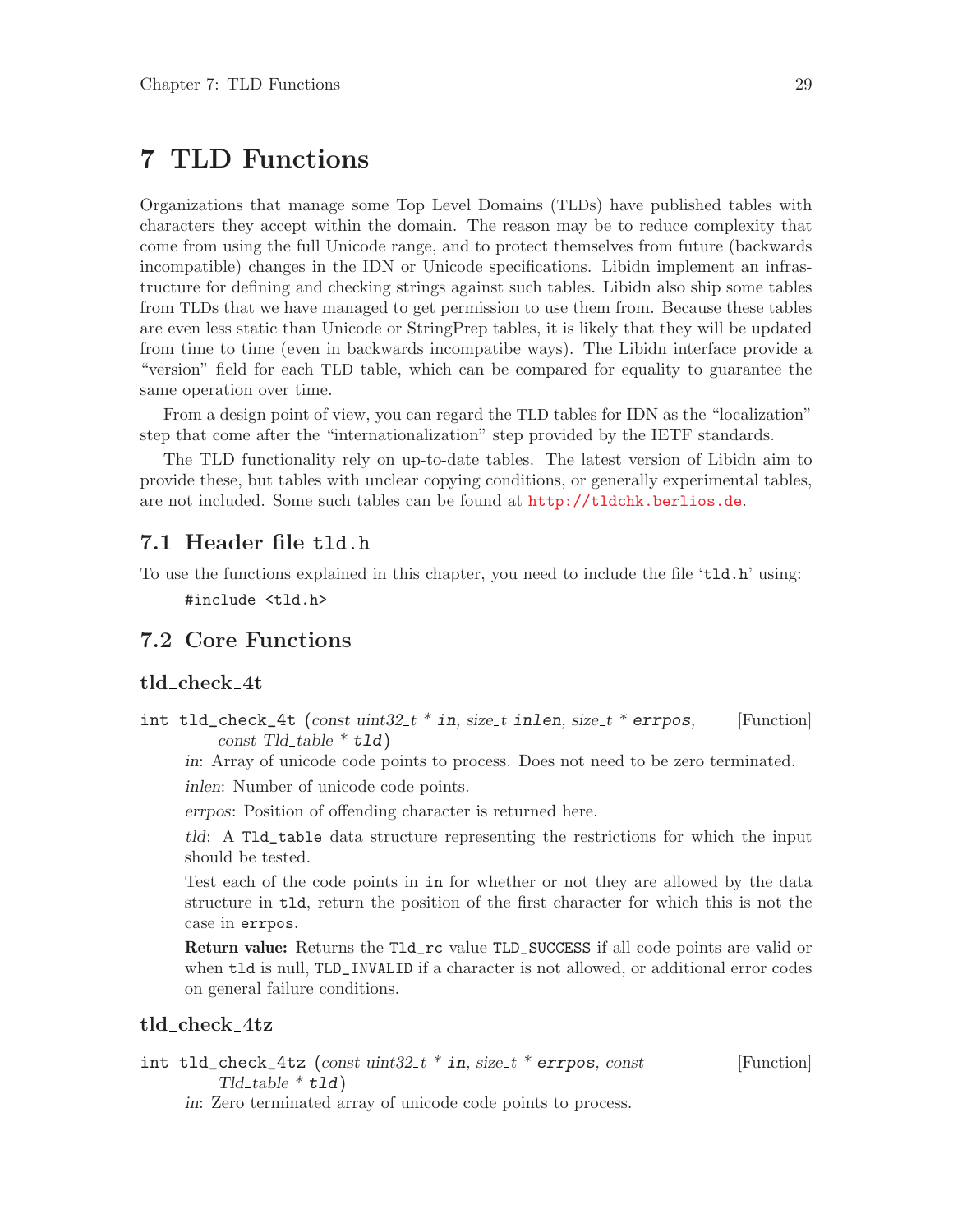# 7 TLD Functions

Organizations that manage some Top Level Domains (TLDs) have published tables with characters they accept within the domain. The reason may be to reduce complexity that come from using the full Unicode range, and to protect themselves from future (backwards incompatible) changes in the IDN or Unicode specifications. Libidn implement an infrastructure for defining and checking strings against such tables. Libidn also ship some tables from TLDs that we have managed to get permission to use them from. Because these tables are even less static than Unicode or StringPrep tables, it is likely that they will be updated from time to time (even in backwards incompatibe ways). The Libidn interface provide a "version" field for each TLD table, which can be compared for equality to guarantee the same operation over time.

From a design point of view, you can regard the TLD tables for IDN as the "localization" step that come after the "internationalization" step provided by the IETF standards.

The TLD functionality rely on up-to-date tables. The latest version of Libidn aim to provide these, but tables with unclear copying conditions, or generally experimental tables, are not included. Some such tables can be found at http://tldchk.berlios.de.

## 7.1 Header file `tld.h`

To use the functions explained in this chapter, you need to include the file '`tld.h`' using:

```
#include <tld.h>
```

## 7.2 Core Functions

### tld_check_4t

`int tld_check_4t` (*const uint32_t * **in**, size_t **inlen**, size_t * **errpos**, const Tld_table * **tld***) [Function]

*in*: Array of unicode code points to process. Does not need to be zero terminated.

*inlen*: Number of unicode code points.

*errpos*: Position of offending character is returned here.

*tld*: A `Tld_table` data structure representing the restrictions for which the input should be tested.

Test each of the code points in `in` for whether or not they are allowed by the data structure in `tld`, return the position of the first character for which this is not the case in `errpos`.

**Return value:** Returns the `Tld_rc` value `TLD_SUCCESS` if all code points are valid or when `tld` is null, `TLD_INVALID` if a character is not allowed, or additional error codes on general failure conditions.

### tld_check_4tz

`int tld_check_4tz` (*const uint32_t * **in**, size_t * **errpos**, const Tld_table * **tld***) [Function]

*in*: Zero terminated array of unicode code points to process.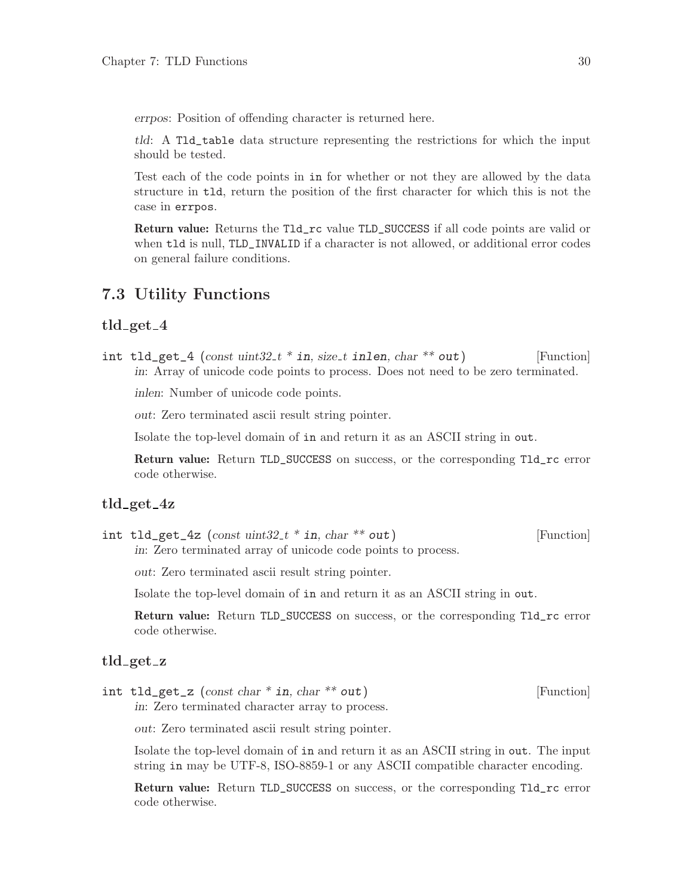*errpos*: Position of offending character is returned here.

*tld*: A `Tld_table` data structure representing the restrictions for which the input should be tested.

Test each of the code points in `in` for whether or not they are allowed by the data structure in `tld`, return the position of the first character for which this is not the case in `errpos`.

**Return value:** Returns the `Tld_rc` value `TLD_SUCCESS` if all code points are valid or when `tld` is null, `TLD_INVALID` if a character is not allowed, or additional error codes on general failure conditions.

## 7.3 Utility Functions

### tld_get_4

`int tld_get_4 (const uint32_t * in, size_t inlen, char ** out)` [Function]

*in*: Array of unicode code points to process. Does not need to be zero terminated.

*inlen*: Number of unicode code points.

*out*: Zero terminated ascii result string pointer.

Isolate the top-level domain of `in` and return it as an ASCII string in `out`.

**Return value:** Return `TLD_SUCCESS` on success, or the corresponding `Tld_rc` error code otherwise.

### tld_get_4z

`int tld_get_4z (const uint32_t * in, char ** out)` [Function]

*in*: Zero terminated array of unicode code points to process.

*out*: Zero terminated ascii result string pointer.

Isolate the top-level domain of `in` and return it as an ASCII string in `out`.

**Return value:** Return `TLD_SUCCESS` on success, or the corresponding `Tld_rc` error code otherwise.

### tld_get_z

`int tld_get_z (const char * in, char ** out)` [Function]

*in*: Zero terminated character array to process.

*out*: Zero terminated ascii result string pointer.

Isolate the top-level domain of `in` and return it as an ASCII string in `out`. The input string `in` may be UTF-8, ISO-8859-1 or any ASCII compatible character encoding.

**Return value:** Return `TLD_SUCCESS` on success, or the corresponding `Tld_rc` error code otherwise.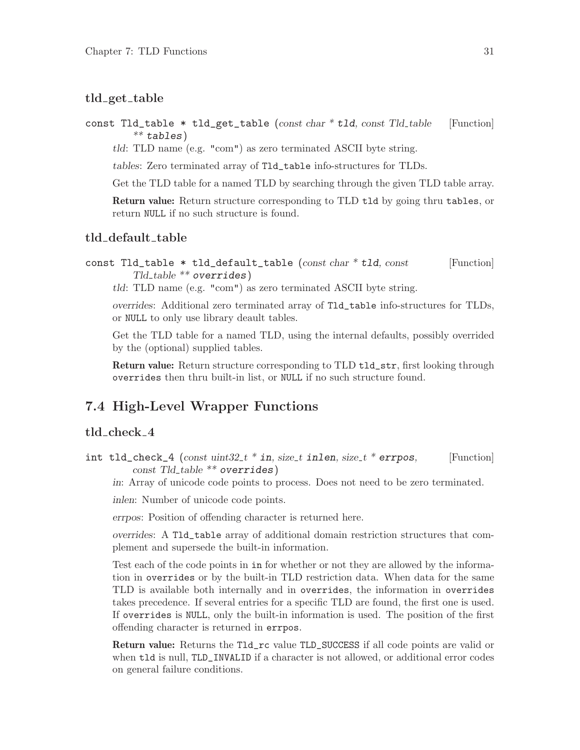### tld_get_table

```
const Tld_table * tld_get_table (const char * tld, const Tld_table ** tables)
```
[Function]

*tld*: TLD name (e.g. "com") as zero terminated ASCII byte string.

*tables*: Zero terminated array of `Tld_table` info-structures for TLDs.

Get the TLD table for a named TLD by searching through the given TLD table array.

**Return value:** Return structure corresponding to TLD `tld` by going thru `tables`, or return `NULL` if no such structure is found.

### tld_default_table

```
const Tld_table * tld_default_table (const char * tld, const Tld_table ** overrides)
```
[Function]

*tld*: TLD name (e.g. "com") as zero terminated ASCII byte string.

*overrides*: Additional zero terminated array of `Tld_table` info-structures for TLDs, or `NULL` to only use library deault tables.

Get the TLD table for a named TLD, using the internal defaults, possibly overrided by the (optional) supplied tables.

**Return value:** Return structure corresponding to TLD `tld_str`, first looking through `overrides` then thru built-in list, or `NULL` if no such structure found.

## 7.4 High-Level Wrapper Functions

### tld_check_4

```
int tld_check_4 (const uint32_t * in, size_t inlen, size_t * errpos, const Tld_table ** overrides)
```
[Function]

*in*: Array of unicode code points to process. Does not need to be zero terminated.

*inlen*: Number of unicode code points.

*errpos*: Position of offending character is returned here.

*overrides*: A `Tld_table` array of additional domain restriction structures that complement and supersede the built-in information.

Test each of the code points in `in` for whether or not they are allowed by the information in `overrides` or by the built-in TLD restriction data. When data for the same TLD is available both internally and in `overrides`, the information in `overrides` takes precedence. If several entries for a specific TLD are found, the first one is used. If `overrides` is `NULL`, only the built-in information is used. The position of the first offending character is returned in `errpos`.

**Return value:** Returns the `Tld_rc` value `TLD_SUCCESS` if all code points are valid or when `tld` is null, `TLD_INVALID` if a character is not allowed, or additional error codes on general failure conditions.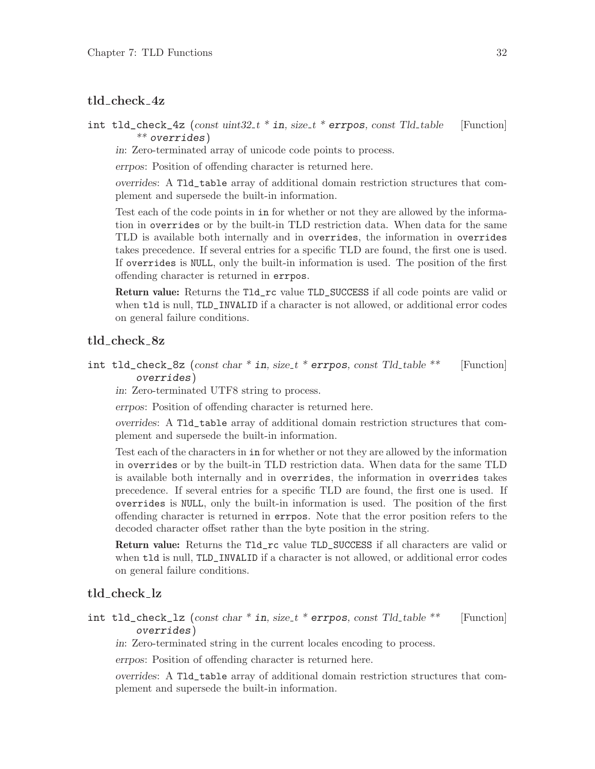### tld_check_4z

int tld_check_4z (*const uint32_t * in, size_t * errpos, const Tld_table ** overrides*) [Function]

*in*: Zero-terminated array of unicode code points to process.

*errpos*: Position of offending character is returned here.

*overrides*: A `Tld_table` array of additional domain restriction structures that complement and supersede the built-in information.

Test each of the code points in `in` for whether or not they are allowed by the information in `overrides` or by the built-in TLD restriction data. When data for the same TLD is available both internally and in `overrides`, the information in `overrides` takes precedence. If several entries for a specific TLD are found, the first one is used. If `overrides` is `NULL`, only the built-in information is used. The position of the first offending character is returned in `errpos`.

**Return value:** Returns the `Tld_rc` value `TLD_SUCCESS` if all code points are valid or when `tld` is null, `TLD_INVALID` if a character is not allowed, or additional error codes on general failure conditions.

### tld_check_8z

int tld_check_8z (*const char * in, size_t * errpos, const Tld_table ** overrides*) [Function]

*in*: Zero-terminated UTF8 string to process.

*errpos*: Position of offending character is returned here.

*overrides*: A `Tld_table` array of additional domain restriction structures that complement and supersede the built-in information.

Test each of the characters in `in` for whether or not they are allowed by the information in `overrides` or by the built-in TLD restriction data. When data for the same TLD is available both internally and in `overrides`, the information in `overrides` takes precedence. If several entries for a specific TLD are found, the first one is used. If `overrides` is `NULL`, only the built-in information is used. The position of the first offending character is returned in `errpos`. Note that the error position refers to the decoded character offset rather than the byte position in the string.

**Return value:** Returns the `Tld_rc` value `TLD_SUCCESS` if all characters are valid or when `tld` is null, `TLD_INVALID` if a character is not allowed, or additional error codes on general failure conditions.

### tld_check_lz

int tld_check_lz (*const char * in, size_t * errpos, const Tld_table ** overrides*) [Function]

*in*: Zero-terminated string in the current locales encoding to process.

*errpos*: Position of offending character is returned here.

*overrides*: A `Tld_table` array of additional domain restriction structures that complement and supersede the built-in information.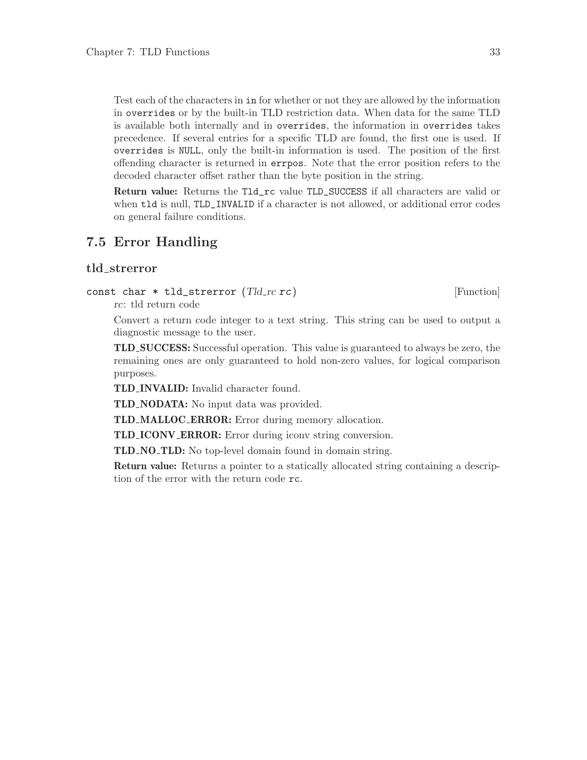Test each of the characters in `in` for whether or not they are allowed by the information in `overrides` or by the built-in TLD restriction data. When data for the same TLD is available both internally and in `overrides`, the information in `overrides` takes precedence. If several entries for a specific TLD are found, the first one is used. If `overrides` is `NULL`, only the built-in information is used. The position of the first offending character is returned in `errpos`. Note that the error position refers to the decoded character offset rather than the byte position in the string.

**Return value:** Returns the `Tld_rc` value `TLD_SUCCESS` if all characters are valid or when `tld` is null, `TLD_INVALID` if a character is not allowed, or additional error codes on general failure conditions.

## 7.5 Error Handling

### tld_strerror

`const char * tld_strerror (`*Tld_rc* **`rc`**`)` [Function]

*rc*: tld return code

Convert a return code integer to a text string. This string can be used to output a diagnostic message to the user.

**TLD_SUCCESS:** Successful operation. This value is guaranteed to always be zero, the remaining ones are only guaranteed to hold non-zero values, for logical comparison purposes.

**TLD_INVALID:** Invalid character found.

**TLD_NODATA:** No input data was provided.

**TLD_MALLOC_ERROR:** Error during memory allocation.

**TLD_ICONV_ERROR:** Error during iconv string conversion.

**TLD_NO_TLD:** No top-level domain found in domain string.

**Return value:** Returns a pointer to a statically allocated string containing a description of the error with the return code `rc`.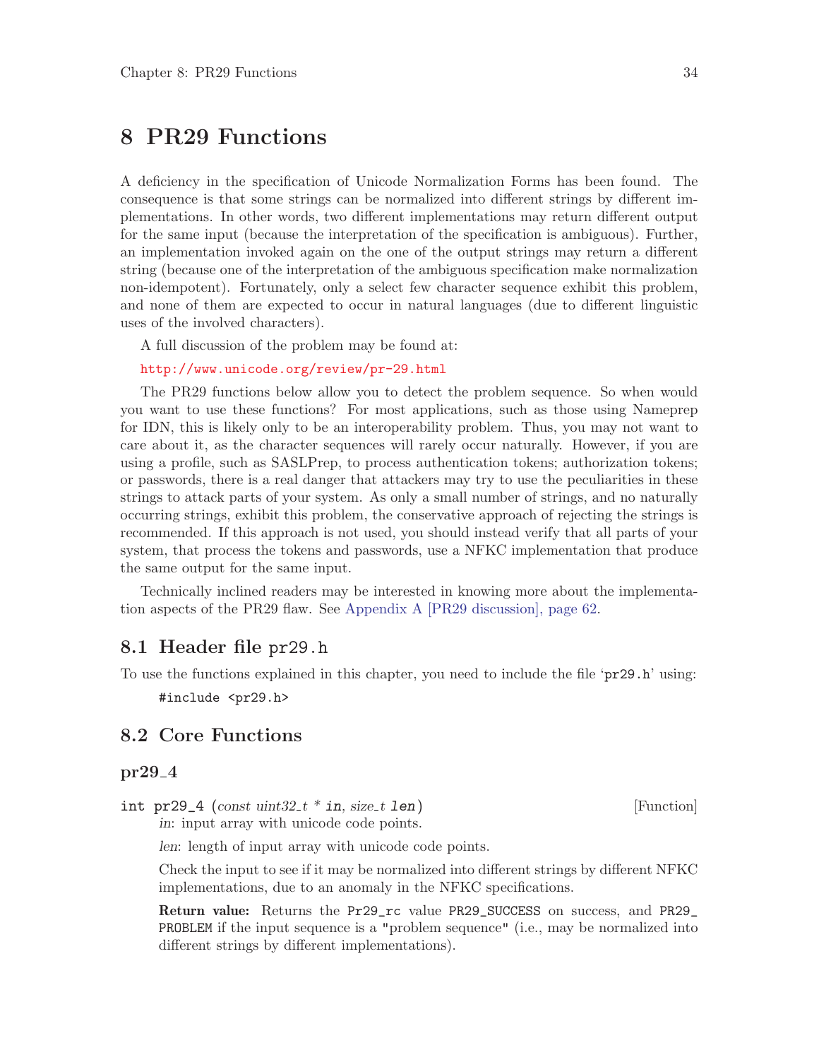# 8 PR29 Functions

A deficiency in the specification of Unicode Normalization Forms has been found. The consequence is that some strings can be normalized into different strings by different implementations. In other words, two different implementations may return different output for the same input (because the interpretation of the specification is ambiguous). Further, an implementation invoked again on the one of the output strings may return a different string (because one of the interpretation of the ambiguous specification make normalization non-idempotent). Fortunately, only a select few character sequence exhibit this problem, and none of them are expected to occur in natural languages (due to different linguistic uses of the involved characters).

A full discussion of the problem may be found at:

http://www.unicode.org/review/pr-29.html

The PR29 functions below allow you to detect the problem sequence. So when would you want to use these functions? For most applications, such as those using Nameprep for IDN, this is likely only to be an interoperability problem. Thus, you may not want to care about it, as the character sequences will rarely occur naturally. However, if you are using a profile, such as SASLPrep, to process authentication tokens; authorization tokens; or passwords, there is a real danger that attackers may try to use the peculiarities in these strings to attack parts of your system. As only a small number of strings, and no naturally occurring strings, exhibit this problem, the conservative approach of rejecting the strings is recommended. If this approach is not used, you should instead verify that all parts of your system, that process the tokens and passwords, use a NFKC implementation that produce the same output for the same input.

Technically inclined readers may be interested in knowing more about the implementation aspects of the PR29 flaw. See Appendix A [PR29 discussion], page 62.

## 8.1 Header file pr29.h

To use the functions explained in this chapter, you need to include the file 'pr29.h' using:

```
#include <pr29.h>
```

## 8.2 Core Functions

### pr29_4

`int pr29_4 (const uint32_t * in, size_t len)` [Function]

*in*: input array with unicode code points.

*len*: length of input array with unicode code points.

Check the input to see if it may be normalized into different strings by different NFKC implementations, due to an anomaly in the NFKC specifications.

**Return value:** Returns the `Pr29_rc` value `PR29_SUCCESS` on success, and `PR29_PROBLEM` if the input sequence is a "problem sequence" (i.e., may be normalized into different strings by different implementations).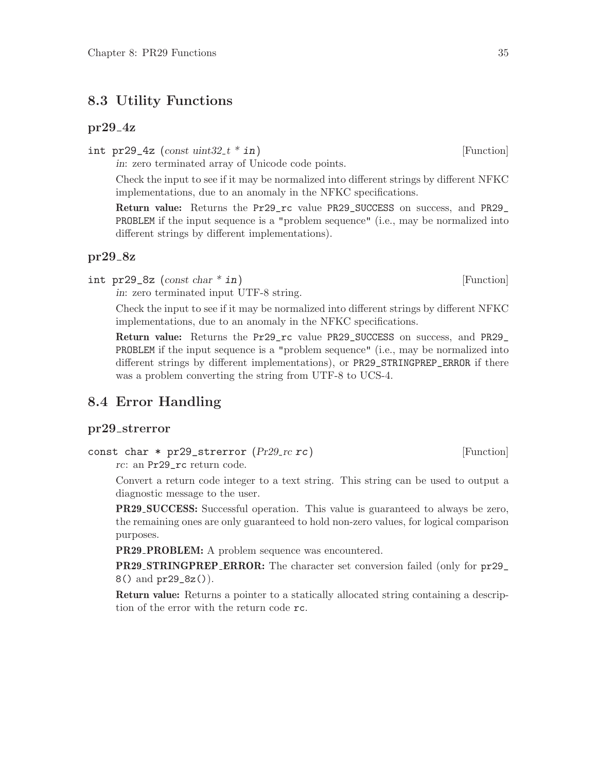## 8.3 Utility Functions

### pr29_4z

int pr29_4z (*const uint32_t * in*) [Function]

*in*: zero terminated array of Unicode code points.

Check the input to see if it may be normalized into different strings by different NFKC implementations, due to an anomaly in the NFKC specifications.

**Return value:** Returns the `Pr29_rc` value `PR29_SUCCESS` on success, and `PR29_PROBLEM` if the input sequence is a "problem sequence" (i.e., may be normalized into different strings by different implementations).

### pr29_8z

int pr29_8z (*const char * in*) [Function]

*in*: zero terminated input UTF-8 string.

Check the input to see if it may be normalized into different strings by different NFKC implementations, due to an anomaly in the NFKC specifications.

**Return value:** Returns the `Pr29_rc` value `PR29_SUCCESS` on success, and `PR29_PROBLEM` if the input sequence is a "problem sequence" (i.e., may be normalized into different strings by different implementations), or `PR29_STRINGPREP_ERROR` if there was a problem converting the string from UTF-8 to UCS-4.

## 8.4 Error Handling

### pr29_strerror

const char * pr29_strerror (*Pr29_rc rc*) [Function]

*rc*: an `Pr29_rc` return code.

Convert a return code integer to a text string. This string can be used to output a diagnostic message to the user.

**PR29_SUCCESS:** Successful operation. This value is guaranteed to always be zero, the remaining ones are only guaranteed to hold non-zero values, for logical comparison purposes.

**PR29_PROBLEM:** A problem sequence was encountered.

**PR29_STRINGPREP_ERROR:** The character set conversion failed (only for `pr29_8()` and `pr29_8z()`).

**Return value:** Returns a pointer to a statically allocated string containing a description of the error with the return code `rc`.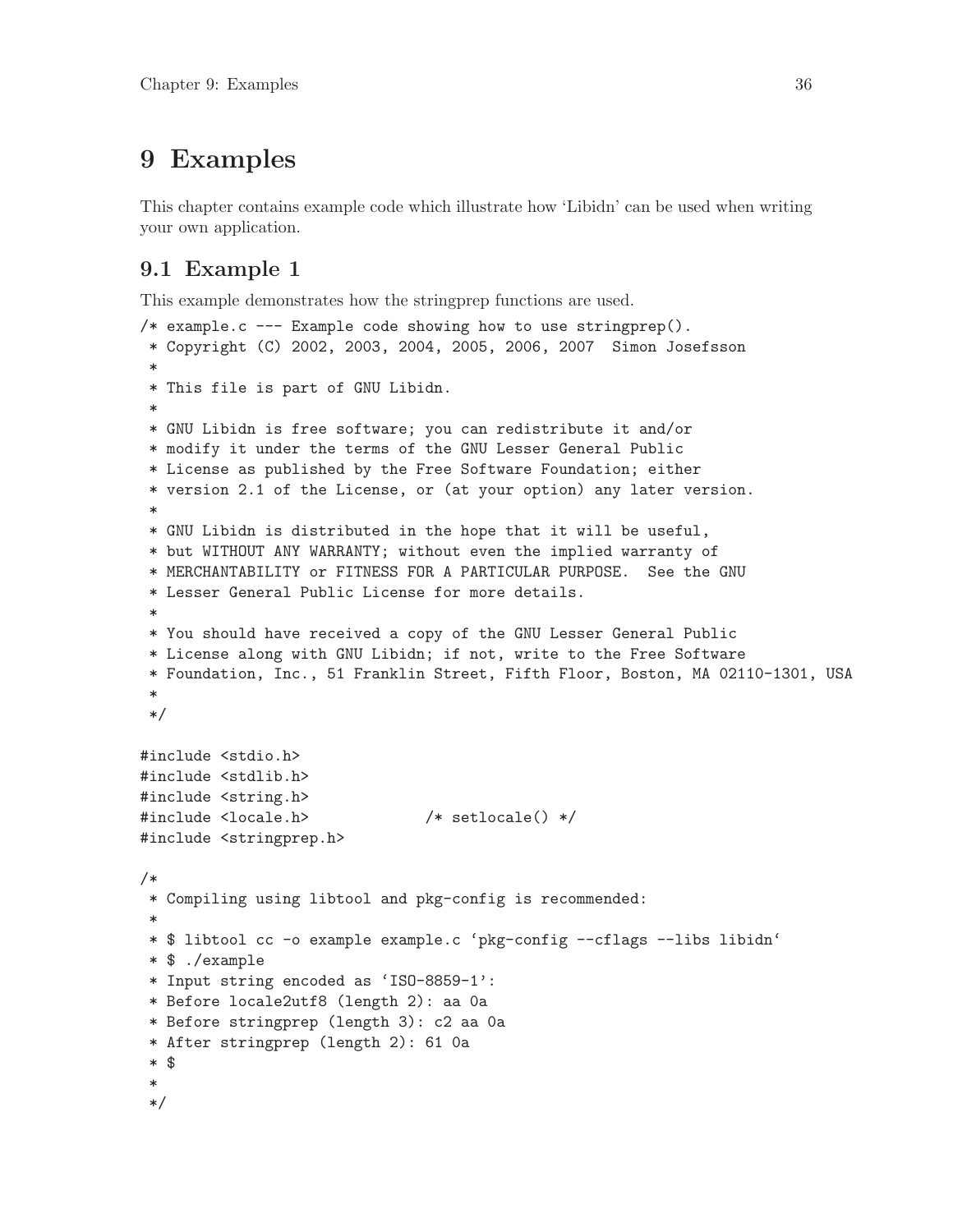# 9 Examples

This chapter contains example code which illustrate how 'Libidn' can be used when writing your own application.

## 9.1 Example 1

This example demonstrates how the stringprep functions are used.

```
/* example.c --- Example code showing how to use stringprep().
 * Copyright (C) 2002, 2003, 2004, 2005, 2006, 2007  Simon Josefsson
 *
 * This file is part of GNU Libidn.
 *
 * GNU Libidn is free software; you can redistribute it and/or
 * modify it under the terms of the GNU Lesser General Public
 * License as published by the Free Software Foundation; either
 * version 2.1 of the License, or (at your option) any later version.
 *
 * GNU Libidn is distributed in the hope that it will be useful,
 * but WITHOUT ANY WARRANTY; without even the implied warranty of
 * MERCHANTABILITY or FITNESS FOR A PARTICULAR PURPOSE.  See the GNU
 * Lesser General Public License for more details.
 *
 * You should have received a copy of the GNU Lesser General Public
 * License along with GNU Libidn; if not, write to the Free Software
 * Foundation, Inc., 51 Franklin Street, Fifth Floor, Boston, MA 02110-1301, USA
 *
 */

#include <stdio.h>
#include <stdlib.h>
#include <string.h>
#include <locale.h>             /* setlocale() */
#include <stringprep.h>

/*
 * Compiling using libtool and pkg-config is recommended:
 *
 * $ libtool cc -o example example.c `pkg-config --cflags --libs libidn`
 * $ ./example
 * Input string encoded as `ISO-8859-1':
 * Before locale2utf8 (length 2): aa 0a
 * Before stringprep (length 3): c2 aa 0a
 * After stringprep (length 2): 61 0a
 * $
 *
 */
```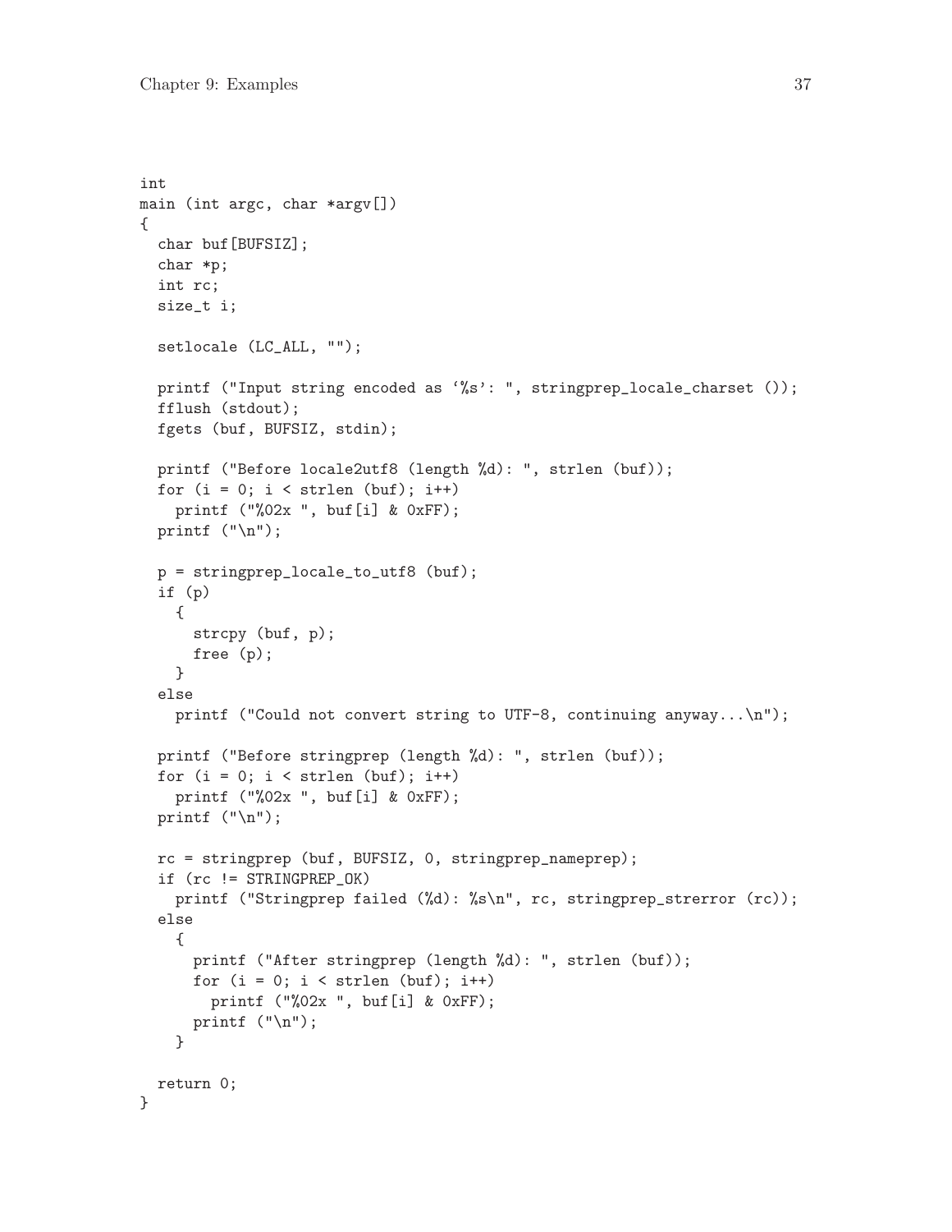```
int
main (int argc, char *argv[])
{
  char buf[BUFSIZ];
  char *p;
  int rc;
  size_t i;

  setlocale (LC_ALL, "");

  printf ("Input string encoded as '%s': ", stringprep_locale_charset ());
  fflush (stdout);
  fgets (buf, BUFSIZ, stdin);

  printf ("Before locale2utf8 (length %d): ", strlen (buf));
  for (i = 0; i < strlen (buf); i++)
    printf ("%02x ", buf[i] & 0xFF);
  printf ("\n");

  p = stringprep_locale_to_utf8 (buf);
  if (p)
    {
      strcpy (buf, p);
      free (p);
    }
  else
    printf ("Could not convert string to UTF-8, continuing anyway...\n");

  printf ("Before stringprep (length %d): ", strlen (buf));
  for (i = 0; i < strlen (buf); i++)
    printf ("%02x ", buf[i] & 0xFF);
  printf ("\n");

  rc = stringprep (buf, BUFSIZ, 0, stringprep_nameprep);
  if (rc != STRINGPREP_OK)
    printf ("Stringprep failed (%d): %s\n", rc, stringprep_strerror (rc));
  else
    {
      printf ("After stringprep (length %d): ", strlen (buf));
      for (i = 0; i < strlen (buf); i++)
        printf ("%02x ", buf[i] & 0xFF);
      printf ("\n");
    }

  return 0;
}
```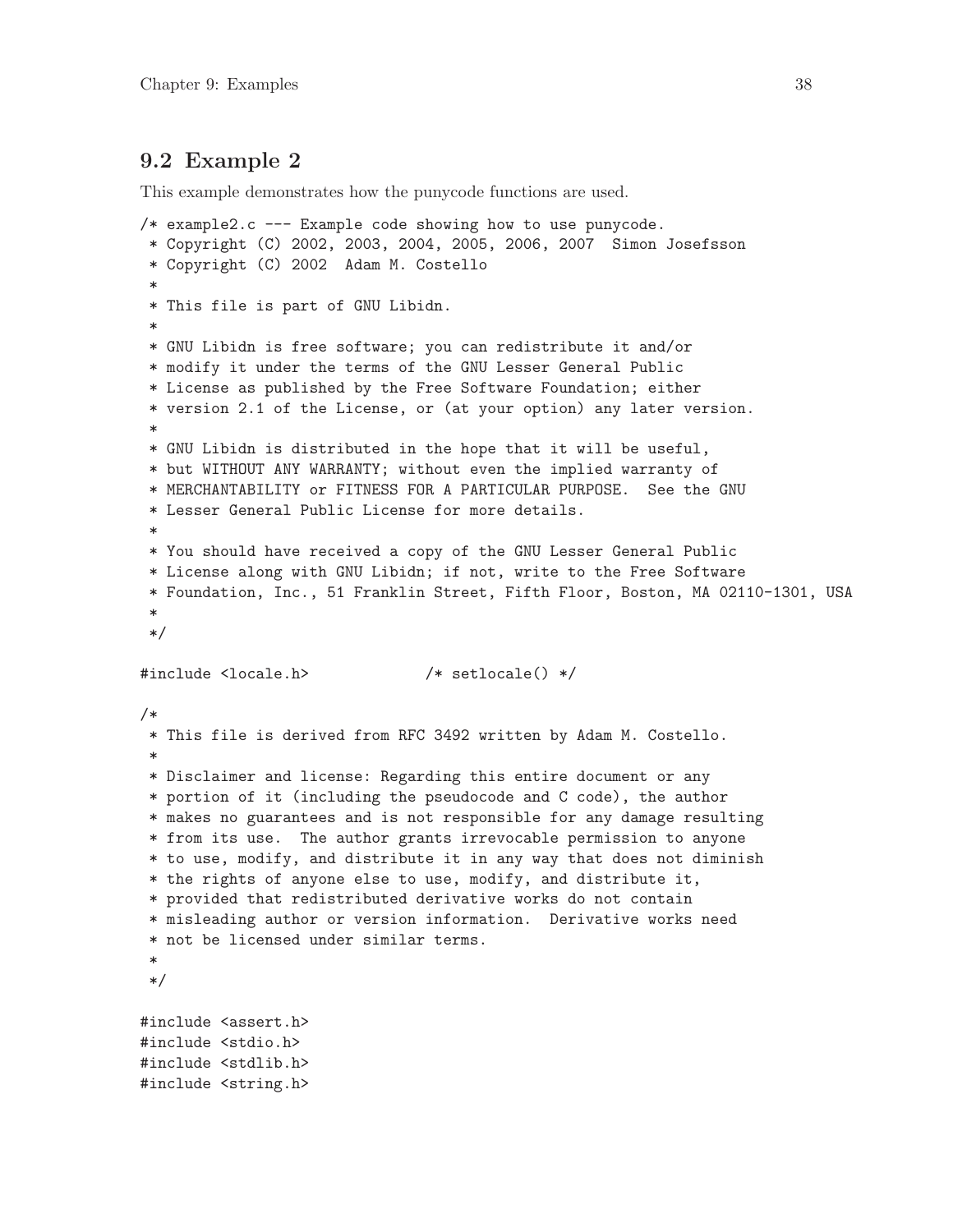## 9.2 Example 2

This example demonstrates how the punycode functions are used.

```
/* example2.c --- Example code showing how to use punycode.
 * Copyright (C) 2002, 2003, 2004, 2005, 2006, 2007  Simon Josefsson
 * Copyright (C) 2002  Adam M. Costello
 *
 * This file is part of GNU Libidn.
 *
 * GNU Libidn is free software; you can redistribute it and/or
 * modify it under the terms of the GNU Lesser General Public
 * License as published by the Free Software Foundation; either
 * version 2.1 of the License, or (at your option) any later version.
 *
 * GNU Libidn is distributed in the hope that it will be useful,
 * but WITHOUT ANY WARRANTY; without even the implied warranty of
 * MERCHANTABILITY or FITNESS FOR A PARTICULAR PURPOSE.  See the GNU
 * Lesser General Public License for more details.
 *
 * You should have received a copy of the GNU Lesser General Public
 * License along with GNU Libidn; if not, write to the Free Software
 * Foundation, Inc., 51 Franklin Street, Fifth Floor, Boston, MA 02110-1301, USA
 *
 */

#include <locale.h>             /* setlocale() */

/*
 * This file is derived from RFC 3492 written by Adam M. Costello.
 *
 * Disclaimer and license: Regarding this entire document or any
 * portion of it (including the pseudocode and C code), the author
 * makes no guarantees and is not responsible for any damage resulting
 * from its use.  The author grants irrevocable permission to anyone
 * to use, modify, and distribute it in any way that does not diminish
 * the rights of anyone else to use, modify, and distribute it,
 * provided that redistributed derivative works do not contain
 * misleading author or version information.  Derivative works need
 * not be licensed under similar terms.
 *
 */

#include <assert.h>
#include <stdio.h>
#include <stdlib.h>
#include <string.h>
```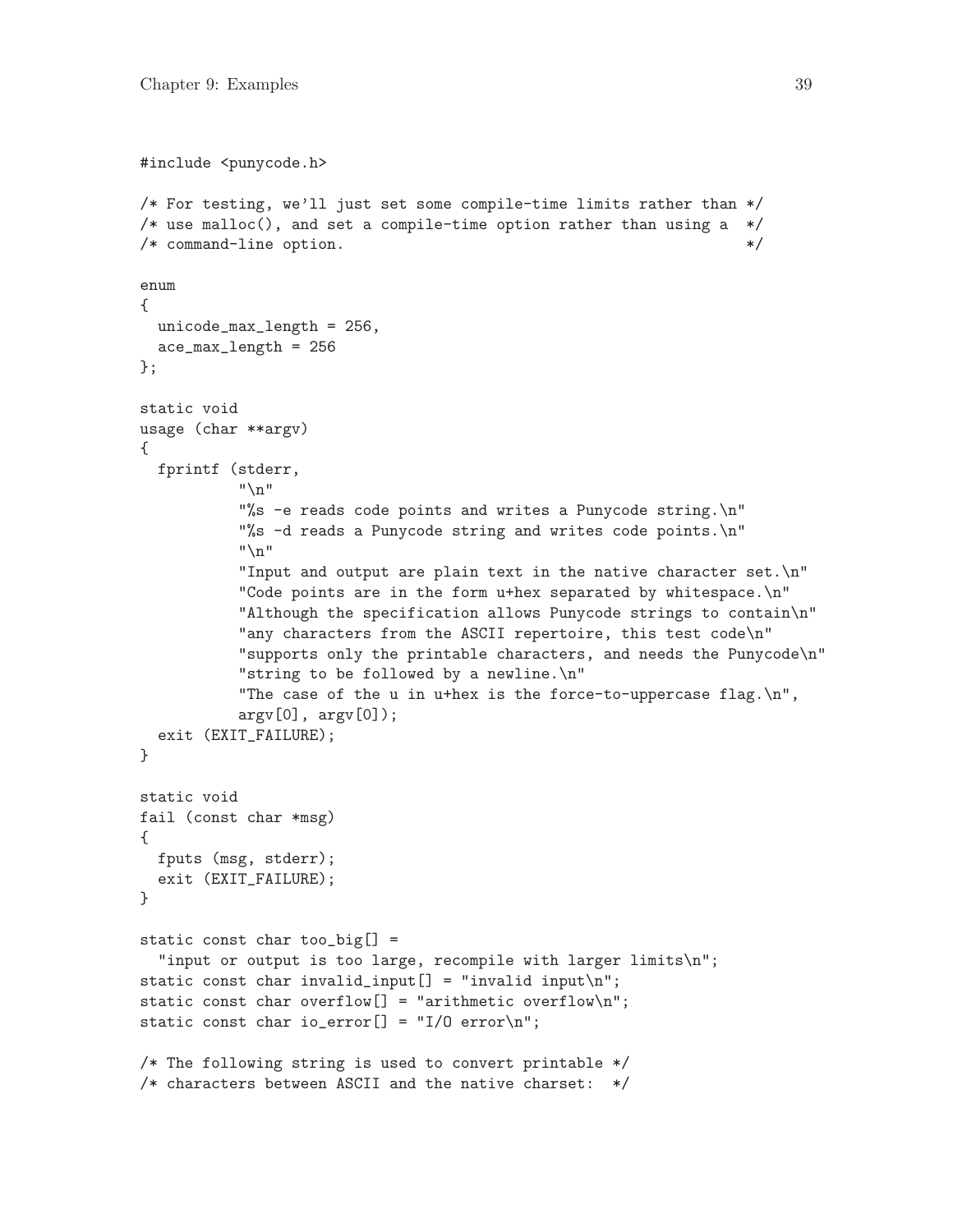```
#include <punycode.h>

/* For testing, we'll just set some compile-time limits rather than */
/* use malloc(), and set a compile-time option rather than using a  */
/* command-line option.                                              */

enum
{
  unicode_max_length = 256,
  ace_max_length = 256
};

static void
usage (char **argv)
{
  fprintf (stderr,
           "\n"
           "%s -e reads code points and writes a Punycode string.\n"
           "%s -d reads a Punycode string and writes code points.\n"
           "\n"
           "Input and output are plain text in the native character set.\n"
           "Code points are in the form u+hex separated by whitespace.\n"
           "Although the specification allows Punycode strings to contain\n"
           "any characters from the ASCII repertoire, this test code\n"
           "supports only the printable characters, and needs the Punycode\n"
           "string to be followed by a newline.\n"
           "The case of the u in u+hex is the force-to-uppercase flag.\n",
           argv[0], argv[0]);
  exit (EXIT_FAILURE);
}

static void
fail (const char *msg)
{
  fputs (msg, stderr);
  exit (EXIT_FAILURE);
}

static const char too_big[] =
  "input or output is too large, recompile with larger limits\n";
static const char invalid_input[] = "invalid input\n";
static const char overflow[] = "arithmetic overflow\n";
static const char io_error[] = "I/O error\n";

/* The following string is used to convert printable */
/* characters between ASCII and the native charset:  */
```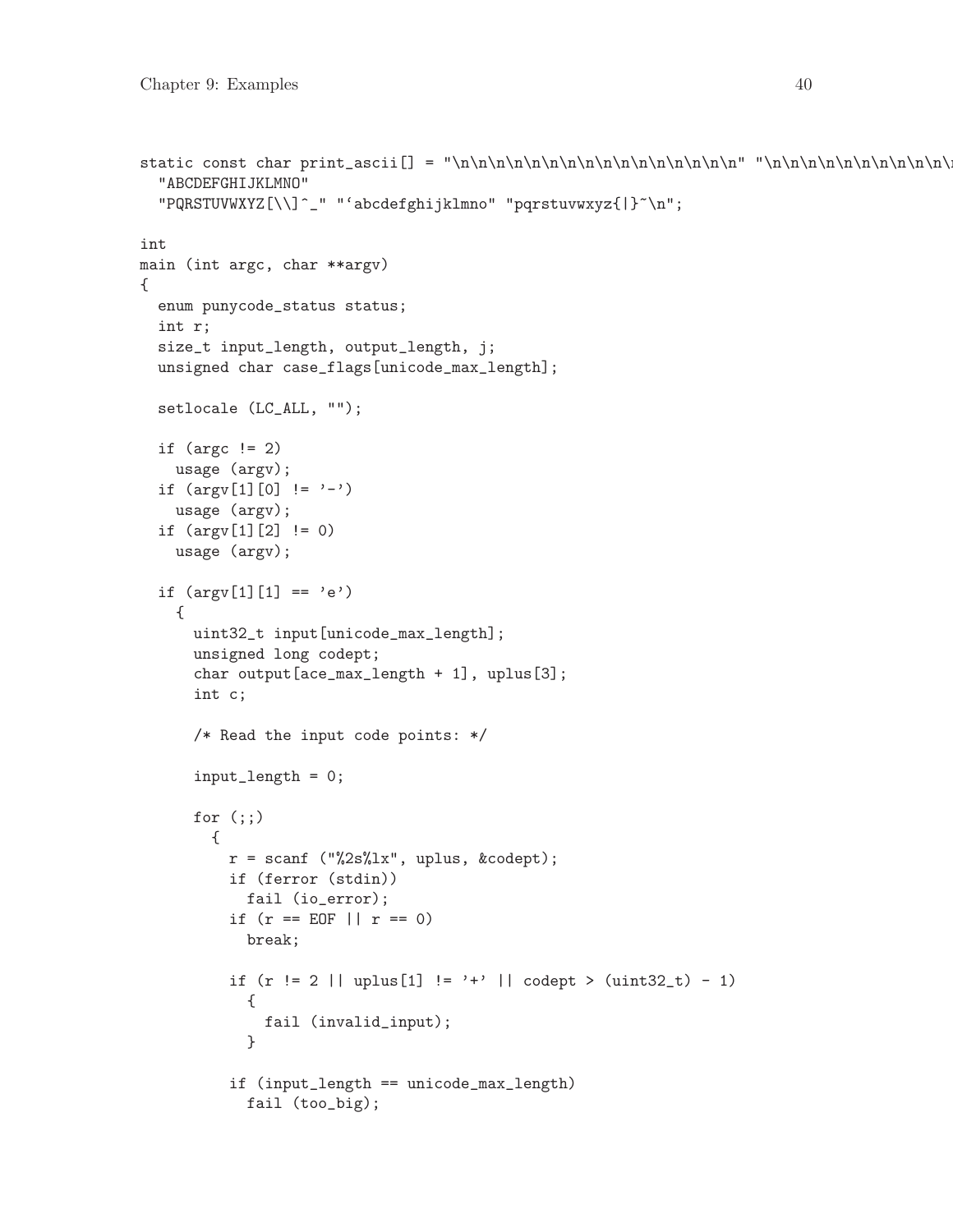```
static const char print_ascii[] = "\n\n\n\n\n\n\n\n\n\n\n\n\n\n\n\n" "\n\n\n\n\n\n\n\n\n\n\n
  "ABCDEFGHIJKLMNO"
  "PQRSTUVWXYZ[\\]^_" "`abcdefghijklmno" "pqrstuvwxyz{|}~\n";

int
main (int argc, char **argv)
{
  enum punycode_status status;
  int r;
  size_t input_length, output_length, j;
  unsigned char case_flags[unicode_max_length];

  setlocale (LC_ALL, "");

  if (argc != 2)
    usage (argv);
  if (argv[1][0] != '-')
    usage (argv);
  if (argv[1][2] != 0)
    usage (argv);

  if (argv[1][1] == 'e')
    {
      uint32_t input[unicode_max_length];
      unsigned long codept;
      char output[ace_max_length + 1], uplus[3];
      int c;

      /* Read the input code points: */

      input_length = 0;

      for (;;)
        {
          r = scanf ("%2s%lx", uplus, &codept);
          if (ferror (stdin))
            fail (io_error);
          if (r == EOF || r == 0)
            break;

          if (r != 2 || uplus[1] != '+' || codept > (uint32_t) - 1)
            {
              fail (invalid_input);
            }

          if (input_length == unicode_max_length)
            fail (too_big);
```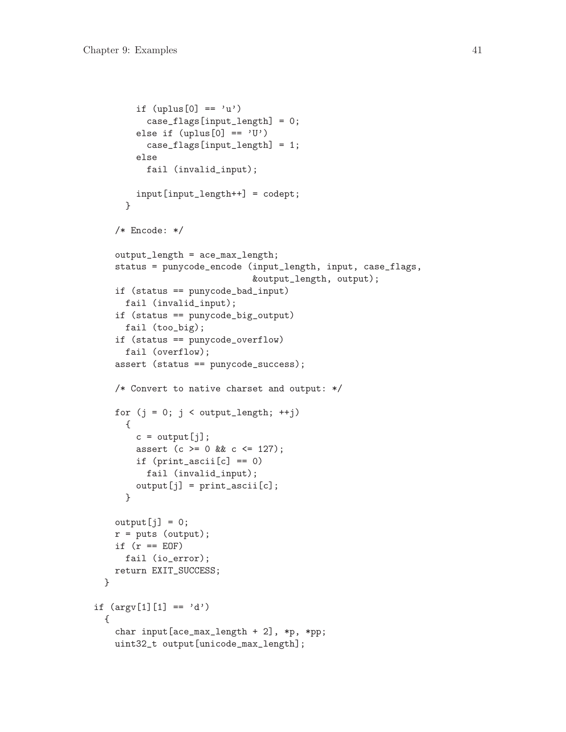```
        if (uplus[0] == 'u')
          case_flags[input_length] = 0;
        else if (uplus[0] == 'U')
          case_flags[input_length] = 1;
        else
          fail (invalid_input);

        input[input_length++] = codept;
      }

    /* Encode: */

    output_length = ace_max_length;
    status = punycode_encode (input_length, input, case_flags,
                              &output_length, output);
    if (status == punycode_bad_input)
      fail (invalid_input);
    if (status == punycode_big_output)
      fail (too_big);
    if (status == punycode_overflow)
      fail (overflow);
    assert (status == punycode_success);

    /* Convert to native charset and output: */

    for (j = 0; j < output_length; ++j)
      {
        c = output[j];
        assert (c >= 0 && c <= 127);
        if (print_ascii[c] == 0)
          fail (invalid_input);
        output[j] = print_ascii[c];
      }

    output[j] = 0;
    r = puts (output);
    if (r == EOF)
      fail (io_error);
    return EXIT_SUCCESS;
  }

if (argv[1][1] == 'd')
  {
    char input[ace_max_length + 2], *p, *pp;
    uint32_t output[unicode_max_length];
```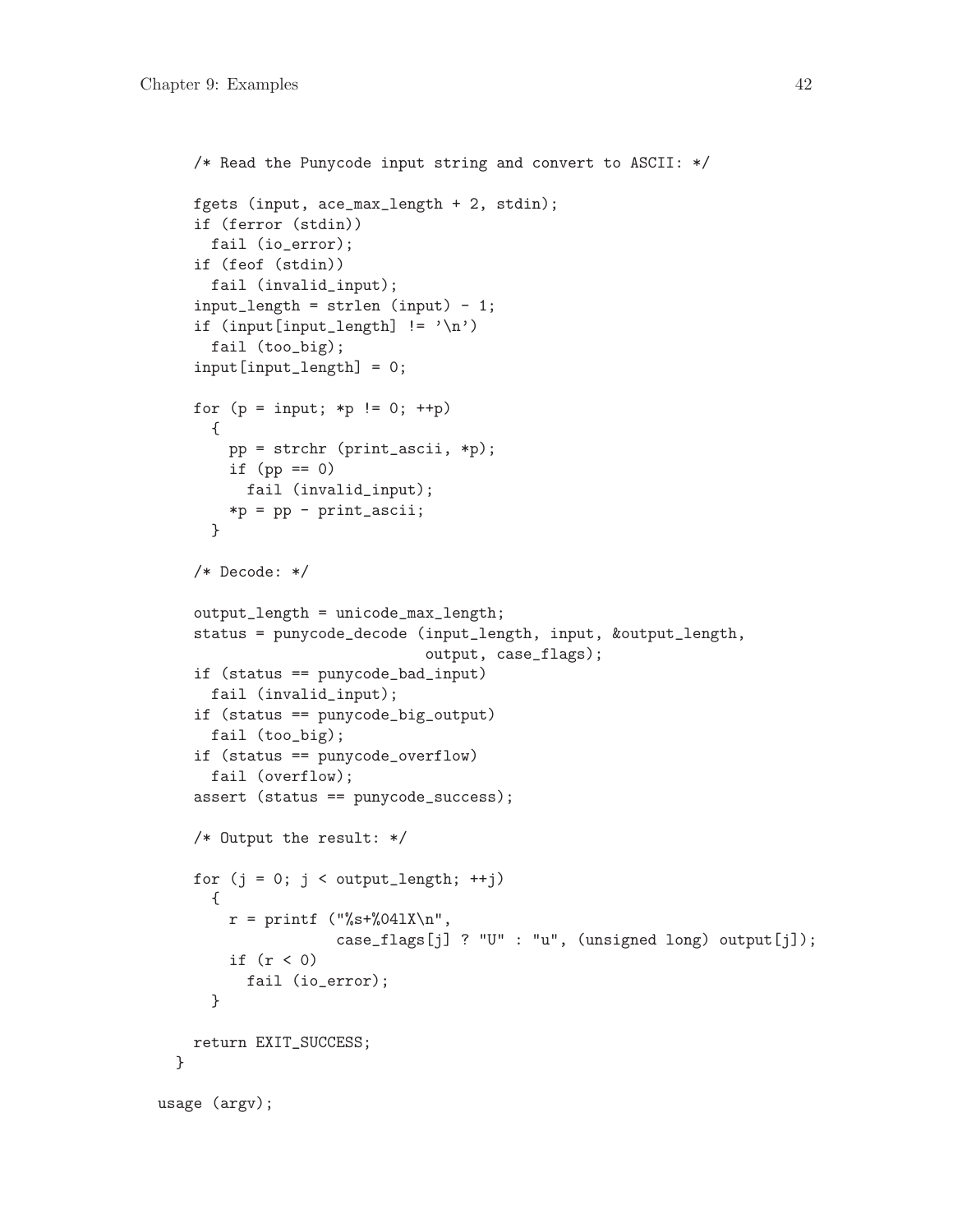```
    /* Read the Punycode input string and convert to ASCII: */

    fgets (input, ace_max_length + 2, stdin);
    if (ferror (stdin))
      fail (io_error);
    if (feof (stdin))
      fail (invalid_input);
    input_length = strlen (input) - 1;
    if (input[input_length] != '\n')
      fail (too_big);
    input[input_length] = 0;

    for (p = input; *p != 0; ++p)
      {
        pp = strchr (print_ascii, *p);
        if (pp == 0)
          fail (invalid_input);
        *p = pp - print_ascii;
      }

    /* Decode: */

    output_length = unicode_max_length;
    status = punycode_decode (input_length, input, &output_length,
                              output, case_flags);
    if (status == punycode_bad_input)
      fail (invalid_input);
    if (status == punycode_big_output)
      fail (too_big);
    if (status == punycode_overflow)
      fail (overflow);
    assert (status == punycode_success);

    /* Output the result: */

    for (j = 0; j < output_length; ++j)
      {
        r = printf ("%s+%04lX\n",
                    case_flags[j] ? "U" : "u", (unsigned long) output[j]);
        if (r < 0)
          fail (io_error);
      }

    return EXIT_SUCCESS;
  }

usage (argv);
```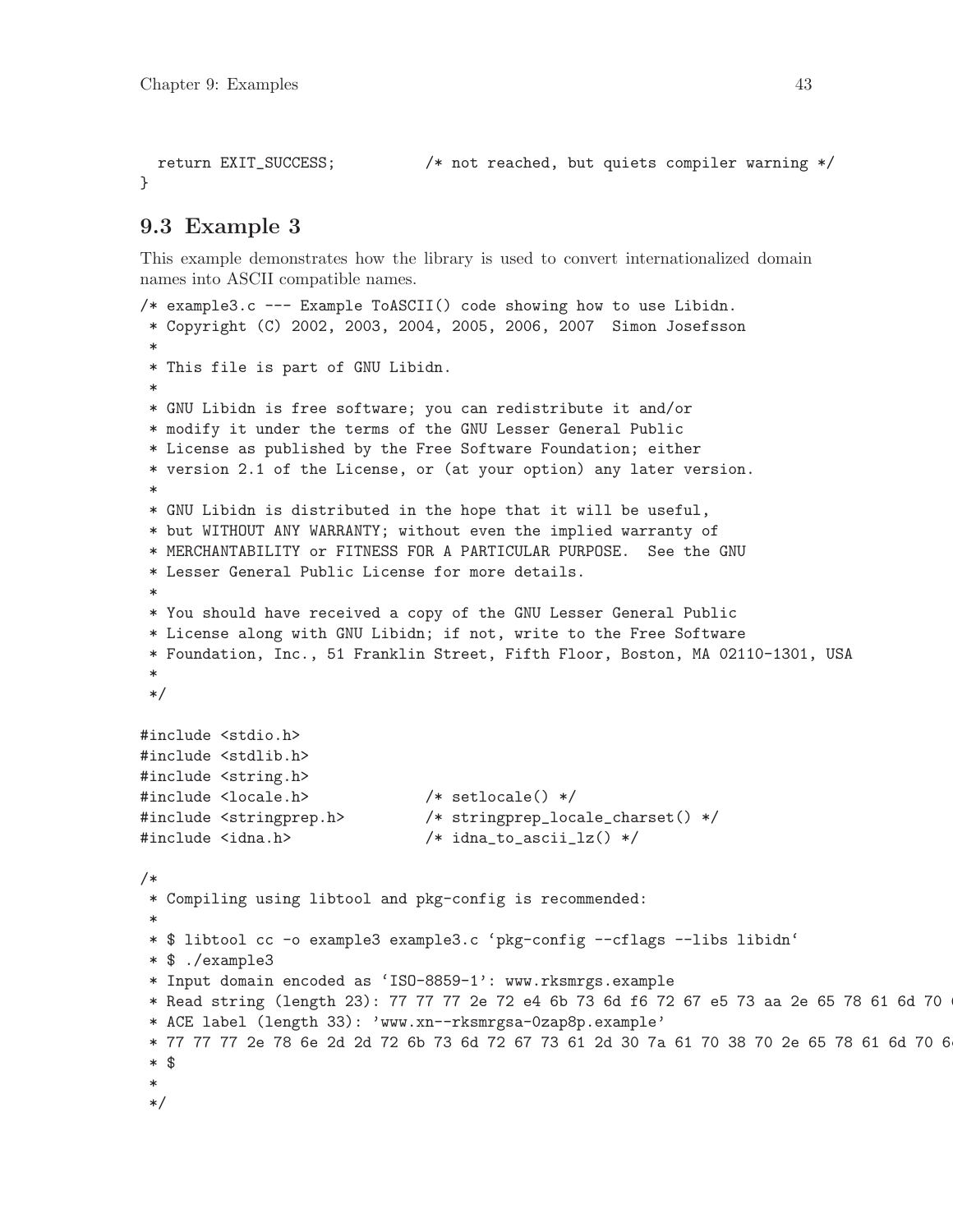```
  return EXIT_SUCCESS;          /* not reached, but quiets compiler warning */
}
```

## 9.3 Example 3

This example demonstrates how the library is used to convert internationalized domain names into ASCII compatible names.

```
/* example3.c --- Example ToASCII() code showing how to use Libidn.
 * Copyright (C) 2002, 2003, 2004, 2005, 2006, 2007  Simon Josefsson
 *
 * This file is part of GNU Libidn.
 *
 * GNU Libidn is free software; you can redistribute it and/or
 * modify it under the terms of the GNU Lesser General Public
 * License as published by the Free Software Foundation; either
 * version 2.1 of the License, or (at your option) any later version.
 *
 * GNU Libidn is distributed in the hope that it will be useful,
 * but WITHOUT ANY WARRANTY; without even the implied warranty of
 * MERCHANTABILITY or FITNESS FOR A PARTICULAR PURPOSE.  See the GNU
 * Lesser General Public License for more details.
 *
 * You should have received a copy of the GNU Lesser General Public
 * License along with GNU Libidn; if not, write to the Free Software
 * Foundation, Inc., 51 Franklin Street, Fifth Floor, Boston, MA 02110-1301, USA
 *
 */

#include <stdio.h>
#include <stdlib.h>
#include <string.h>
#include <locale.h>             /* setlocale() */
#include <stringprep.h>         /* stringprep_locale_charset() */
#include <idna.h>               /* idna_to_ascii_lz() */

/*
 * Compiling using libtool and pkg-config is recommended:
 *
 * $ libtool cc -o example3 example3.c `pkg-config --cflags --libs libidn`
 * $ ./example3
 * Input domain encoded as `ISO-8859-1': www.rksmrgs.example
 * Read string (length 23): 77 77 77 2e 72 e4 6b 73 6d f6 72 67 e5 73 aa 2e 65 78 61 6d 70 6
 * ACE label (length 33): 'www.xn--rksmrgsa-0zap8p.example'
 * 77 77 77 2e 78 6e 2d 2d 72 6b 73 6d 72 67 73 61 2d 30 7a 61 70 38 70 2e 65 78 61 6d 70 6
 * $
 *
 */
```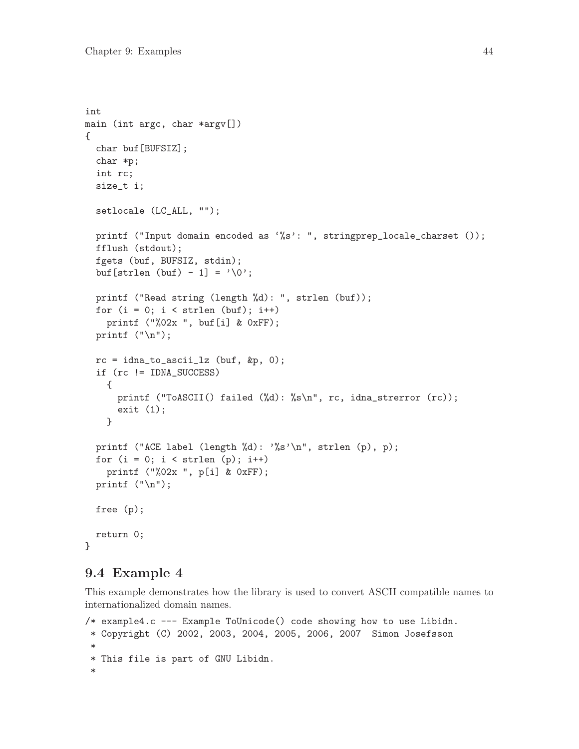```
int
main (int argc, char *argv[])
{
  char buf[BUFSIZ];
  char *p;
  int rc;
  size_t i;

  setlocale (LC_ALL, "");

  printf ("Input domain encoded as `%s': ", stringprep_locale_charset ());
  fflush (stdout);
  fgets (buf, BUFSIZ, stdin);
  buf[strlen (buf) - 1] = '\0';

  printf ("Read string (length %d): ", strlen (buf));
  for (i = 0; i < strlen (buf); i++)
    printf ("%02x ", buf[i] & 0xFF);
  printf ("\n");

  rc = idna_to_ascii_lz (buf, &p, 0);
  if (rc != IDNA_SUCCESS)
    {
      printf ("ToASCII() failed (%d): %s\n", rc, idna_strerror (rc));
      exit (1);
    }

  printf ("ACE label (length %d): '%s'\n", strlen (p), p);
  for (i = 0; i < strlen (p); i++)
    printf ("%02x ", p[i] & 0xFF);
  printf ("\n");

  free (p);

  return 0;
}
```

## 9.4 Example 4

This example demonstrates how the library is used to convert ASCII compatible names to internationalized domain names.

```
/* example4.c --- Example ToUnicode() code showing how to use Libidn.
 * Copyright (C) 2002, 2003, 2004, 2005, 2006, 2007  Simon Josefsson
 *
 * This file is part of GNU Libidn.
 *
```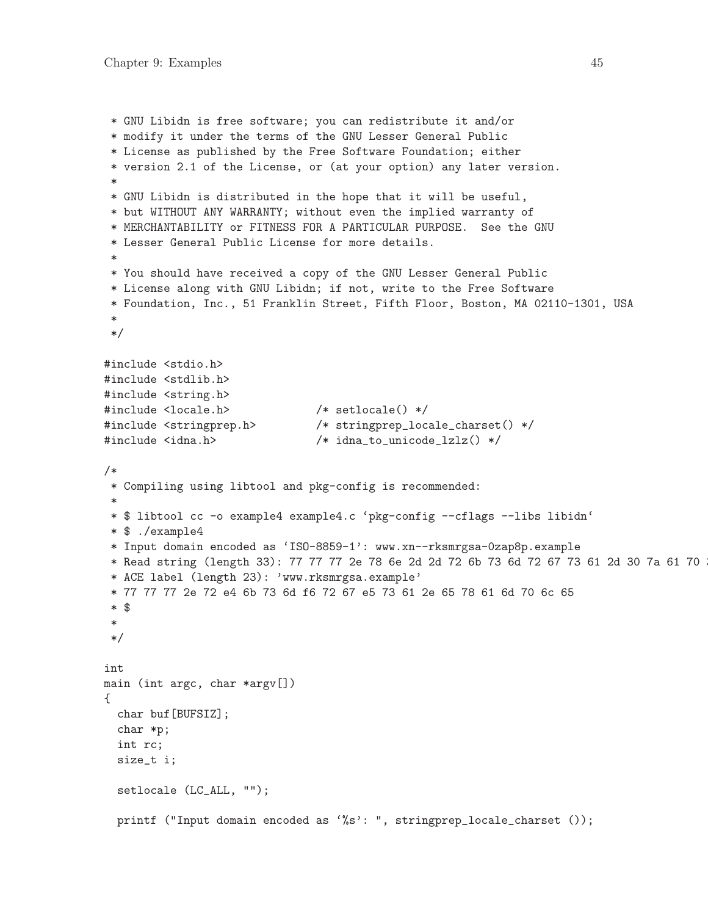```
 * GNU Libidn is free software; you can redistribute it and/or
 * modify it under the terms of the GNU Lesser General Public
 * License as published by the Free Software Foundation; either
 * version 2.1 of the License, or (at your option) any later version.
 *
 * GNU Libidn is distributed in the hope that it will be useful,
 * but WITHOUT ANY WARRANTY; without even the implied warranty of
 * MERCHANTABILITY or FITNESS FOR A PARTICULAR PURPOSE.  See the GNU
 * Lesser General Public License for more details.
 *
 * You should have received a copy of the GNU Lesser General Public
 * License along with GNU Libidn; if not, write to the Free Software
 * Foundation, Inc., 51 Franklin Street, Fifth Floor, Boston, MA 02110-1301, USA
 *
 */

#include <stdio.h>
#include <stdlib.h>
#include <string.h>
#include <locale.h>             /* setlocale() */
#include <stringprep.h>         /* stringprep_locale_charset() */
#include <idna.h>               /* idna_to_unicode_lzlz() */

/*
 * Compiling using libtool and pkg-config is recommended:
 *
 * $ libtool cc -o example4 example4.c `pkg-config --cflags --libs libidn`
 * $ ./example4
 * Input domain encoded as `ISO-8859-1': www.xn--rksmrgsa-0zap8p.example
 * Read string (length 33): 77 77 77 2e 78 6e 2d 2d 72 6b 73 6d 72 67 73 61 2d 30 7a 61 70 3
 * ACE label (length 23): 'www.rksmrgsa.example'
 * 77 77 77 2e 72 e4 6b 73 6d f6 72 67 e5 73 61 2e 65 78 61 6d 70 6c 65
 * $
 *
 */

int
main (int argc, char *argv[])
{
  char buf[BUFSIZ];
  char *p;
  int rc;
  size_t i;

  setlocale (LC_ALL, "");

  printf ("Input domain encoded as `%s': ", stringprep_locale_charset ());
```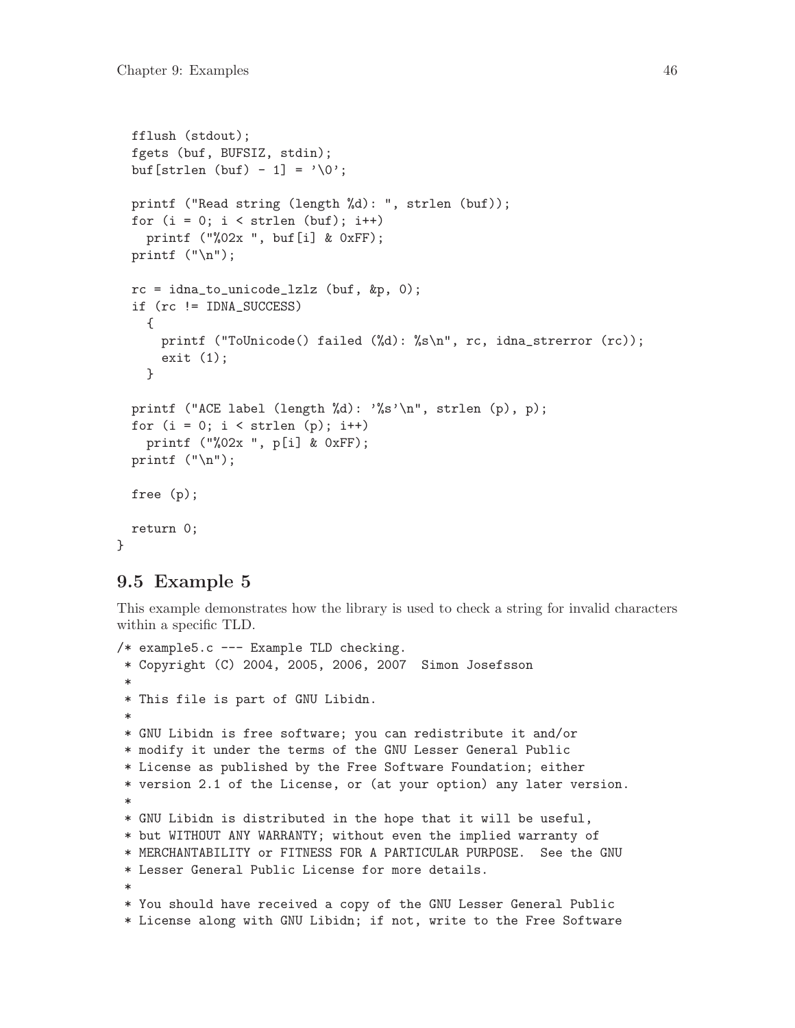```
  fflush (stdout);
  fgets (buf, BUFSIZ, stdin);
  buf[strlen (buf) - 1] = '\0';

  printf ("Read string (length %d): ", strlen (buf));
  for (i = 0; i < strlen (buf); i++)
    printf ("%02x ", buf[i] & 0xFF);
  printf ("\n");

  rc = idna_to_unicode_lzlz (buf, &p, 0);
  if (rc != IDNA_SUCCESS)
    {
      printf ("ToUnicode() failed (%d): %s\n", rc, idna_strerror (rc));
      exit (1);
    }

  printf ("ACE label (length %d): '%s'\n", strlen (p), p);
  for (i = 0; i < strlen (p); i++)
    printf ("%02x ", p[i] & 0xFF);
  printf ("\n");

  free (p);

  return 0;
}
```

## 9.5 Example 5

This example demonstrates how the library is used to check a string for invalid characters within a specific TLD.

```
/* example5.c --- Example TLD checking.
 * Copyright (C) 2004, 2005, 2006, 2007  Simon Josefsson
 *
 * This file is part of GNU Libidn.
 *
 * GNU Libidn is free software; you can redistribute it and/or
 * modify it under the terms of the GNU Lesser General Public
 * License as published by the Free Software Foundation; either
 * version 2.1 of the License, or (at your option) any later version.
 *
 * GNU Libidn is distributed in the hope that it will be useful,
 * but WITHOUT ANY WARRANTY; without even the implied warranty of
 * MERCHANTABILITY or FITNESS FOR A PARTICULAR PURPOSE.  See the GNU
 * Lesser General Public License for more details.
 *
 * You should have received a copy of the GNU Lesser General Public
 * License along with GNU Libidn; if not, write to the Free Software
```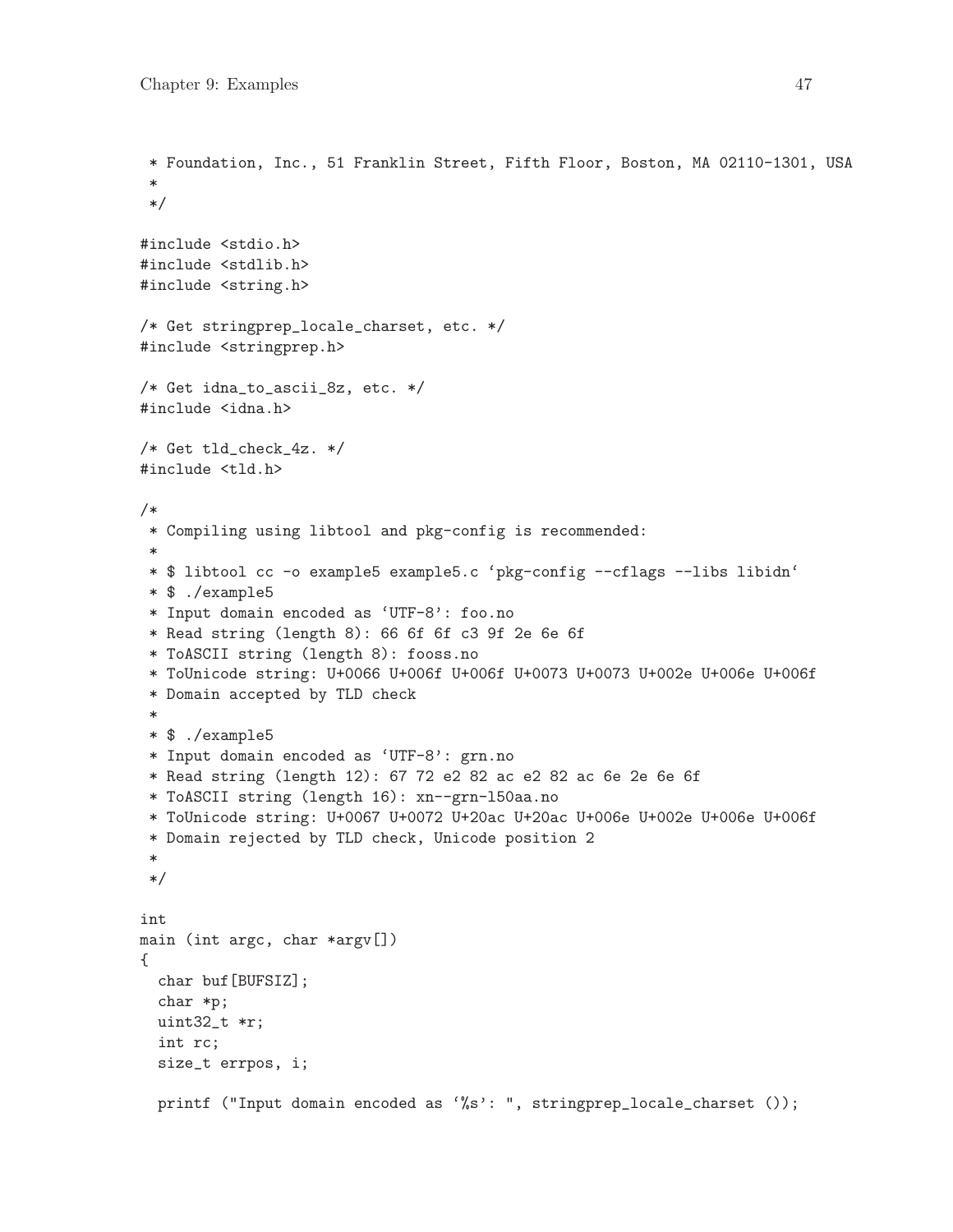```
 * Foundation, Inc., 51 Franklin Street, Fifth Floor, Boston, MA 02110-1301, USA
 *
 */

#include <stdio.h>
#include <stdlib.h>
#include <string.h>

/* Get stringprep_locale_charset, etc. */
#include <stringprep.h>

/* Get idna_to_ascii_8z, etc. */
#include <idna.h>

/* Get tld_check_4z. */
#include <tld.h>

/*
 * Compiling using libtool and pkg-config is recommended:
 *
 * $ libtool cc -o example5 example5.c ‘pkg-config --cflags --libs libidn‘
 * $ ./example5
 * Input domain encoded as ‘UTF-8’: foo.no
 * Read string (length 8): 66 6f 6f c3 9f 2e 6e 6f
 * ToASCII string (length 8): fooss.no
 * ToUnicode string: U+0066 U+006f U+006f U+0073 U+0073 U+002e U+006e U+006f
 * Domain accepted by TLD check
 *
 * $ ./example5
 * Input domain encoded as ‘UTF-8’: grn.no
 * Read string (length 12): 67 72 e2 82 ac e2 82 ac 6e 2e 6e 6f
 * ToASCII string (length 16): xn--grn-l50aa.no
 * ToUnicode string: U+0067 U+0072 U+20ac U+20ac U+006e U+002e U+006e U+006f
 * Domain rejected by TLD check, Unicode position 2
 *
 */

int
main (int argc, char *argv[])
{
  char buf[BUFSIZ];
  char *p;
  uint32_t *r;
  int rc;
  size_t errpos, i;

  printf ("Input domain encoded as ‘%s’: ", stringprep_locale_charset ());
```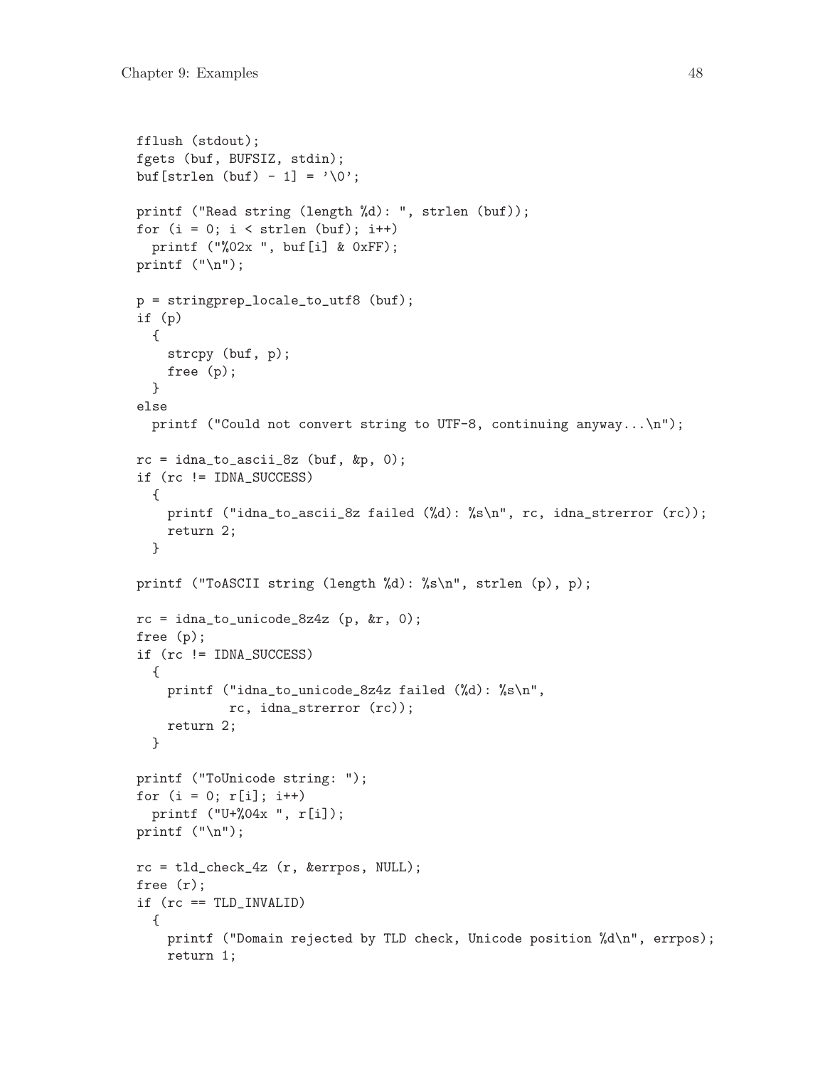```
  fflush (stdout);
  fgets (buf, BUFSIZ, stdin);
  buf[strlen (buf) - 1] = '\0';

  printf ("Read string (length %d): ", strlen (buf));
  for (i = 0; i < strlen (buf); i++)
    printf ("%02x ", buf[i] & 0xFF);
  printf ("\n");

  p = stringprep_locale_to_utf8 (buf);
  if (p)
    {
      strcpy (buf, p);
      free (p);
    }
  else
    printf ("Could not convert string to UTF-8, continuing anyway...\n");

  rc = idna_to_ascii_8z (buf, &p, 0);
  if (rc != IDNA_SUCCESS)
    {
      printf ("idna_to_ascii_8z failed (%d): %s\n", rc, idna_strerror (rc));
      return 2;
    }

  printf ("ToASCII string (length %d): %s\n", strlen (p), p);

  rc = idna_to_unicode_8z4z (p, &r, 0);
  free (p);
  if (rc != IDNA_SUCCESS)
    {
      printf ("idna_to_unicode_8z4z failed (%d): %s\n",
              rc, idna_strerror (rc));
      return 2;
    }

  printf ("ToUnicode string: ");
  for (i = 0; r[i]; i++)
    printf ("U+%04x ", r[i]);
  printf ("\n");

  rc = tld_check_4z (r, &errpos, NULL);
  free (r);
  if (rc == TLD_INVALID)
    {
      printf ("Domain rejected by TLD check, Unicode position %d\n", errpos);
      return 1;
```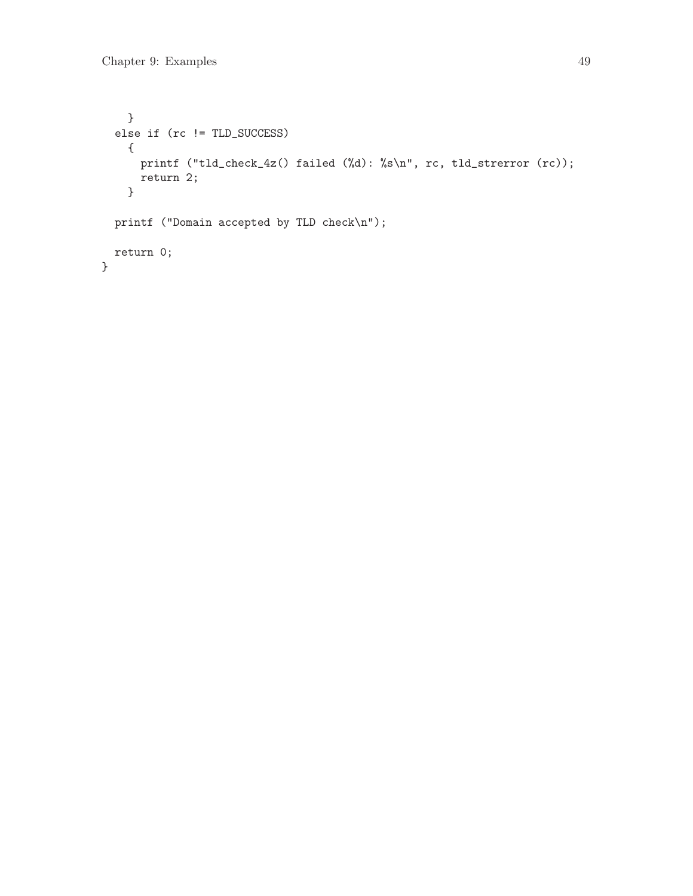```
    }
  else if (rc != TLD_SUCCESS)
    {
      printf ("tld_check_4z() failed (%d): %s\n", rc, tld_strerror (rc));
      return 2;
    }

  printf ("Domain accepted by TLD check\n");

  return 0;
}
```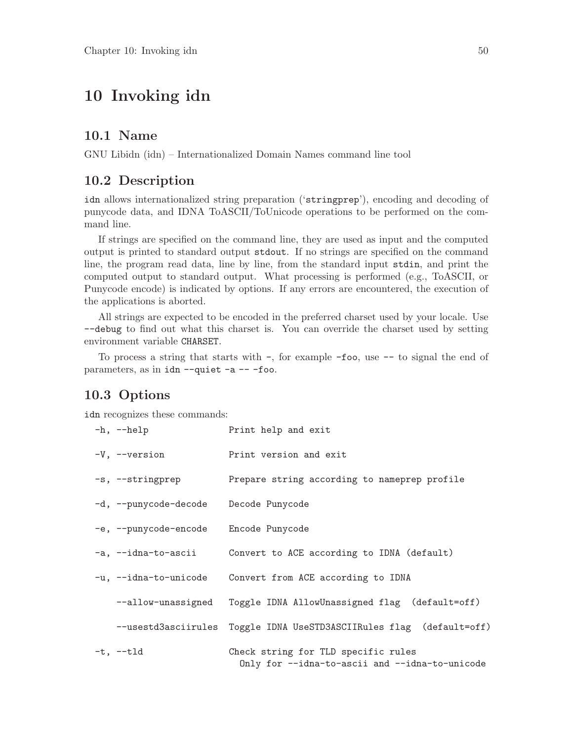# 10 Invoking idn

## 10.1 Name

GNU Libidn (idn) – Internationalized Domain Names command line tool

## 10.2 Description

`idn` allows internationalized string preparation ('`stringprep`'), encoding and decoding of punycode data, and IDNA ToASCII/ToUnicode operations to be performed on the command line.

If strings are specified on the command line, they are used as input and the computed output is printed to standard output `stdout`. If no strings are specified on the command line, the program read data, line by line, from the standard input `stdin`, and print the computed output to standard output. What processing is performed (e.g., ToASCII, or Punycode encode) is indicated by options. If any errors are encountered, the execution of the applications is aborted.

All strings are expected to be encoded in the preferred charset used by your locale. Use `--debug` to find out what this charset is. You can override the charset used by setting environment variable `CHARSET`.

To process a string that starts with `-`, for example `-foo`, use `--` to signal the end of parameters, as in `idn --quiet -a -- -foo`.

## 10.3 Options

`idn` recognizes these commands:

```
  -h, --help               Print help and exit

  -V, --version            Print version and exit

  -s, --stringprep         Prepare string according to nameprep profile

  -d, --punycode-decode    Decode Punycode

  -e, --punycode-encode    Encode Punycode

  -a, --idna-to-ascii      Convert to ACE according to IDNA (default)

  -u, --idna-to-unicode    Convert from ACE according to IDNA

      --allow-unassigned   Toggle IDNA AllowUnassigned flag  (default=off)

      --usestd3asciirules  Toggle IDNA UseSTD3ASCIIRules flag  (default=off)

  -t, --tld                Check string for TLD specific rules
                             Only for --idna-to-ascii and --idna-to-unicode
```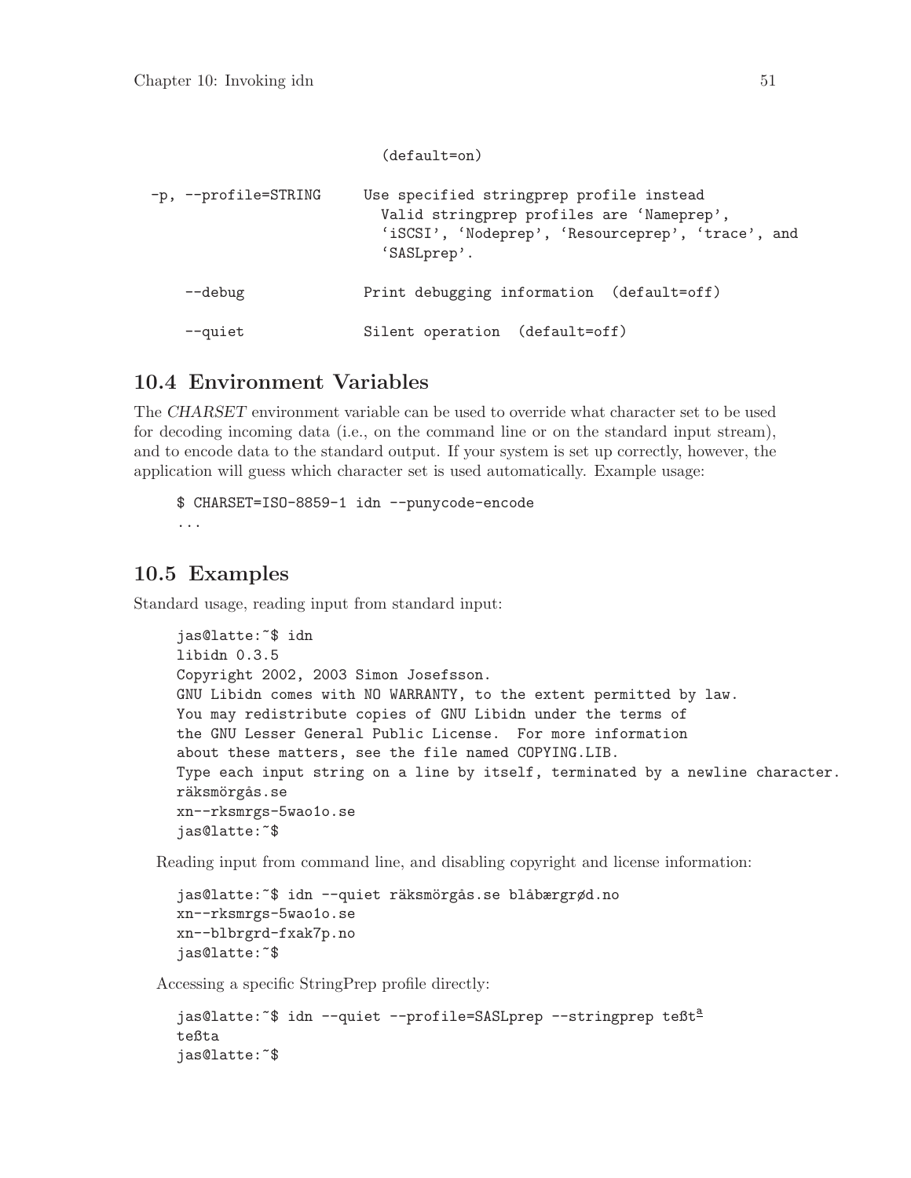```
                              (default=on)

  -p, --profile=STRING      Use specified stringprep profile instead
                              Valid stringprep profiles are 'Nameprep',
                              'iSCSI', 'Nodeprep', 'Resourceprep', 'trace', and
                              'SASLprep'.

      --debug               Print debugging information  (default=off)

      --quiet               Silent operation  (default=off)
```

## 10.4 Environment Variables

The *CHARSET* environment variable can be used to override what character set to be used for decoding incoming data (i.e., on the command line or on the standard input stream), and to encode data to the standard output. If your system is set up correctly, however, the application will guess which character set is used automatically. Example usage:

```
$ CHARSET=ISO-8859-1 idn --punycode-encode
...
```

## 10.5 Examples

Standard usage, reading input from standard input:

```
jas@latte:~$ idn
libidn 0.3.5
Copyright 2002, 2003 Simon Josefsson.
GNU Libidn comes with NO WARRANTY, to the extent permitted by law.
You may redistribute copies of GNU Libidn under the terms of
the GNU Lesser General Public License.  For more information
about these matters, see the file named COPYING.LIB.
Type each input string on a line by itself, terminated by a newline character.
räksmörgås.se
xn--rksmrgs-5wao1o.se
jas@latte:~$
```

Reading input from command line, and disabling copyright and license information:

```
jas@latte:~$ idn --quiet räksmörgås.se blåbærgrød.no
xn--rksmrgs-5wao1o.se
xn--blbrgrd-fxak7p.no
jas@latte:~$
```

Accessing a specific StringPrep profile directly:

```
jas@latte:~$ idn --quiet --profile=SASLprep --stringprep teßtª
teßta
jas@latte:~$
```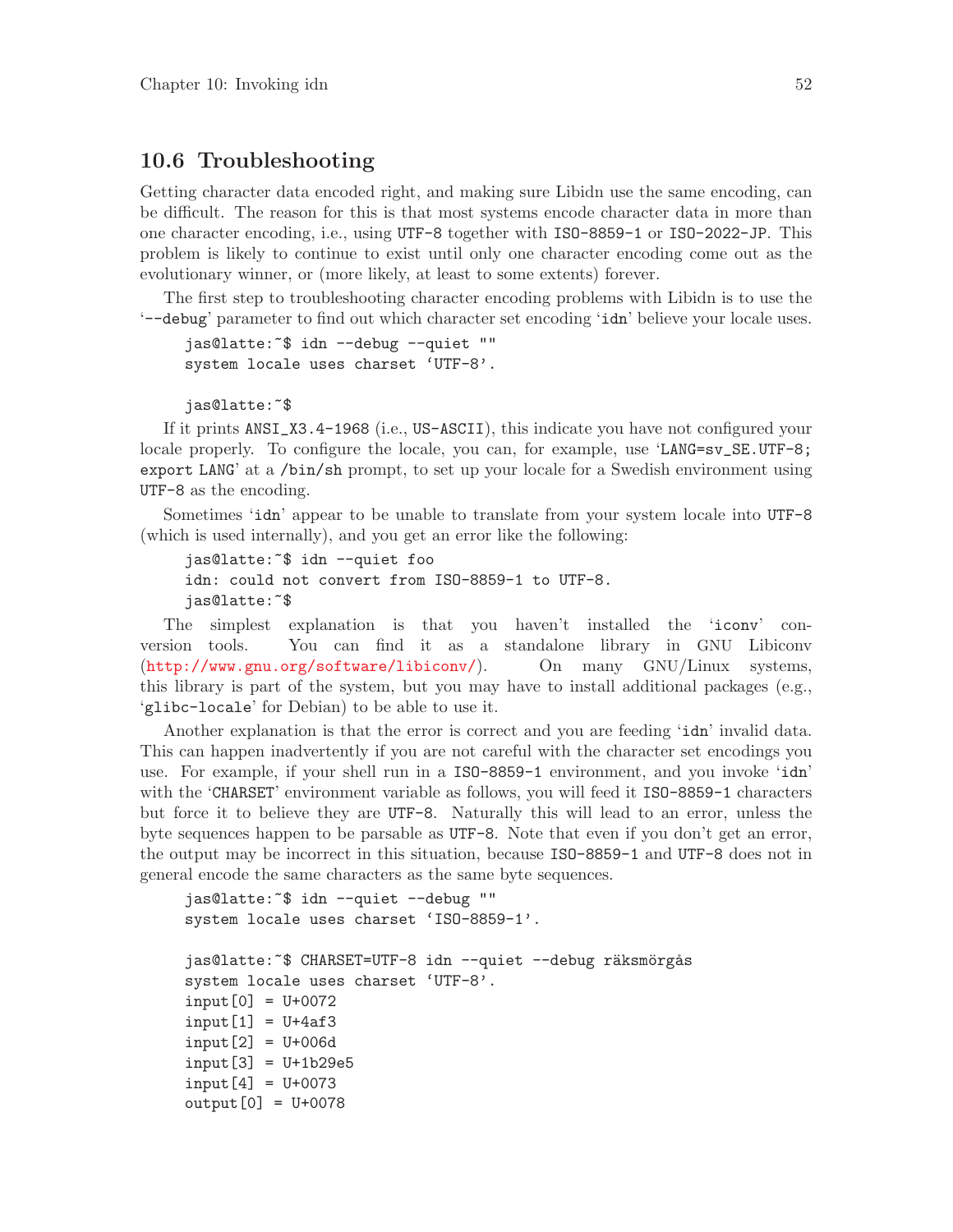## 10.6 Troubleshooting

Getting character data encoded right, and making sure Libidn use the same encoding, can be difficult. The reason for this is that most systems encode character data in more than one character encoding, i.e., using `UTF-8` together with `ISO-8859-1` or `ISO-2022-JP`. This problem is likely to continue to exist until only one character encoding come out as the evolutionary winner, or (more likely, at least to some extents) forever.

The first step to troubleshooting character encoding problems with Libidn is to use the '`--debug`' parameter to find out which character set encoding '`idn`' believe your locale uses.

```
jas@latte:~$ idn --debug --quiet ""
system locale uses charset 'UTF-8'.

jas@latte:~$
```

If it prints `ANSI_X3.4-1968` (i.e., `US-ASCII`), this indicate you have not configured your locale properly. To configure the locale, you can, for example, use '`LANG=sv_SE.UTF-8; export LANG`' at a `/bin/sh` prompt, to set up your locale for a Swedish environment using `UTF-8` as the encoding.

Sometimes '`idn`' appear to be unable to translate from your system locale into `UTF-8` (which is used internally), and you get an error like the following:

```
jas@latte:~$ idn --quiet foo
idn: could not convert from ISO-8859-1 to UTF-8.
jas@latte:~$
```

The simplest explanation is that you haven't installed the '`iconv`' conversion tools. You can find it as a standalone library in GNU Libiconv (http://www.gnu.org/software/libiconv/). On many GNU/Linux systems, this library is part of the system, but you may have to install additional packages (e.g., '`glibc-locale`' for Debian) to be able to use it.

Another explanation is that the error is correct and you are feeding '`idn`' invalid data. This can happen inadvertently if you are not careful with the character set encodings you use. For example, if your shell run in a `ISO-8859-1` environment, and you invoke '`idn`' with the '`CHARSET`' environment variable as follows, you will feed it `ISO-8859-1` characters but force it to believe they are `UTF-8`. Naturally this will lead to an error, unless the byte sequences happen to be parsable as `UTF-8`. Note that even if you don't get an error, the output may be incorrect in this situation, because `ISO-8859-1` and `UTF-8` does not in general encode the same characters as the same byte sequences.

```
jas@latte:~$ idn --quiet --debug ""
system locale uses charset 'ISO-8859-1'.

jas@latte:~$ CHARSET=UTF-8 idn --quiet --debug räksmörgås
system locale uses charset 'UTF-8'.
input[0] = U+0072
input[1] = U+4af3
input[2] = U+006d
input[3] = U+1b29e5
input[4] = U+0073
output[0] = U+0078
```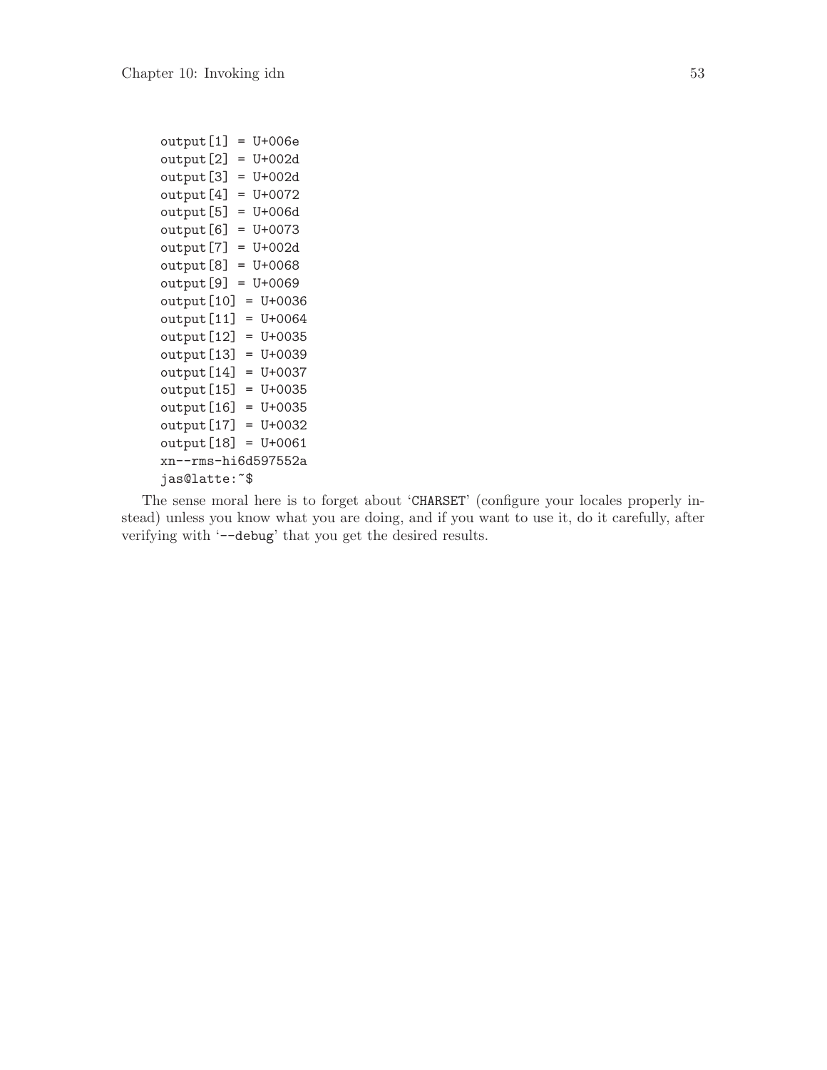```
output[1] = U+006e
output[2] = U+002d
output[3] = U+002d
output[4] = U+0072
output[5] = U+006d
output[6] = U+0073
output[7] = U+002d
output[8] = U+0068
output[9] = U+0069
output[10] = U+0036
output[11] = U+0064
output[12] = U+0035
output[13] = U+0039
output[14] = U+0037
output[15] = U+0035
output[16] = U+0035
output[17] = U+0032
output[18] = U+0061
xn--rms-hi6d597552a
jas@latte:~$
```

The sense moral here is to forget about 'CHARSET' (configure your locales properly instead) unless you know what you are doing, and if you want to use it, do it carefully, after verifying with '--debug' that you get the desired results.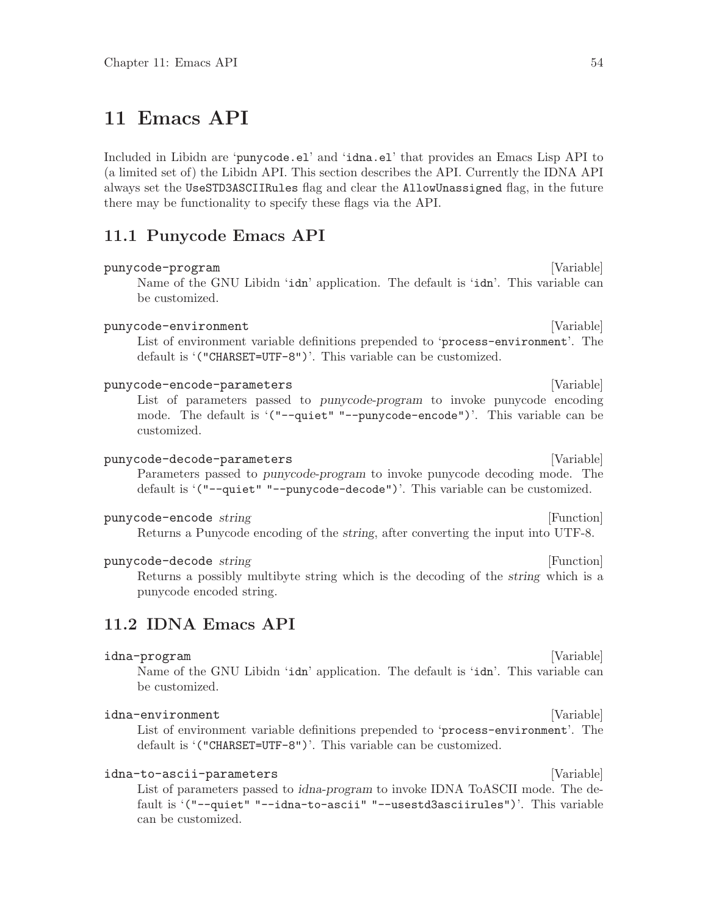# 11 Emacs API

Included in Libidn are '`punycode.el`' and '`idna.el`' that provides an Emacs Lisp API to (a limited set of) the Libidn API. This section describes the API. Currently the IDNA API always set the `UseSTD3ASCIIRules` flag and clear the `AllowUnassigned` flag, in the future there may be functionality to specify these flags via the API.

## 11.1 Punycode Emacs API

**`punycode-program`** [Variable]

Name of the GNU Libidn '`idn`' application. The default is '`idn`'. This variable can be customized.

**`punycode-environment`** [Variable]

List of environment variable definitions prepended to '`process-environment`'. The default is '`("CHARSET=UTF-8")`'. This variable can be customized.

**`punycode-encode-parameters`** [Variable]

List of parameters passed to *punycode-program* to invoke punycode encoding mode. The default is '`("--quiet" "--punycode-encode")`'. This variable can be customized.

**`punycode-decode-parameters`** [Variable]

Parameters passed to *punycode-program* to invoke punycode decoding mode. The default is '`("--quiet" "--punycode-decode")`'. This variable can be customized.

**`punycode-encode`** *string* [Function]

Returns a Punycode encoding of the *string*, after converting the input into UTF-8.

**`punycode-decode`** *string* [Function]

Returns a possibly multibyte string which is the decoding of the *string* which is a punycode encoded string.

## 11.2 IDNA Emacs API

**`idna-program`** [Variable]

Name of the GNU Libidn '`idn`' application. The default is '`idn`'. This variable can be customized.

**`idna-environment`** [Variable]

List of environment variable definitions prepended to '`process-environment`'. The default is '`("CHARSET=UTF-8")`'. This variable can be customized.

**`idna-to-ascii-parameters`** [Variable]

List of parameters passed to *idna-program* to invoke IDNA ToASCII mode. The default is '`("--quiet" "--idna-to-ascii" "--usestd3asciirules")`'. This variable can be customized.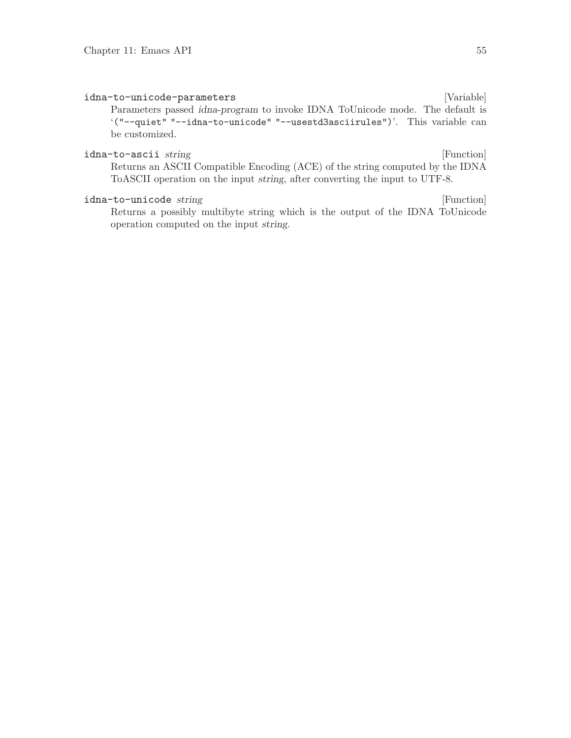`idna-to-unicode-parameters` [Variable]

Parameters passed *idna-program* to invoke IDNA ToUnicode mode. The default is '`("--quiet" "--idna-to-unicode" "--usestd3asciirules")`'. This variable can be customized.

`idna-to-ascii` *string* [Function]

Returns an ASCII Compatible Encoding (ACE) of the string computed by the IDNA ToASCII operation on the input *string*, after converting the input to UTF-8.

`idna-to-unicode` *string* [Function]

Returns a possibly multibyte string which is the output of the IDNA ToUnicode operation computed on the input *string*.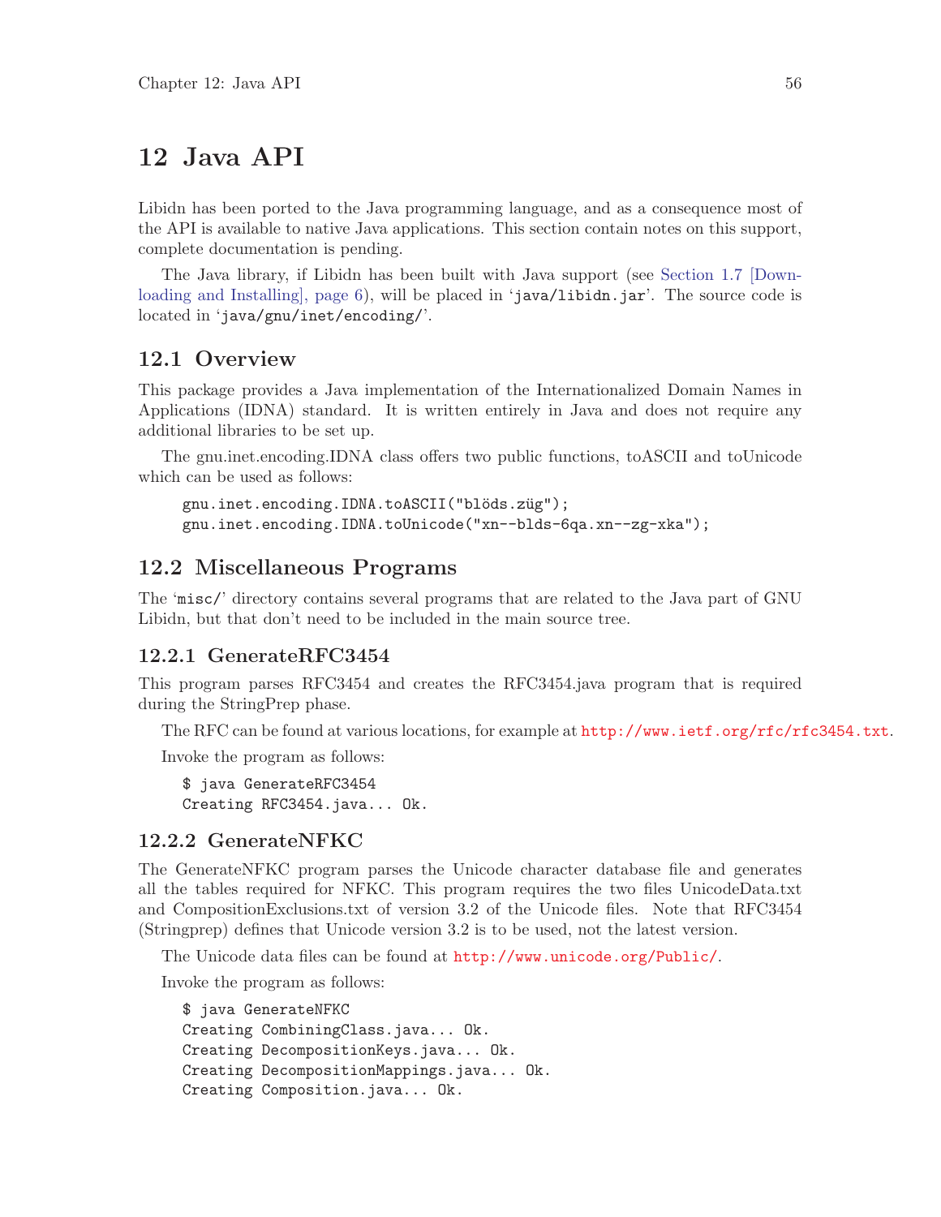# 12 Java API

Libidn has been ported to the Java programming language, and as a consequence most of the API is available to native Java applications. This section contain notes on this support, complete documentation is pending.

The Java library, if Libidn has been built with Java support (see Section 1.7 [Downloading and Installing], page 6), will be placed in 'java/libidn.jar'. The source code is located in 'java/gnu/inet/encoding/'.

## 12.1 Overview

This package provides a Java implementation of the Internationalized Domain Names in Applications (IDNA) standard. It is written entirely in Java and does not require any additional libraries to be set up.

The gnu.inet.encoding.IDNA class offers two public functions, toASCII and toUnicode which can be used as follows:

```
gnu.inet.encoding.IDNA.toASCII("blöds.züg");
gnu.inet.encoding.IDNA.toUnicode("xn--blds-6qa.xn--zg-xka");
```

## 12.2 Miscellaneous Programs

The 'misc/' directory contains several programs that are related to the Java part of GNU Libidn, but that don't need to be included in the main source tree.

### 12.2.1 GenerateRFC3454

This program parses RFC3454 and creates the RFC3454.java program that is required during the StringPrep phase.

The RFC can be found at various locations, for example at http://www.ietf.org/rfc/rfc3454.txt.

Invoke the program as follows:

```
$ java GenerateRFC3454
Creating RFC3454.java... Ok.
```

### 12.2.2 GenerateNFKC

The GenerateNFKC program parses the Unicode character database file and generates all the tables required for NFKC. This program requires the two files UnicodeData.txt and CompositionExclusions.txt of version 3.2 of the Unicode files. Note that RFC3454 (Stringprep) defines that Unicode version 3.2 is to be used, not the latest version.

The Unicode data files can be found at http://www.unicode.org/Public/.

Invoke the program as follows:

```
$ java GenerateNFKC
Creating CombiningClass.java... Ok.
Creating DecompositionKeys.java... Ok.
Creating DecompositionMappings.java... Ok.
Creating Composition.java... Ok.
```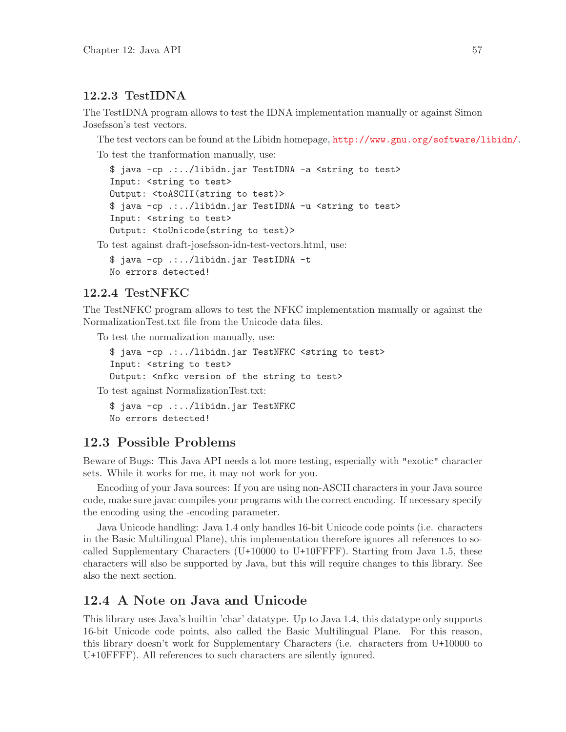### 12.2.3 TestIDNA

The TestIDNA program allows to test the IDNA implementation manually or against Simon Josefsson's test vectors.

The test vectors can be found at the Libidn homepage, http://www.gnu.org/software/libidn/.

To test the tranformation manually, use:

```
$ java -cp .:../libidn.jar TestIDNA -a <string to test>
Input: <string to test>
Output: <toASCII(string to test)>
$ java -cp .:../libidn.jar TestIDNA -u <string to test>
Input: <string to test>
Output: <toUnicode(string to test)>
```

To test against draft-josefsson-idn-test-vectors.html, use:

```
$ java -cp .:../libidn.jar TestIDNA -t
No errors detected!
```

### 12.2.4 TestNFKC

The TestNFKC program allows to test the NFKC implementation manually or against the NormalizationTest.txt file from the Unicode data files.

To test the normalization manually, use:

```
$ java -cp .:../libidn.jar TestNFKC <string to test>
Input: <string to test>
Output: <nfkc version of the string to test>
```

To test against NormalizationTest.txt:

```
$ java -cp .:../libidn.jar TestNFKC
No errors detected!
```

## 12.3 Possible Problems

Beware of Bugs: This Java API needs a lot more testing, especially with "exotic" character sets. While it works for me, it may not work for you.

Encoding of your Java sources: If you are using non-ASCII characters in your Java source code, make sure javac compiles your programs with the correct encoding. If necessary specify the encoding using the -encoding parameter.

Java Unicode handling: Java 1.4 only handles 16-bit Unicode code points (i.e. characters in the Basic Multilingual Plane), this implementation therefore ignores all references to so-called Supplementary Characters (U+10000 to U+10FFFF). Starting from Java 1.5, these characters will also be supported by Java, but this will require changes to this library. See also the next section.

## 12.4 A Note on Java and Unicode

This library uses Java's builtin 'char' datatype. Up to Java 1.4, this datatype only supports 16-bit Unicode code points, also called the Basic Multilingual Plane. For this reason, this library doesn't work for Supplementary Characters (i.e. characters from U+10000 to U+10FFFF). All references to such characters are silently ignored.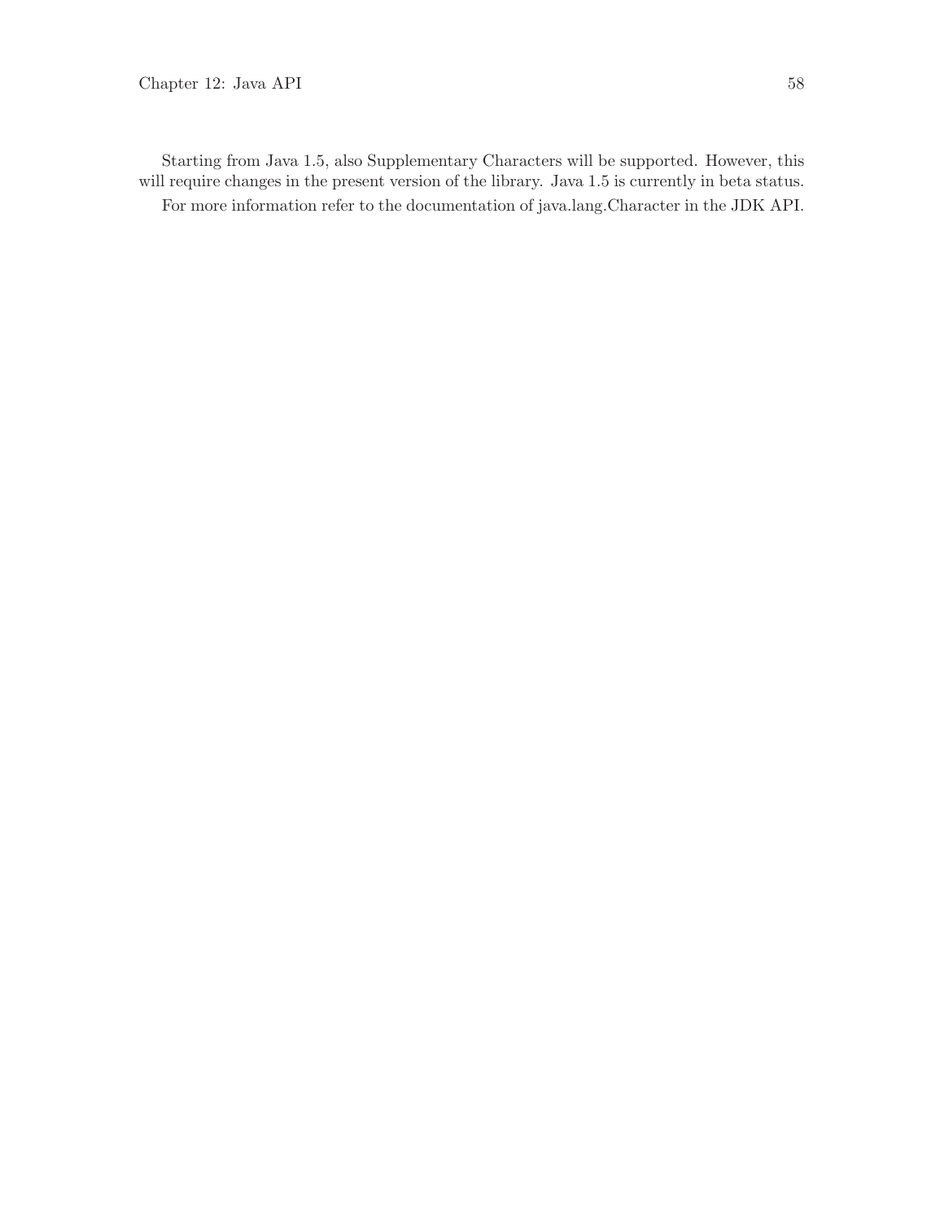Starting from Java 1.5, also Supplementary Characters will be supported. However, this will require changes in the present version of the library. Java 1.5 is currently in beta status.

For more information refer to the documentation of java.lang.Character in the JDK API.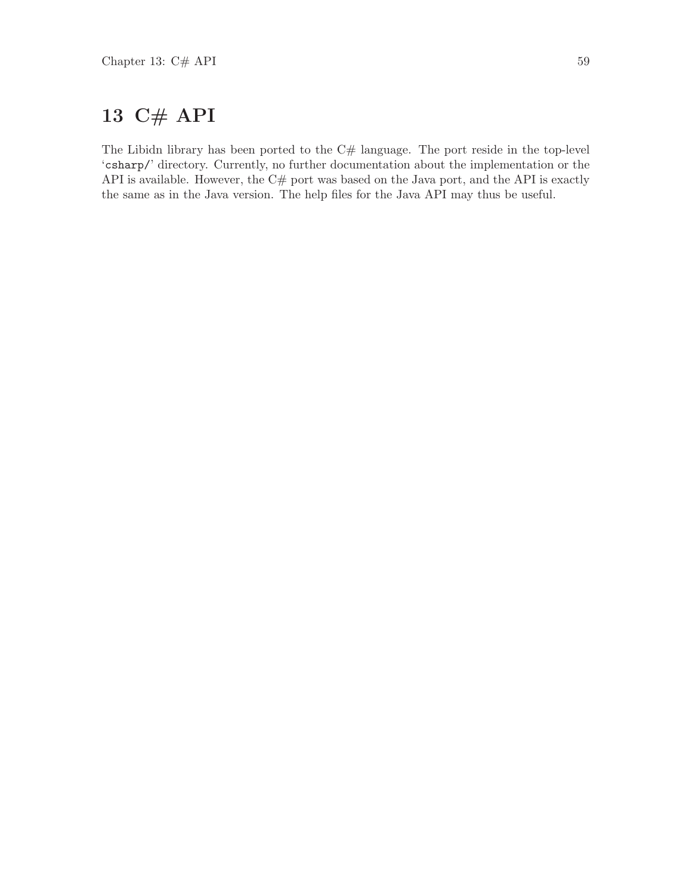# 13 C# API

The Libidn library has been ported to the C# language. The port reside in the top-level '`csharp/`' directory. Currently, no further documentation about the implementation or the API is available. However, the C# port was based on the Java port, and the API is exactly the same as in the Java version. The help files for the Java API may thus be useful.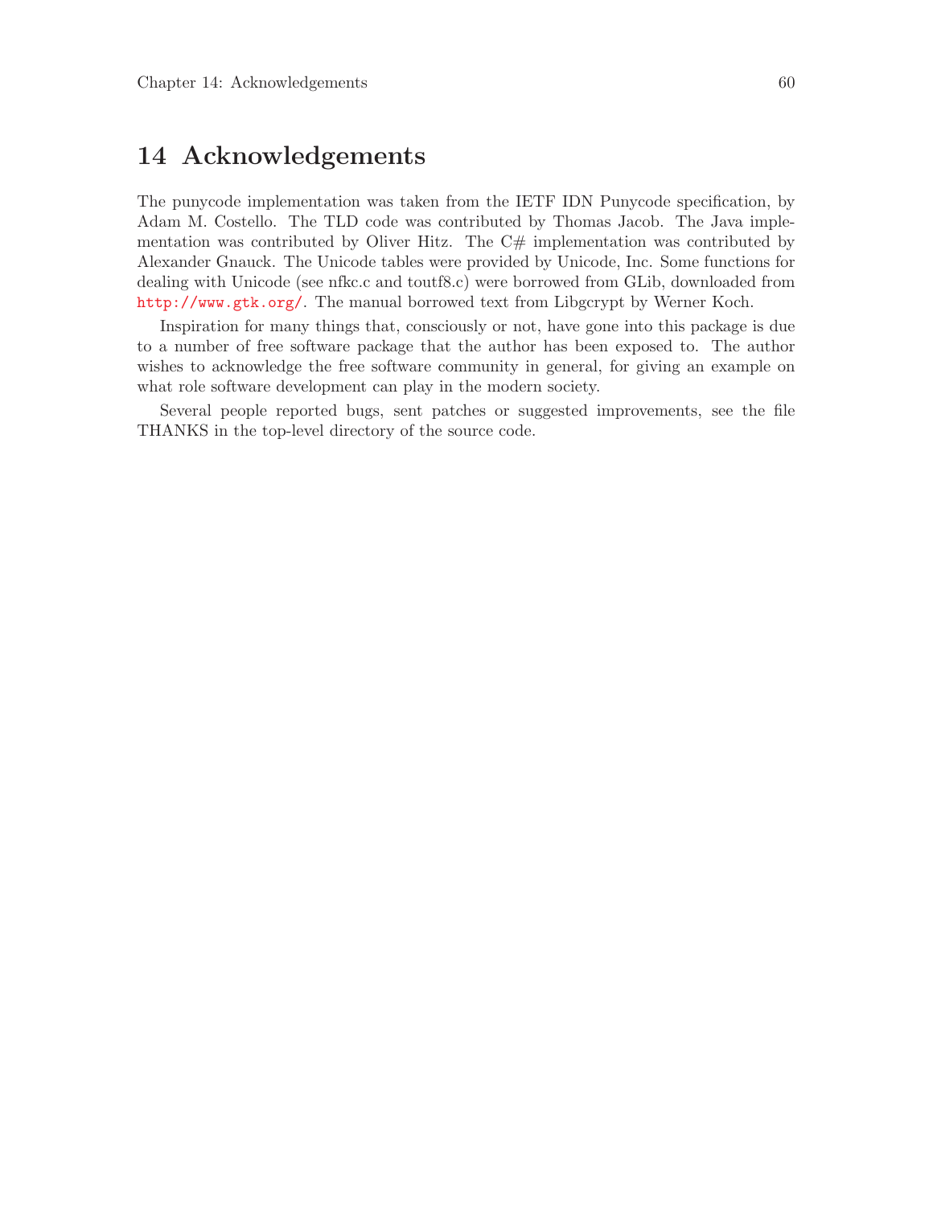# 14 Acknowledgements

The punycode implementation was taken from the IETF IDN Punycode specification, by Adam M. Costello. The TLD code was contributed by Thomas Jacob. The Java implementation was contributed by Oliver Hitz. The C# implementation was contributed by Alexander Gnauck. The Unicode tables were provided by Unicode, Inc. Some functions for dealing with Unicode (see nfkc.c and toutf8.c) were borrowed from GLib, downloaded from http://www.gtk.org/. The manual borrowed text from Libgcrypt by Werner Koch.

Inspiration for many things that, consciously or not, have gone into this package is due to a number of free software package that the author has been exposed to. The author wishes to acknowledge the free software community in general, for giving an example on what role software development can play in the modern society.

Several people reported bugs, sent patches or suggested improvements, see the file THANKS in the top-level directory of the source code.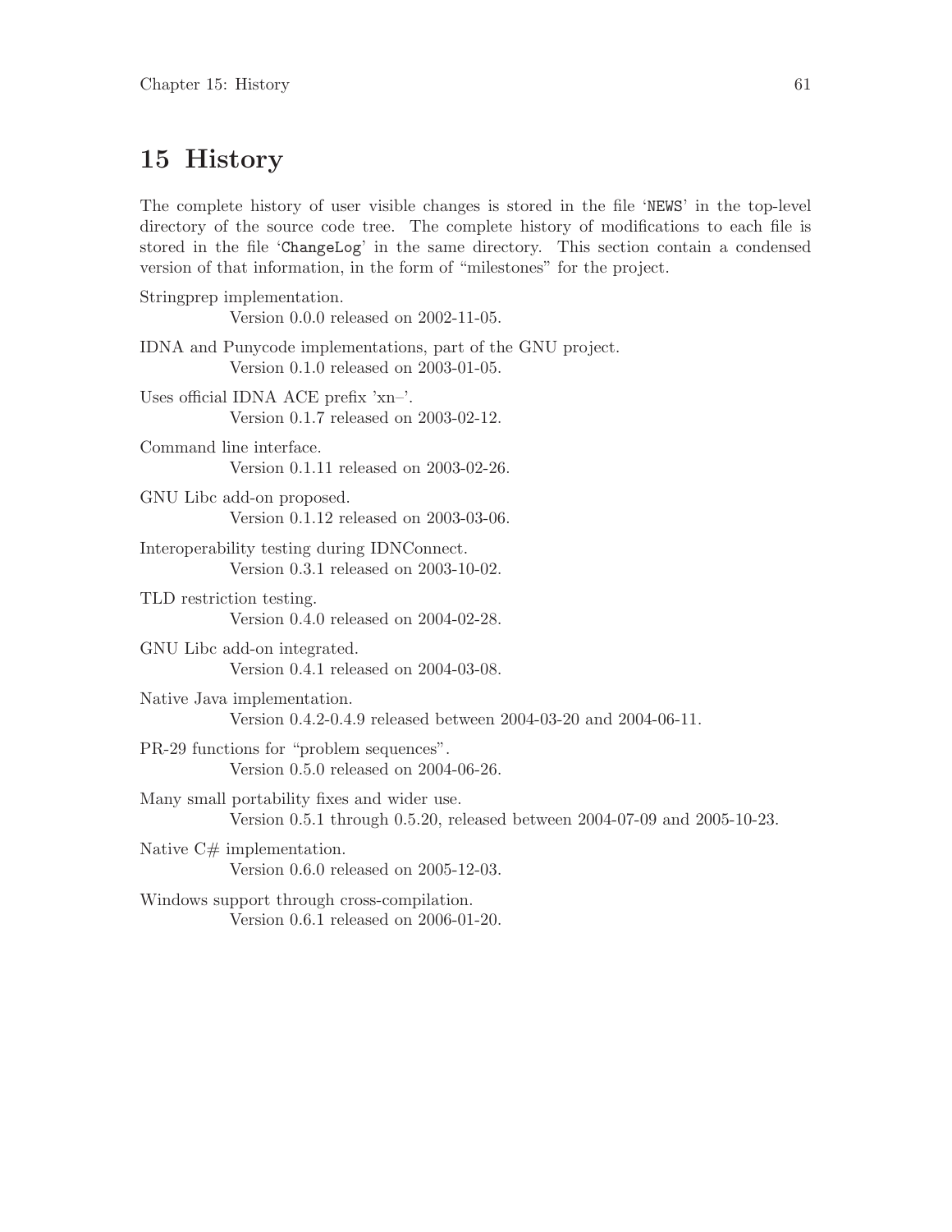# 15 History

The complete history of user visible changes is stored in the file 'NEWS' in the top-level directory of the source code tree. The complete history of modifications to each file is stored in the file 'ChangeLog' in the same directory. This section contain a condensed version of that information, in the form of "milestones" for the project.

Stringprep implementation.
: Version 0.0.0 released on 2002-11-05.

IDNA and Punycode implementations, part of the GNU project.
: Version 0.1.0 released on 2003-01-05.

Uses official IDNA ACE prefix 'xn–'.
: Version 0.1.7 released on 2003-02-12.

Command line interface.
: Version 0.1.11 released on 2003-02-26.

GNU Libc add-on proposed.
: Version 0.1.12 released on 2003-03-06.

Interoperability testing during IDNConnect.
: Version 0.3.1 released on 2003-10-02.

TLD restriction testing.
: Version 0.4.0 released on 2004-02-28.

GNU Libc add-on integrated.
: Version 0.4.1 released on 2004-03-08.

Native Java implementation.
: Version 0.4.2-0.4.9 released between 2004-03-20 and 2004-06-11.

PR-29 functions for "problem sequences".
: Version 0.5.0 released on 2004-06-26.

Many small portability fixes and wider use.
: Version 0.5.1 through 0.5.20, released between 2004-07-09 and 2005-10-23.

Native C# implementation.
: Version 0.6.0 released on 2005-12-03.

Windows support through cross-compilation.
: Version 0.6.1 released on 2006-01-20.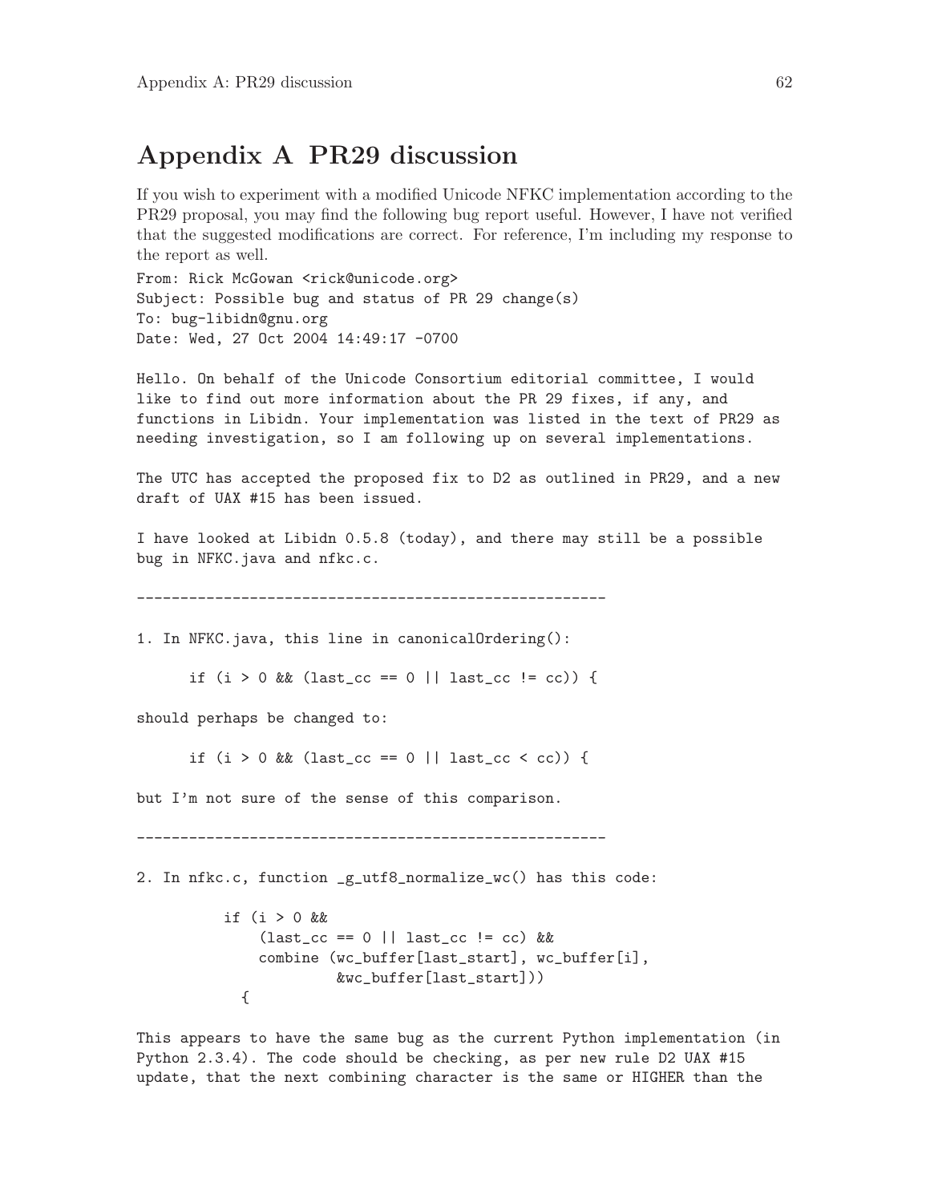# Appendix A PR29 discussion

If you wish to experiment with a modified Unicode NFKC implementation according to the PR29 proposal, you may find the following bug report useful. However, I have not verified that the suggested modifications are correct. For reference, I'm including my response to the report as well.

```
From: Rick McGowan <rick@unicode.org>
Subject: Possible bug and status of PR 29 change(s)
To: bug-libidn@gnu.org
Date: Wed, 27 Oct 2004 14:49:17 -0700

Hello. On behalf of the Unicode Consortium editorial committee, I would
like to find out more information about the PR 29 fixes, if any, and
functions in Libidn. Your implementation was listed in the text of PR29 as
needing investigation, so I am following up on several implementations.

The UTC has accepted the proposed fix to D2 as outlined in PR29, and a new
draft of UAX #15 has been issued.

I have looked at Libidn 0.5.8 (today), and there may still be a possible
bug in NFKC.java and nfkc.c.

------------------------------------------------------

1. In NFKC.java, this line in canonicalOrdering():

      if (i > 0 && (last_cc == 0 || last_cc != cc)) {

should perhaps be changed to:

      if (i > 0 && (last_cc == 0 || last_cc < cc)) {

but I'm not sure of the sense of this comparison.

------------------------------------------------------

2. In nfkc.c, function _g_utf8_normalize_wc() has this code:

          if (i > 0 &&
              (last_cc == 0 || last_cc != cc) &&
              combine (wc_buffer[last_start], wc_buffer[i],
                       &wc_buffer[last_start]))
            {

This appears to have the same bug as the current Python implementation (in
Python 2.3.4). The code should be checking, as per new rule D2 UAX #15
update, that the next combining character is the same or HIGHER than the
```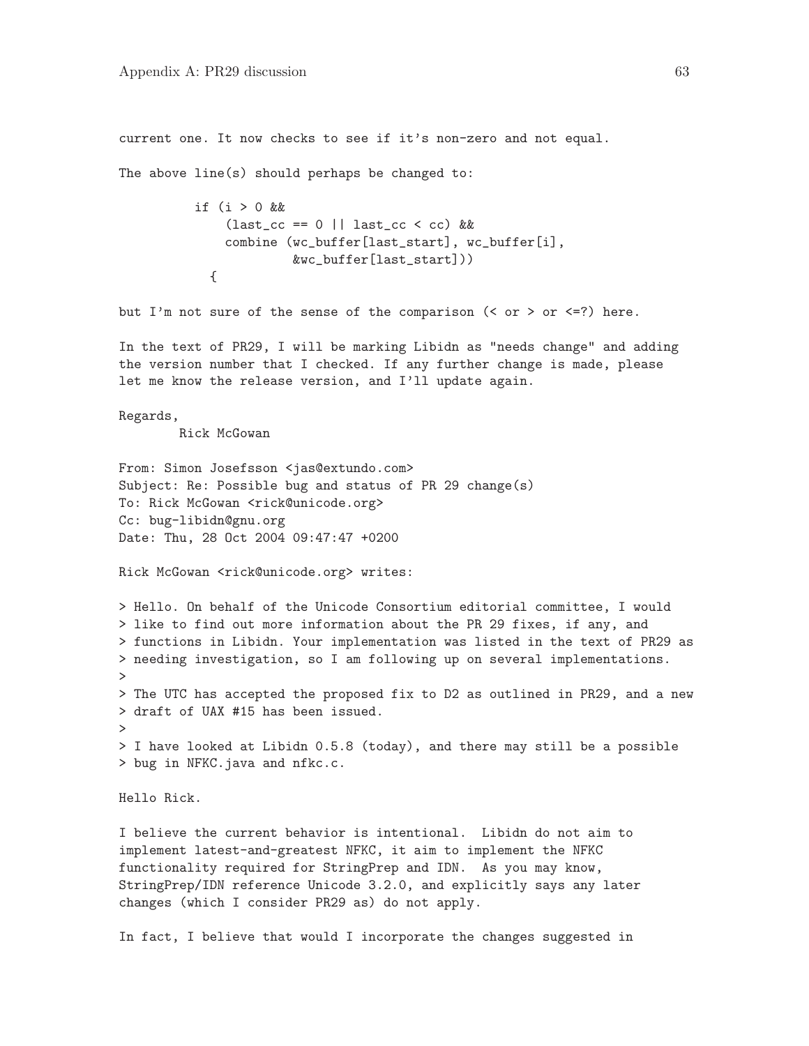current one. It now checks to see if it's non-zero and not equal.

The above line(s) should perhaps be changed to:

```
          if (i > 0 &&
              (last_cc == 0 || last_cc < cc) &&
              combine (wc_buffer[last_start], wc_buffer[i],
                       &wc_buffer[last_start]))
            {
```

but I'm not sure of the sense of the comparison (< or > or <=?) here.

In the text of PR29, I will be marking Libidn as "needs change" and adding the version number that I checked. If any further change is made, please let me know the release version, and I'll update again.

Regards,
        Rick McGowan

From: Simon Josefsson <jas@extundo.com>
Subject: Re: Possible bug and status of PR 29 change(s)
To: Rick McGowan <rick@unicode.org>
Cc: bug-libidn@gnu.org
Date: Thu, 28 Oct 2004 09:47:47 +0200

Rick McGowan <rick@unicode.org> writes:

> Hello. On behalf of the Unicode Consortium editorial committee, I would
> like to find out more information about the PR 29 fixes, if any, and
> functions in Libidn. Your implementation was listed in the text of PR29 as
> needing investigation, so I am following up on several implementations.
>
> The UTC has accepted the proposed fix to D2 as outlined in PR29, and a new
> draft of UAX #15 has been issued.
>
> I have looked at Libidn 0.5.8 (today), and there may still be a possible
> bug in NFKC.java and nfkc.c.

Hello Rick.

I believe the current behavior is intentional. Libidn do not aim to implement latest-and-greatest NFKC, it aim to implement the NFKC functionality required for StringPrep and IDN. As you may know, StringPrep/IDN reference Unicode 3.2.0, and explicitly says any later changes (which I consider PR29 as) do not apply.

In fact, I believe that would I incorporate the changes suggested in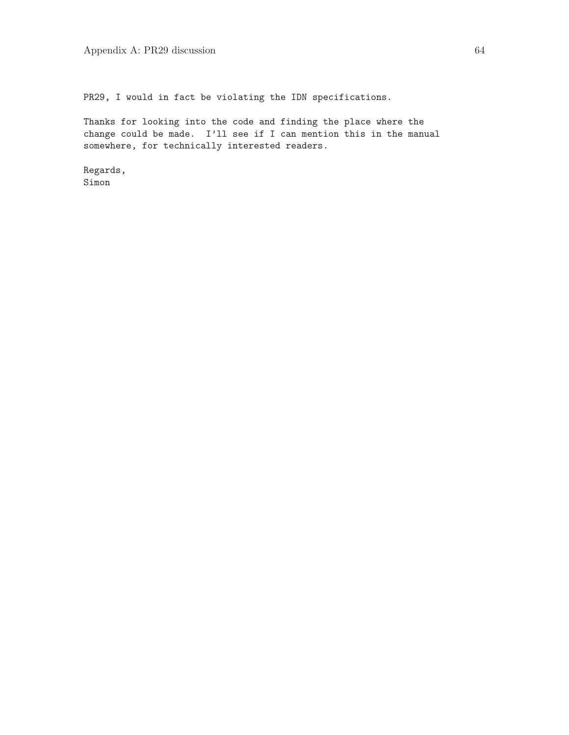PR29, I would in fact be violating the IDN specifications.

Thanks for looking into the code and finding the place where the change could be made. I'll see if I can mention this in the manual somewhere, for technically interested readers.

Regards,
Simon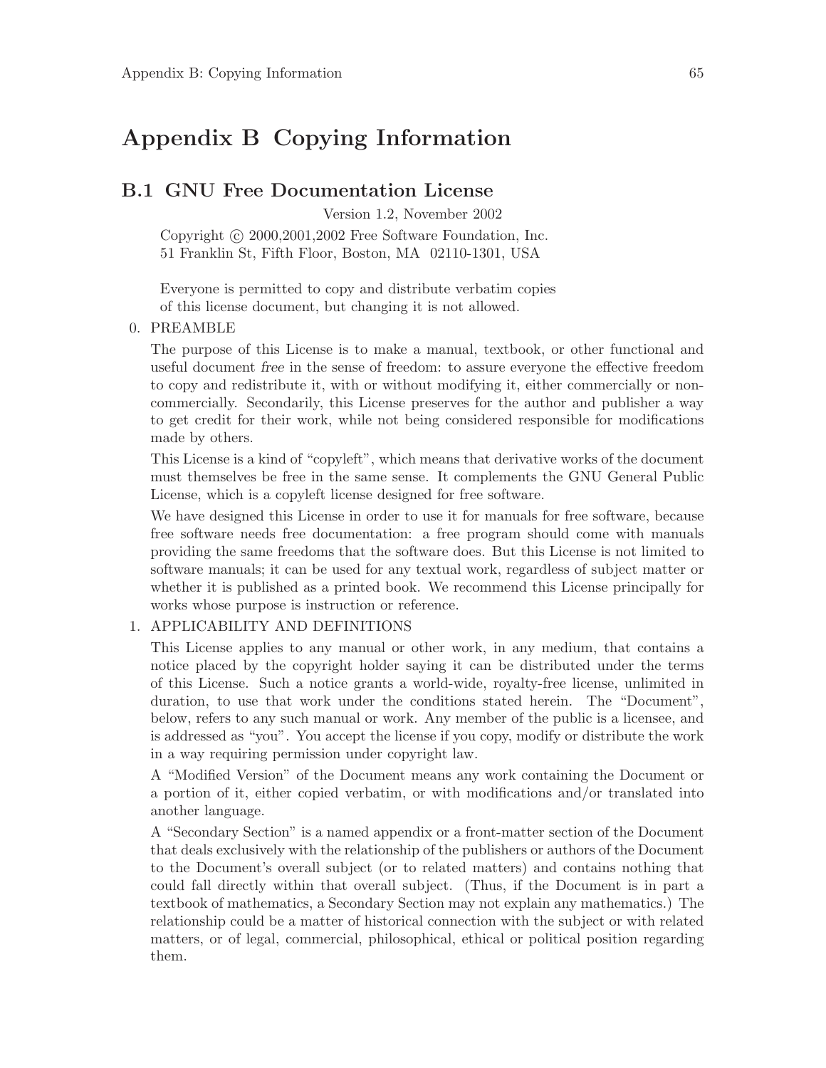# Appendix B Copying Information

## B.1 GNU Free Documentation License

Version 1.2, November 2002

Copyright © 2000,2001,2002 Free Software Foundation, Inc.
51 Franklin St, Fifth Floor, Boston, MA 02110-1301, USA

Everyone is permitted to copy and distribute verbatim copies
of this license document, but changing it is not allowed.

0. PREAMBLE

   The purpose of this License is to make a manual, textbook, or other functional and useful document *free* in the sense of freedom: to assure everyone the effective freedom to copy and redistribute it, with or without modifying it, either commercially or noncommercially. Secondarily, this License preserves for the author and publisher a way to get credit for their work, while not being considered responsible for modifications made by others.

   This License is a kind of "copyleft", which means that derivative works of the document must themselves be free in the same sense. It complements the GNU General Public License, which is a copyleft license designed for free software.

   We have designed this License in order to use it for manuals for free software, because free software needs free documentation: a free program should come with manuals providing the same freedoms that the software does. But this License is not limited to software manuals; it can be used for any textual work, regardless of subject matter or whether it is published as a printed book. We recommend this License principally for works whose purpose is instruction or reference.

1. APPLICABILITY AND DEFINITIONS

   This License applies to any manual or other work, in any medium, that contains a notice placed by the copyright holder saying it can be distributed under the terms of this License. Such a notice grants a world-wide, royalty-free license, unlimited in duration, to use that work under the conditions stated herein. The "Document", below, refers to any such manual or work. Any member of the public is a licensee, and is addressed as "you". You accept the license if you copy, modify or distribute the work in a way requiring permission under copyright law.

   A "Modified Version" of the Document means any work containing the Document or a portion of it, either copied verbatim, or with modifications and/or translated into another language.

   A "Secondary Section" is a named appendix or a front-matter section of the Document that deals exclusively with the relationship of the publishers or authors of the Document to the Document's overall subject (or to related matters) and contains nothing that could fall directly within that overall subject. (Thus, if the Document is in part a textbook of mathematics, a Secondary Section may not explain any mathematics.) The relationship could be a matter of historical connection with the subject or with related matters, or of legal, commercial, philosophical, ethical or political position regarding them.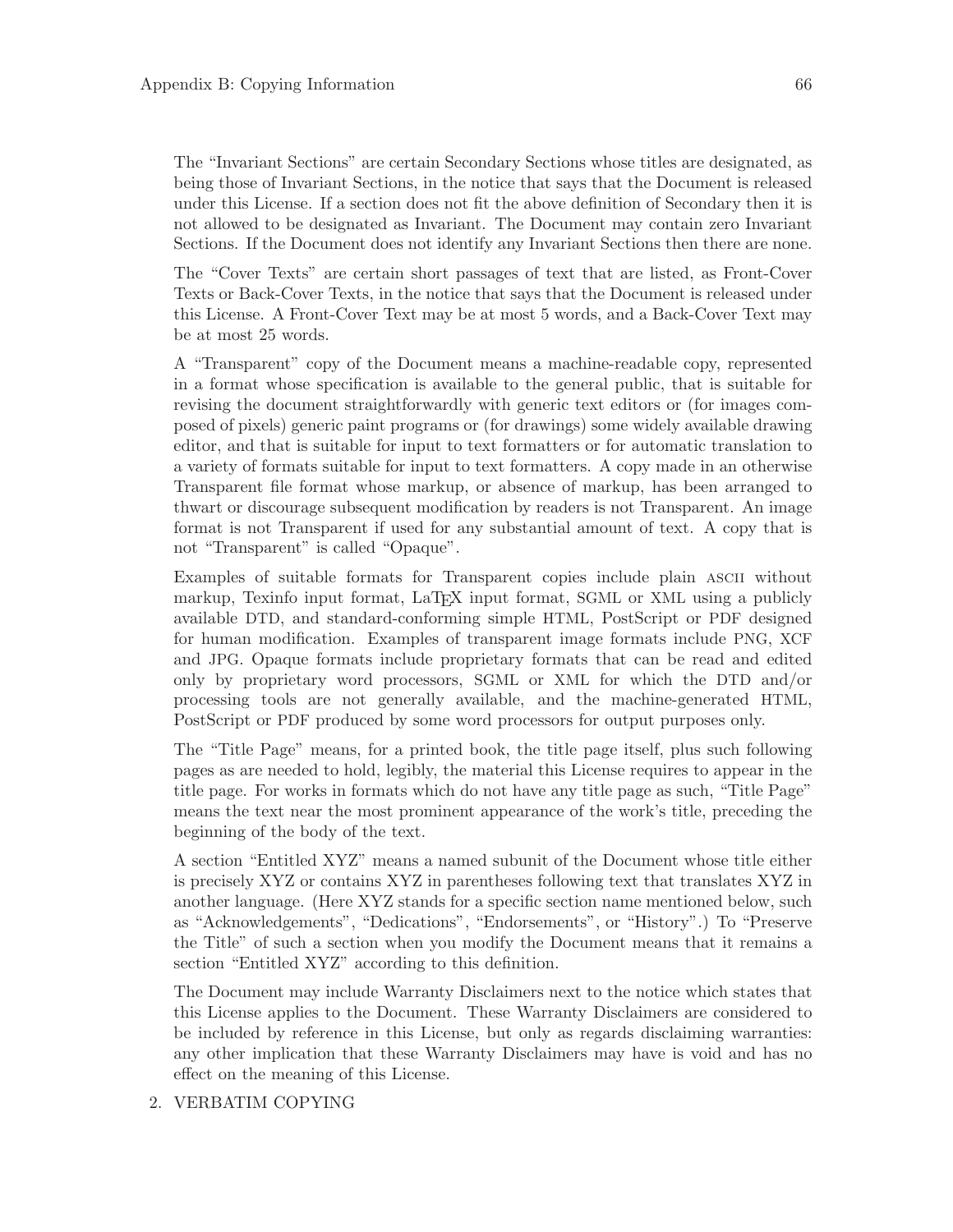The "Invariant Sections" are certain Secondary Sections whose titles are designated, as being those of Invariant Sections, in the notice that says that the Document is released under this License. If a section does not fit the above definition of Secondary then it is not allowed to be designated as Invariant. The Document may contain zero Invariant Sections. If the Document does not identify any Invariant Sections then there are none.

The "Cover Texts" are certain short passages of text that are listed, as Front-Cover Texts or Back-Cover Texts, in the notice that says that the Document is released under this License. A Front-Cover Text may be at most 5 words, and a Back-Cover Text may be at most 25 words.

A "Transparent" copy of the Document means a machine-readable copy, represented in a format whose specification is available to the general public, that is suitable for revising the document straightforwardly with generic text editors or (for images composed of pixels) generic paint programs or (for drawings) some widely available drawing editor, and that is suitable for input to text formatters or for automatic translation to a variety of formats suitable for input to text formatters. A copy made in an otherwise Transparent file format whose markup, or absence of markup, has been arranged to thwart or discourage subsequent modification by readers is not Transparent. An image format is not Transparent if used for any substantial amount of text. A copy that is not "Transparent" is called "Opaque".

Examples of suitable formats for Transparent copies include plain ASCII without markup, Texinfo input format, LaTeX input format, SGML or XML using a publicly available DTD, and standard-conforming simple HTML, PostScript or PDF designed for human modification. Examples of transparent image formats include PNG, XCF and JPG. Opaque formats include proprietary formats that can be read and edited only by proprietary word processors, SGML or XML for which the DTD and/or processing tools are not generally available, and the machine-generated HTML, PostScript or PDF produced by some word processors for output purposes only.

The "Title Page" means, for a printed book, the title page itself, plus such following pages as are needed to hold, legibly, the material this License requires to appear in the title page. For works in formats which do not have any title page as such, "Title Page" means the text near the most prominent appearance of the work's title, preceding the beginning of the body of the text.

A section "Entitled XYZ" means a named subunit of the Document whose title either is precisely XYZ or contains XYZ in parentheses following text that translates XYZ in another language. (Here XYZ stands for a specific section name mentioned below, such as "Acknowledgements", "Dedications", "Endorsements", or "History".) To "Preserve the Title" of such a section when you modify the Document means that it remains a section "Entitled XYZ" according to this definition.

The Document may include Warranty Disclaimers next to the notice which states that this License applies to the Document. These Warranty Disclaimers are considered to be included by reference in this License, but only as regards disclaiming warranties: any other implication that these Warranty Disclaimers may have is void and has no effect on the meaning of this License.

2. VERBATIM COPYING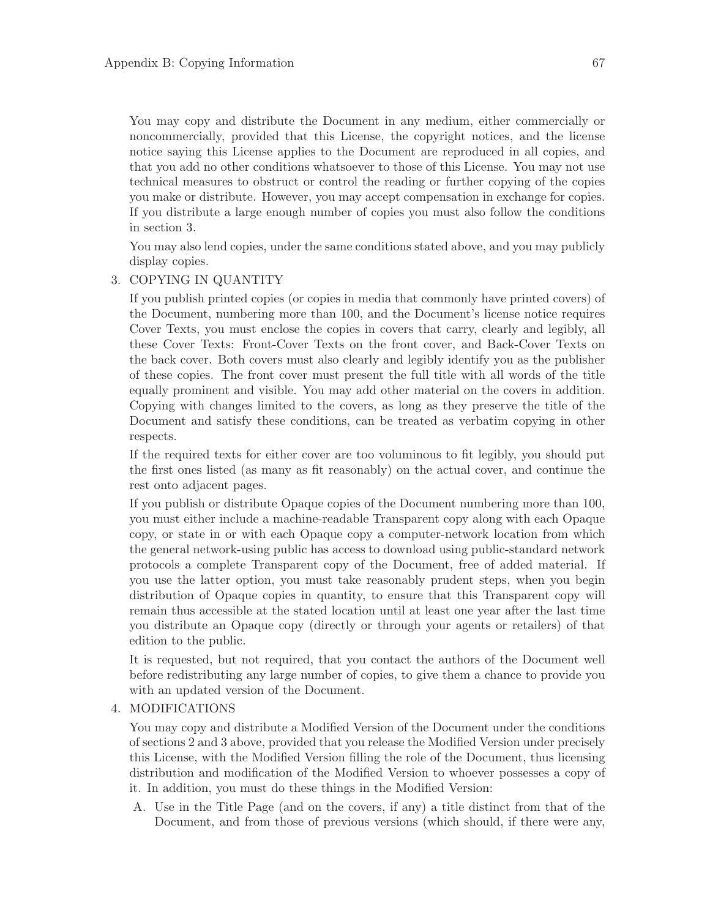You may copy and distribute the Document in any medium, either commercially or noncommercially, provided that this License, the copyright notices, and the license notice saying this License applies to the Document are reproduced in all copies, and that you add no other conditions whatsoever to those of this License. You may not use technical measures to obstruct or control the reading or further copying of the copies you make or distribute. However, you may accept compensation in exchange for copies. If you distribute a large enough number of copies you must also follow the conditions in section 3.

You may also lend copies, under the same conditions stated above, and you may publicly display copies.

3. COPYING IN QUANTITY

   If you publish printed copies (or copies in media that commonly have printed covers) of the Document, numbering more than 100, and the Document's license notice requires Cover Texts, you must enclose the copies in covers that carry, clearly and legibly, all these Cover Texts: Front-Cover Texts on the front cover, and Back-Cover Texts on the back cover. Both covers must also clearly and legibly identify you as the publisher of these copies. The front cover must present the full title with all words of the title equally prominent and visible. You may add other material on the covers in addition. Copying with changes limited to the covers, as long as they preserve the title of the Document and satisfy these conditions, can be treated as verbatim copying in other respects.

   If the required texts for either cover are too voluminous to fit legibly, you should put the first ones listed (as many as fit reasonably) on the actual cover, and continue the rest onto adjacent pages.

   If you publish or distribute Opaque copies of the Document numbering more than 100, you must either include a machine-readable Transparent copy along with each Opaque copy, or state in or with each Opaque copy a computer-network location from which the general network-using public has access to download using public-standard network protocols a complete Transparent copy of the Document, free of added material. If you use the latter option, you must take reasonably prudent steps, when you begin distribution of Opaque copies in quantity, to ensure that this Transparent copy will remain thus accessible at the stated location until at least one year after the last time you distribute an Opaque copy (directly or through your agents or retailers) of that edition to the public.

   It is requested, but not required, that you contact the authors of the Document well before redistributing any large number of copies, to give them a chance to provide you with an updated version of the Document.

4. MODIFICATIONS

   You may copy and distribute a Modified Version of the Document under the conditions of sections 2 and 3 above, provided that you release the Modified Version under precisely this License, with the Modified Version filling the role of the Document, thus licensing distribution and modification of the Modified Version to whoever possesses a copy of it. In addition, you must do these things in the Modified Version:

   A. Use in the Title Page (and on the covers, if any) a title distinct from that of the Document, and from those of previous versions (which should, if there were any,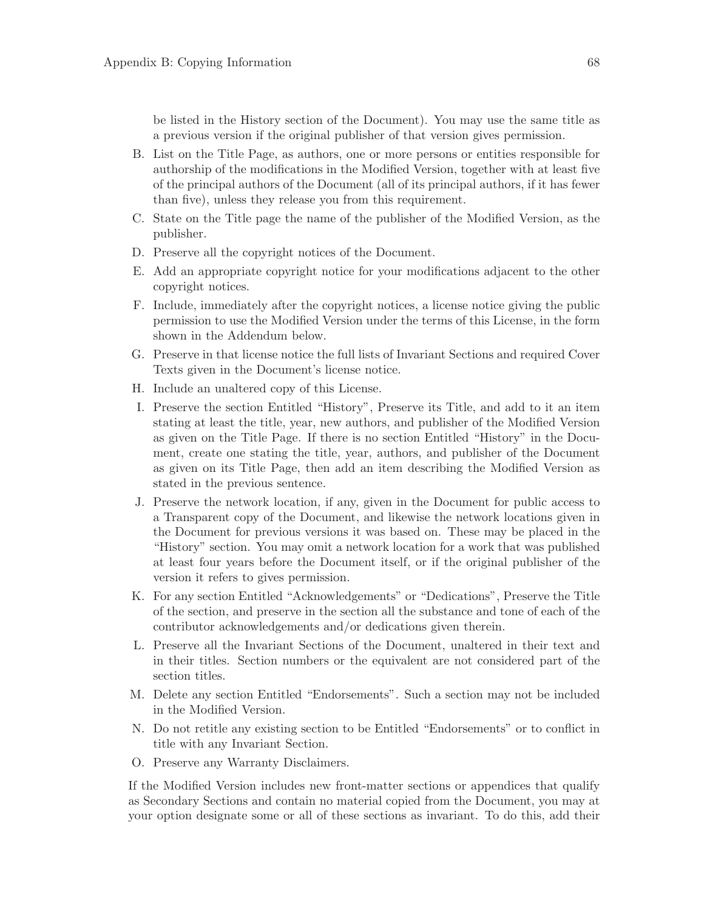be listed in the History section of the Document). You may use the same title as a previous version if the original publisher of that version gives permission.

B. List on the Title Page, as authors, one or more persons or entities responsible for authorship of the modifications in the Modified Version, together with at least five of the principal authors of the Document (all of its principal authors, if it has fewer than five), unless they release you from this requirement.

C. State on the Title page the name of the publisher of the Modified Version, as the publisher.

D. Preserve all the copyright notices of the Document.

E. Add an appropriate copyright notice for your modifications adjacent to the other copyright notices.

F. Include, immediately after the copyright notices, a license notice giving the public permission to use the Modified Version under the terms of this License, in the form shown in the Addendum below.

G. Preserve in that license notice the full lists of Invariant Sections and required Cover Texts given in the Document's license notice.

H. Include an unaltered copy of this License.

I. Preserve the section Entitled "History", Preserve its Title, and add to it an item stating at least the title, year, new authors, and publisher of the Modified Version as given on the Title Page. If there is no section Entitled "History" in the Document, create one stating the title, year, authors, and publisher of the Document as given on its Title Page, then add an item describing the Modified Version as stated in the previous sentence.

J. Preserve the network location, if any, given in the Document for public access to a Transparent copy of the Document, and likewise the network locations given in the Document for previous versions it was based on. These may be placed in the "History" section. You may omit a network location for a work that was published at least four years before the Document itself, or if the original publisher of the version it refers to gives permission.

K. For any section Entitled "Acknowledgements" or "Dedications", Preserve the Title of the section, and preserve in the section all the substance and tone of each of the contributor acknowledgements and/or dedications given therein.

L. Preserve all the Invariant Sections of the Document, unaltered in their text and in their titles. Section numbers or the equivalent are not considered part of the section titles.

M. Delete any section Entitled "Endorsements". Such a section may not be included in the Modified Version.

N. Do not retitle any existing section to be Entitled "Endorsements" or to conflict in title with any Invariant Section.

O. Preserve any Warranty Disclaimers.

If the Modified Version includes new front-matter sections or appendices that qualify as Secondary Sections and contain no material copied from the Document, you may at your option designate some or all of these sections as invariant. To do this, add their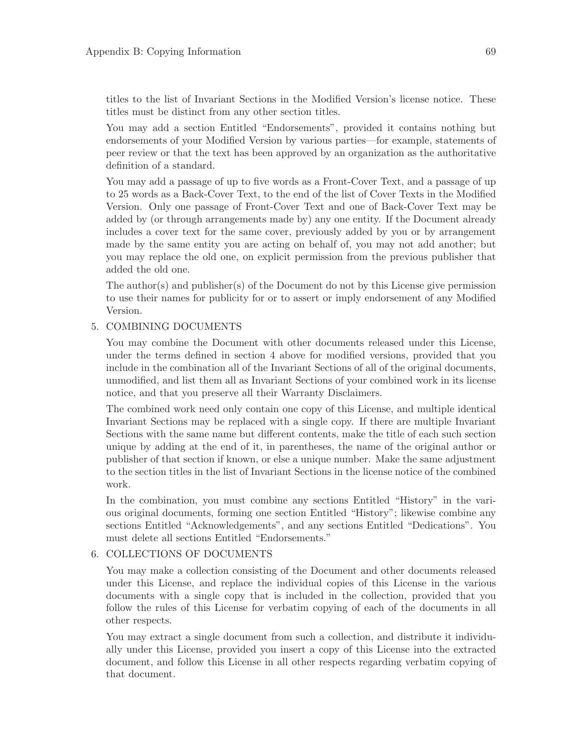titles to the list of Invariant Sections in the Modified Version's license notice. These titles must be distinct from any other section titles.

You may add a section Entitled "Endorsements", provided it contains nothing but endorsements of your Modified Version by various parties—for example, statements of peer review or that the text has been approved by an organization as the authoritative definition of a standard.

You may add a passage of up to five words as a Front-Cover Text, and a passage of up to 25 words as a Back-Cover Text, to the end of the list of Cover Texts in the Modified Version. Only one passage of Front-Cover Text and one of Back-Cover Text may be added by (or through arrangements made by) any one entity. If the Document already includes a cover text for the same cover, previously added by you or by arrangement made by the same entity you are acting on behalf of, you may not add another; but you may replace the old one, on explicit permission from the previous publisher that added the old one.

The author(s) and publisher(s) of the Document do not by this License give permission to use their names for publicity for or to assert or imply endorsement of any Modified Version.

5. COMBINING DOCUMENTS

   You may combine the Document with other documents released under this License, under the terms defined in section 4 above for modified versions, provided that you include in the combination all of the Invariant Sections of all of the original documents, unmodified, and list them all as Invariant Sections of your combined work in its license notice, and that you preserve all their Warranty Disclaimers.

   The combined work need only contain one copy of this License, and multiple identical Invariant Sections may be replaced with a single copy. If there are multiple Invariant Sections with the same name but different contents, make the title of each such section unique by adding at the end of it, in parentheses, the name of the original author or publisher of that section if known, or else a unique number. Make the same adjustment to the section titles in the list of Invariant Sections in the license notice of the combined work.

   In the combination, you must combine any sections Entitled "History" in the various original documents, forming one section Entitled "History"; likewise combine any sections Entitled "Acknowledgements", and any sections Entitled "Dedications". You must delete all sections Entitled "Endorsements."

6. COLLECTIONS OF DOCUMENTS

   You may make a collection consisting of the Document and other documents released under this License, and replace the individual copies of this License in the various documents with a single copy that is included in the collection, provided that you follow the rules of this License for verbatim copying of each of the documents in all other respects.

   You may extract a single document from such a collection, and distribute it individually under this License, provided you insert a copy of this License into the extracted document, and follow this License in all other respects regarding verbatim copying of that document.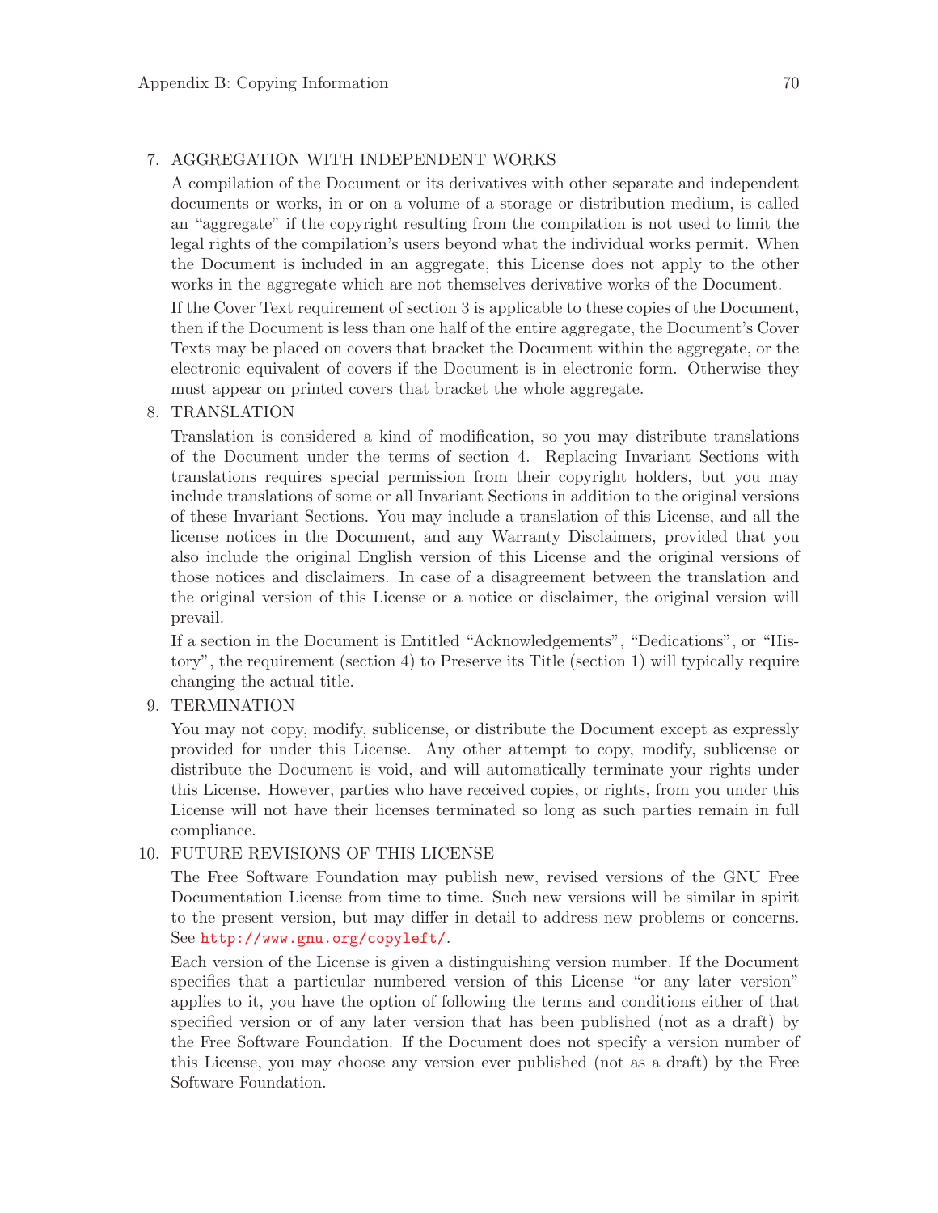7. AGGREGATION WITH INDEPENDENT WORKS

   A compilation of the Document or its derivatives with other separate and independent documents or works, in or on a volume of a storage or distribution medium, is called an "aggregate" if the copyright resulting from the compilation is not used to limit the legal rights of the compilation's users beyond what the individual works permit. When the Document is included in an aggregate, this License does not apply to the other works in the aggregate which are not themselves derivative works of the Document.

   If the Cover Text requirement of section 3 is applicable to these copies of the Document, then if the Document is less than one half of the entire aggregate, the Document's Cover Texts may be placed on covers that bracket the Document within the aggregate, or the electronic equivalent of covers if the Document is in electronic form. Otherwise they must appear on printed covers that bracket the whole aggregate.

8. TRANSLATION

   Translation is considered a kind of modification, so you may distribute translations of the Document under the terms of section 4. Replacing Invariant Sections with translations requires special permission from their copyright holders, but you may include translations of some or all Invariant Sections in addition to the original versions of these Invariant Sections. You may include a translation of this License, and all the license notices in the Document, and any Warranty Disclaimers, provided that you also include the original English version of this License and the original versions of those notices and disclaimers. In case of a disagreement between the translation and the original version of this License or a notice or disclaimer, the original version will prevail.

   If a section in the Document is Entitled "Acknowledgements", "Dedications", or "History", the requirement (section 4) to Preserve its Title (section 1) will typically require changing the actual title.

9. TERMINATION

   You may not copy, modify, sublicense, or distribute the Document except as expressly provided for under this License. Any other attempt to copy, modify, sublicense or distribute the Document is void, and will automatically terminate your rights under this License. However, parties who have received copies, or rights, from you under this License will not have their licenses terminated so long as such parties remain in full compliance.

10. FUTURE REVISIONS OF THIS LICENSE

    The Free Software Foundation may publish new, revised versions of the GNU Free Documentation License from time to time. Such new versions will be similar in spirit to the present version, but may differ in detail to address new problems or concerns. See http://www.gnu.org/copyleft/.

    Each version of the License is given a distinguishing version number. If the Document specifies that a particular numbered version of this License "or any later version" applies to it, you have the option of following the terms and conditions either of that specified version or of any later version that has been published (not as a draft) by the Free Software Foundation. If the Document does not specify a version number of this License, you may choose any version ever published (not as a draft) by the Free Software Foundation.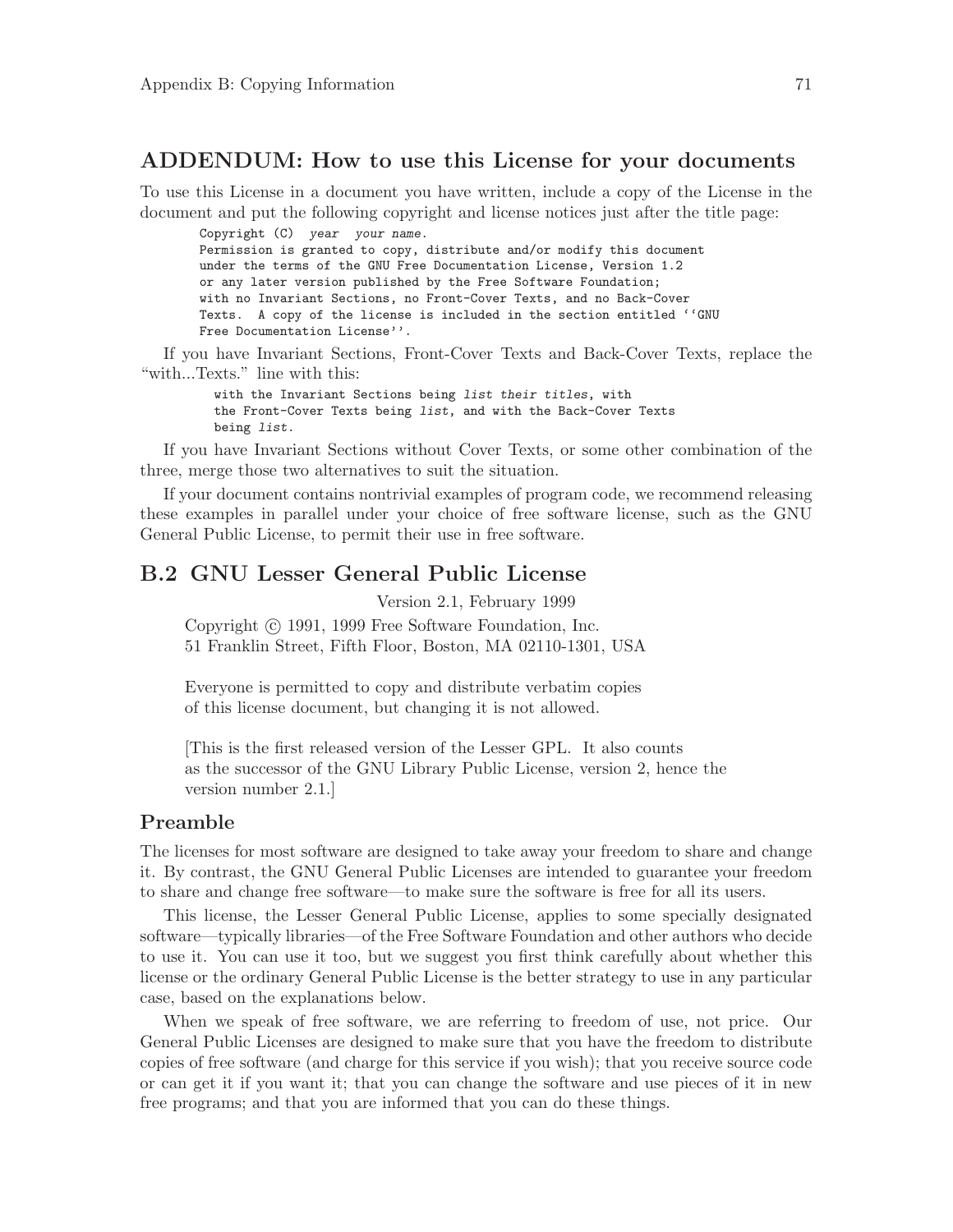## ADDENDUM: How to use this License for your documents

To use this License in a document you have written, include a copy of the License in the document and put the following copyright and license notices just after the title page:

```
Copyright (C)  year  your name.
Permission is granted to copy, distribute and/or modify this document
under the terms of the GNU Free Documentation License, Version 1.2
or any later version published by the Free Software Foundation;
with no Invariant Sections, no Front-Cover Texts, and no Back-Cover
Texts.  A copy of the license is included in the section entitled ``GNU
Free Documentation License''.
```

If you have Invariant Sections, Front-Cover Texts and Back-Cover Texts, replace the "with...Texts." line with this:

```
with the Invariant Sections being list their titles, with
the Front-Cover Texts being list, and with the Back-Cover Texts
being list.
```

If you have Invariant Sections without Cover Texts, or some other combination of the three, merge those two alternatives to suit the situation.

If your document contains nontrivial examples of program code, we recommend releasing these examples in parallel under your choice of free software license, such as the GNU General Public License, to permit their use in free software.

## B.2 GNU Lesser General Public License

Version 2.1, February 1999

Copyright © 1991, 1999 Free Software Foundation, Inc.
51 Franklin Street, Fifth Floor, Boston, MA 02110-1301, USA

Everyone is permitted to copy and distribute verbatim copies
of this license document, but changing it is not allowed.

[This is the first released version of the Lesser GPL. It also counts
as the successor of the GNU Library Public License, version 2, hence the
version number 2.1.]

### Preamble

The licenses for most software are designed to take away your freedom to share and change it. By contrast, the GNU General Public Licenses are intended to guarantee your freedom to share and change free software—to make sure the software is free for all its users.

This license, the Lesser General Public License, applies to some specially designated software—typically libraries—of the Free Software Foundation and other authors who decide to use it. You can use it too, but we suggest you first think carefully about whether this license or the ordinary General Public License is the better strategy to use in any particular case, based on the explanations below.

When we speak of free software, we are referring to freedom of use, not price. Our General Public Licenses are designed to make sure that you have the freedom to distribute copies of free software (and charge for this service if you wish); that you receive source code or can get it if you want it; that you can change the software and use pieces of it in new free programs; and that you are informed that you can do these things.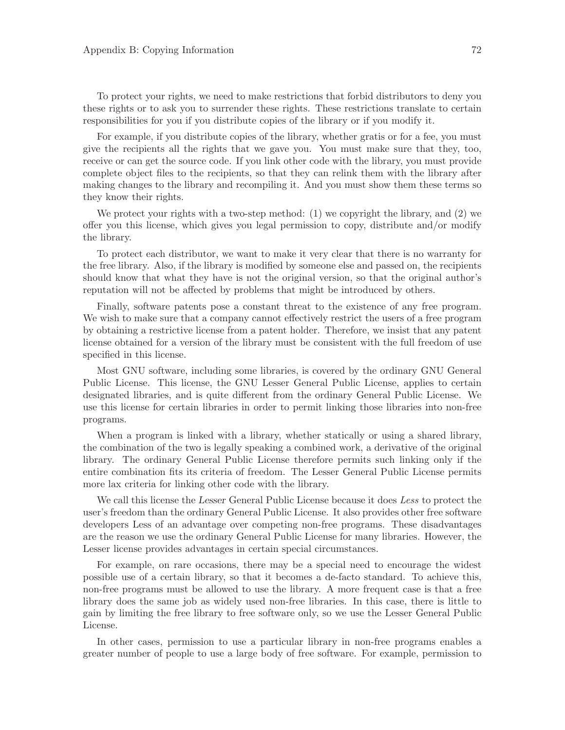To protect your rights, we need to make restrictions that forbid distributors to deny you these rights or to ask you to surrender these rights. These restrictions translate to certain responsibilities for you if you distribute copies of the library or if you modify it.

For example, if you distribute copies of the library, whether gratis or for a fee, you must give the recipients all the rights that we gave you. You must make sure that they, too, receive or can get the source code. If you link other code with the library, you must provide complete object files to the recipients, so that they can relink them with the library after making changes to the library and recompiling it. And you must show them these terms so they know their rights.

We protect your rights with a two-step method: (1) we copyright the library, and (2) we offer you this license, which gives you legal permission to copy, distribute and/or modify the library.

To protect each distributor, we want to make it very clear that there is no warranty for the free library. Also, if the library is modified by someone else and passed on, the recipients should know that what they have is not the original version, so that the original author's reputation will not be affected by problems that might be introduced by others.

Finally, software patents pose a constant threat to the existence of any free program. We wish to make sure that a company cannot effectively restrict the users of a free program by obtaining a restrictive license from a patent holder. Therefore, we insist that any patent license obtained for a version of the library must be consistent with the full freedom of use specified in this license.

Most GNU software, including some libraries, is covered by the ordinary GNU General Public License. This license, the GNU Lesser General Public License, applies to certain designated libraries, and is quite different from the ordinary General Public License. We use this license for certain libraries in order to permit linking those libraries into non-free programs.

When a program is linked with a library, whether statically or using a shared library, the combination of the two is legally speaking a combined work, a derivative of the original library. The ordinary General Public License therefore permits such linking only if the entire combination fits its criteria of freedom. The Lesser General Public License permits more lax criteria for linking other code with the library.

We call this license the *Lesser* General Public License because it does *Less* to protect the user's freedom than the ordinary General Public License. It also provides other free software developers Less of an advantage over competing non-free programs. These disadvantages are the reason we use the ordinary General Public License for many libraries. However, the Lesser license provides advantages in certain special circumstances.

For example, on rare occasions, there may be a special need to encourage the widest possible use of a certain library, so that it becomes a de-facto standard. To achieve this, non-free programs must be allowed to use the library. A more frequent case is that a free library does the same job as widely used non-free libraries. In this case, there is little to gain by limiting the free library to free software only, so we use the Lesser General Public License.

In other cases, permission to use a particular library in non-free programs enables a greater number of people to use a large body of free software. For example, permission to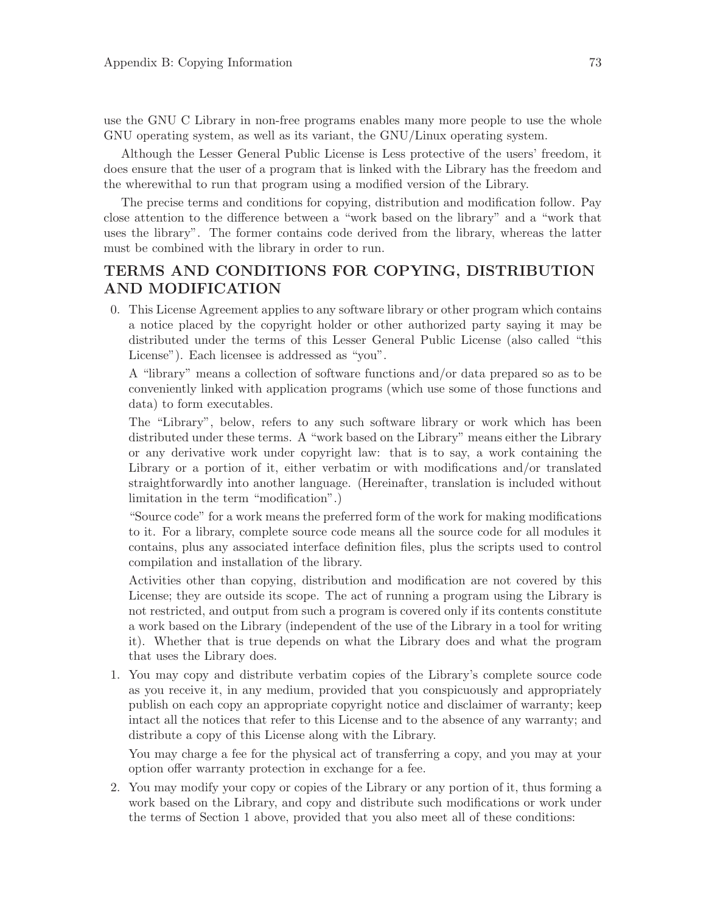use the GNU C Library in non-free programs enables many more people to use the whole GNU operating system, as well as its variant, the GNU/Linux operating system.

Although the Lesser General Public License is Less protective of the users' freedom, it does ensure that the user of a program that is linked with the Library has the freedom and the wherewithal to run that program using a modified version of the Library.

The precise terms and conditions for copying, distribution and modification follow. Pay close attention to the difference between a "work based on the library" and a "work that uses the library". The former contains code derived from the library, whereas the latter must be combined with the library in order to run.

## TERMS AND CONDITIONS FOR COPYING, DISTRIBUTION AND MODIFICATION

0. This License Agreement applies to any software library or other program which contains a notice placed by the copyright holder or other authorized party saying it may be distributed under the terms of this Lesser General Public License (also called "this License"). Each licensee is addressed as "you".

   A "library" means a collection of software functions and/or data prepared so as to be conveniently linked with application programs (which use some of those functions and data) to form executables.

   The "Library", below, refers to any such software library or work which has been distributed under these terms. A "work based on the Library" means either the Library or any derivative work under copyright law: that is to say, a work containing the Library or a portion of it, either verbatim or with modifications and/or translated straightforwardly into another language. (Hereinafter, translation is included without limitation in the term "modification".)

   "Source code" for a work means the preferred form of the work for making modifications to it. For a library, complete source code means all the source code for all modules it contains, plus any associated interface definition files, plus the scripts used to control compilation and installation of the library.

   Activities other than copying, distribution and modification are not covered by this License; they are outside its scope. The act of running a program using the Library is not restricted, and output from such a program is covered only if its contents constitute a work based on the Library (independent of the use of the Library in a tool for writing it). Whether that is true depends on what the Library does and what the program that uses the Library does.

1. You may copy and distribute verbatim copies of the Library's complete source code as you receive it, in any medium, provided that you conspicuously and appropriately publish on each copy an appropriate copyright notice and disclaimer of warranty; keep intact all the notices that refer to this License and to the absence of any warranty; and distribute a copy of this License along with the Library.

   You may charge a fee for the physical act of transferring a copy, and you may at your option offer warranty protection in exchange for a fee.

2. You may modify your copy or copies of the Library or any portion of it, thus forming a work based on the Library, and copy and distribute such modifications or work under the terms of Section 1 above, provided that you also meet all of these conditions: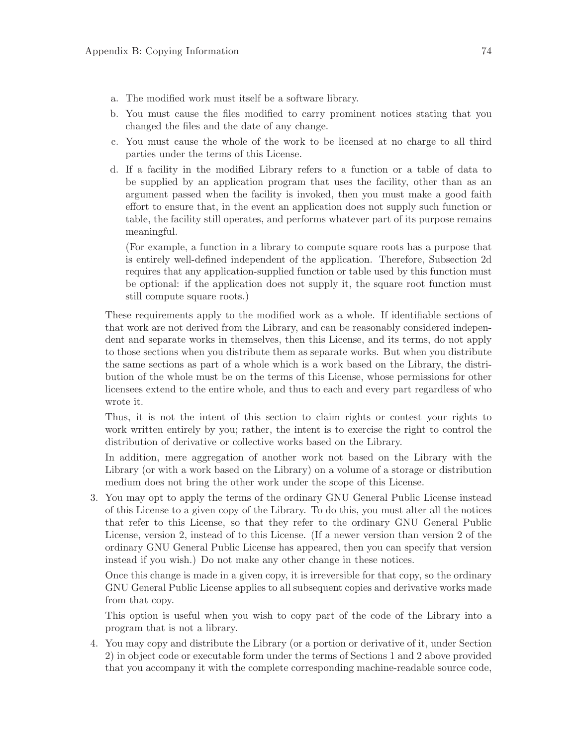a. The modified work must itself be a software library.
   b. You must cause the files modified to carry prominent notices stating that you changed the files and the date of any change.
   c. You must cause the whole of the work to be licensed at no charge to all third parties under the terms of this License.
   d. If a facility in the modified Library refers to a function or a table of data to be supplied by an application program that uses the facility, other than as an argument passed when the facility is invoked, then you must make a good faith effort to ensure that, in the event an application does not supply such function or table, the facility still operates, and performs whatever part of its purpose remains meaningful.

      (For example, a function in a library to compute square roots has a purpose that is entirely well-defined independent of the application. Therefore, Subsection 2d requires that any application-supplied function or table used by this function must be optional: if the application does not supply it, the square root function must still compute square roots.)

   These requirements apply to the modified work as a whole. If identifiable sections of that work are not derived from the Library, and can be reasonably considered independent and separate works in themselves, then this License, and its terms, do not apply to those sections when you distribute them as separate works. But when you distribute the same sections as part of a whole which is a work based on the Library, the distribution of the whole must be on the terms of this License, whose permissions for other licensees extend to the entire whole, and thus to each and every part regardless of who wrote it.

   Thus, it is not the intent of this section to claim rights or contest your rights to work written entirely by you; rather, the intent is to exercise the right to control the distribution of derivative or collective works based on the Library.

   In addition, mere aggregation of another work not based on the Library with the Library (or with a work based on the Library) on a volume of a storage or distribution medium does not bring the other work under the scope of this License.

3. You may opt to apply the terms of the ordinary GNU General Public License instead of this License to a given copy of the Library. To do this, you must alter all the notices that refer to this License, so that they refer to the ordinary GNU General Public License, version 2, instead of to this License. (If a newer version than version 2 of the ordinary GNU General Public License has appeared, then you can specify that version instead if you wish.) Do not make any other change in these notices.

   Once this change is made in a given copy, it is irreversible for that copy, so the ordinary GNU General Public License applies to all subsequent copies and derivative works made from that copy.

   This option is useful when you wish to copy part of the code of the Library into a program that is not a library.

4. You may copy and distribute the Library (or a portion or derivative of it, under Section 2) in object code or executable form under the terms of Sections 1 and 2 above provided that you accompany it with the complete corresponding machine-readable source code,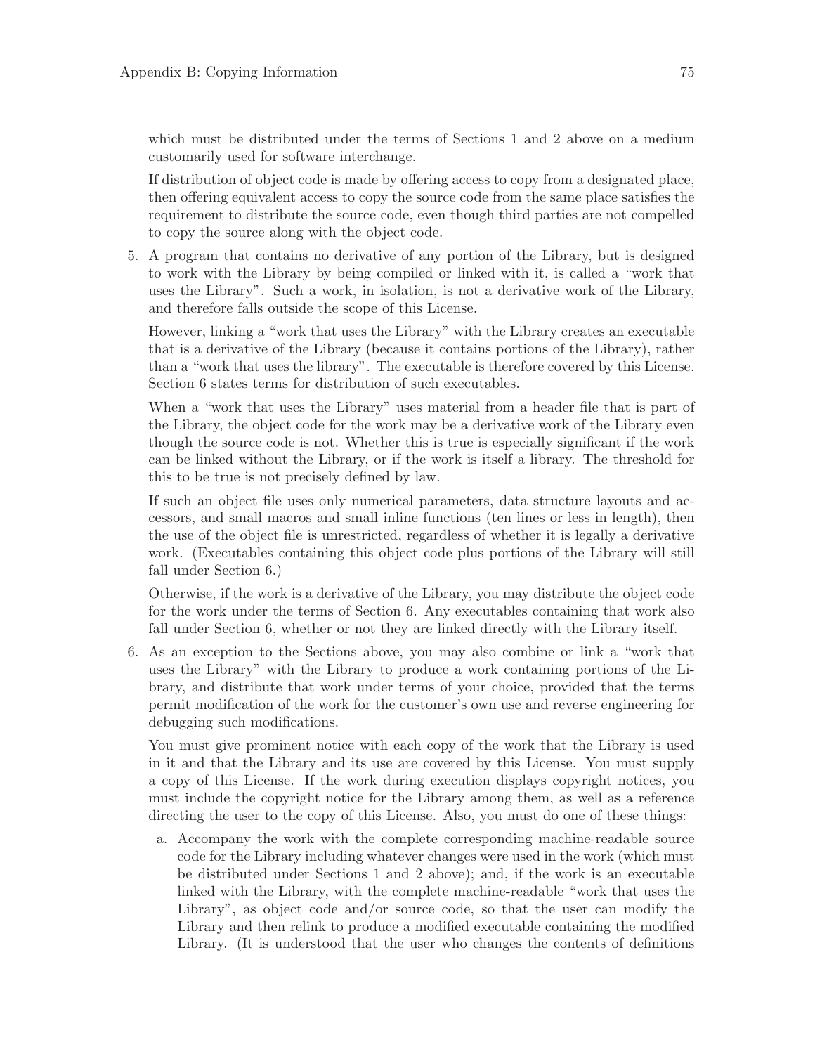which must be distributed under the terms of Sections 1 and 2 above on a medium customarily used for software interchange.

If distribution of object code is made by offering access to copy from a designated place, then offering equivalent access to copy the source code from the same place satisfies the requirement to distribute the source code, even though third parties are not compelled to copy the source along with the object code.

5. A program that contains no derivative of any portion of the Library, but is designed to work with the Library by being compiled or linked with it, is called a "work that uses the Library". Such a work, in isolation, is not a derivative work of the Library, and therefore falls outside the scope of this License.

   However, linking a "work that uses the Library" with the Library creates an executable that is a derivative of the Library (because it contains portions of the Library), rather than a "work that uses the library". The executable is therefore covered by this License. Section 6 states terms for distribution of such executables.

   When a "work that uses the Library" uses material from a header file that is part of the Library, the object code for the work may be a derivative work of the Library even though the source code is not. Whether this is true is especially significant if the work can be linked without the Library, or if the work is itself a library. The threshold for this to be true is not precisely defined by law.

   If such an object file uses only numerical parameters, data structure layouts and accessors, and small macros and small inline functions (ten lines or less in length), then the use of the object file is unrestricted, regardless of whether it is legally a derivative work. (Executables containing this object code plus portions of the Library will still fall under Section 6.)

   Otherwise, if the work is a derivative of the Library, you may distribute the object code for the work under the terms of Section 6. Any executables containing that work also fall under Section 6, whether or not they are linked directly with the Library itself.

6. As an exception to the Sections above, you may also combine or link a "work that uses the Library" with the Library to produce a work containing portions of the Library, and distribute that work under terms of your choice, provided that the terms permit modification of the work for the customer's own use and reverse engineering for debugging such modifications.

   You must give prominent notice with each copy of the work that the Library is used in it and that the Library and its use are covered by this License. You must supply a copy of this License. If the work during execution displays copyright notices, you must include the copyright notice for the Library among them, as well as a reference directing the user to the copy of this License. Also, you must do one of these things:

   a. Accompany the work with the complete corresponding machine-readable source code for the Library including whatever changes were used in the work (which must be distributed under Sections 1 and 2 above); and, if the work is an executable linked with the Library, with the complete machine-readable "work that uses the Library", as object code and/or source code, so that the user can modify the Library and then relink to produce a modified executable containing the modified Library. (It is understood that the user who changes the contents of definitions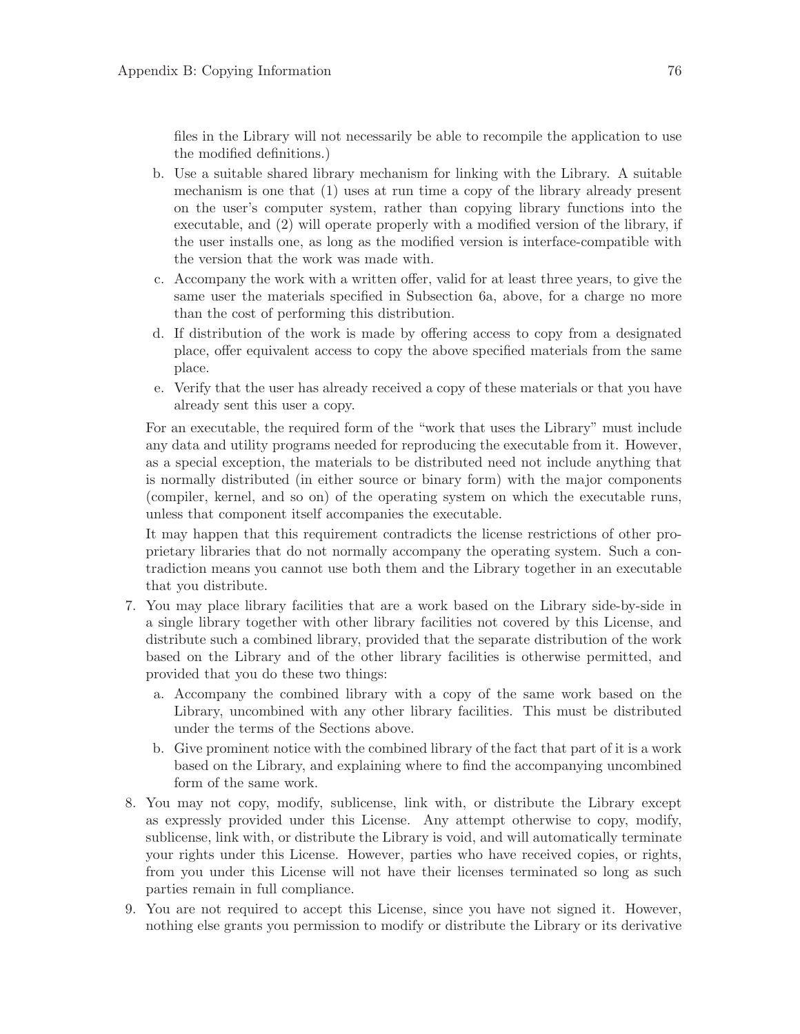files in the Library will not necessarily be able to recompile the application to use the modified definitions.)

   b. Use a suitable shared library mechanism for linking with the Library. A suitable mechanism is one that (1) uses at run time a copy of the library already present on the user's computer system, rather than copying library functions into the executable, and (2) will operate properly with a modified version of the library, if the user installs one, as long as the modified version is interface-compatible with the version that the work was made with.
   c. Accompany the work with a written offer, valid for at least three years, to give the same user the materials specified in Subsection 6a, above, for a charge no more than the cost of performing this distribution.
   d. If distribution of the work is made by offering access to copy from a designated place, offer equivalent access to copy the above specified materials from the same place.
   e. Verify that the user has already received a copy of these materials or that you have already sent this user a copy.

   For an executable, the required form of the "work that uses the Library" must include any data and utility programs needed for reproducing the executable from it. However, as a special exception, the materials to be distributed need not include anything that is normally distributed (in either source or binary form) with the major components (compiler, kernel, and so on) of the operating system on which the executable runs, unless that component itself accompanies the executable.

   It may happen that this requirement contradicts the license restrictions of other proprietary libraries that do not normally accompany the operating system. Such a contradiction means you cannot use both them and the Library together in an executable that you distribute.

7. You may place library facilities that are a work based on the Library side-by-side in a single library together with other library facilities not covered by this License, and distribute such a combined library, provided that the separate distribution of the work based on the Library and of the other library facilities is otherwise permitted, and provided that you do these two things:
   a. Accompany the combined library with a copy of the same work based on the Library, uncombined with any other library facilities. This must be distributed under the terms of the Sections above.
   b. Give prominent notice with the combined library of the fact that part of it is a work based on the Library, and explaining where to find the accompanying uncombined form of the same work.
8. You may not copy, modify, sublicense, link with, or distribute the Library except as expressly provided under this License. Any attempt otherwise to copy, modify, sublicense, link with, or distribute the Library is void, and will automatically terminate your rights under this License. However, parties who have received copies, or rights, from you under this License will not have their licenses terminated so long as such parties remain in full compliance.
9. You are not required to accept this License, since you have not signed it. However, nothing else grants you permission to modify or distribute the Library or its derivative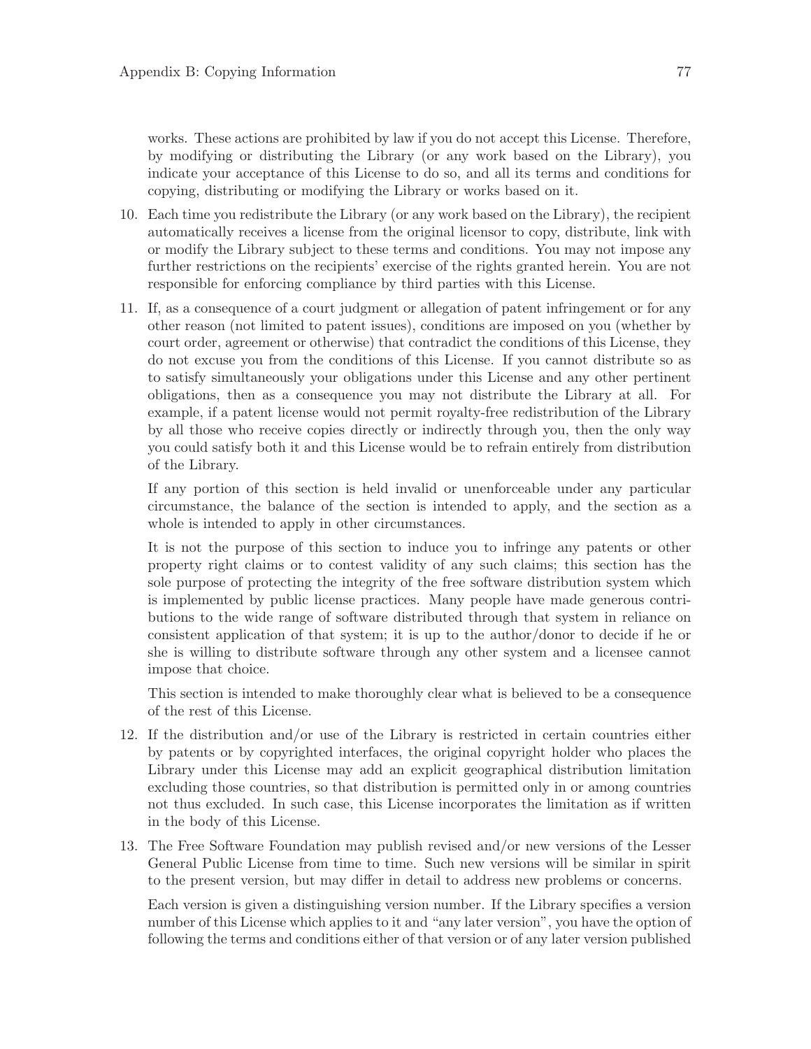works. These actions are prohibited by law if you do not accept this License. Therefore, by modifying or distributing the Library (or any work based on the Library), you indicate your acceptance of this License to do so, and all its terms and conditions for copying, distributing or modifying the Library or works based on it.

10. Each time you redistribute the Library (or any work based on the Library), the recipient automatically receives a license from the original licensor to copy, distribute, link with or modify the Library subject to these terms and conditions. You may not impose any further restrictions on the recipients' exercise of the rights granted herein. You are not responsible for enforcing compliance by third parties with this License.

11. If, as a consequence of a court judgment or allegation of patent infringement or for any other reason (not limited to patent issues), conditions are imposed on you (whether by court order, agreement or otherwise) that contradict the conditions of this License, they do not excuse you from the conditions of this License. If you cannot distribute so as to satisfy simultaneously your obligations under this License and any other pertinent obligations, then as a consequence you may not distribute the Library at all. For example, if a patent license would not permit royalty-free redistribution of the Library by all those who receive copies directly or indirectly through you, then the only way you could satisfy both it and this License would be to refrain entirely from distribution of the Library.

    If any portion of this section is held invalid or unenforceable under any particular circumstance, the balance of the section is intended to apply, and the section as a whole is intended to apply in other circumstances.

    It is not the purpose of this section to induce you to infringe any patents or other property right claims or to contest validity of any such claims; this section has the sole purpose of protecting the integrity of the free software distribution system which is implemented by public license practices. Many people have made generous contributions to the wide range of software distributed through that system in reliance on consistent application of that system; it is up to the author/donor to decide if he or she is willing to distribute software through any other system and a licensee cannot impose that choice.

    This section is intended to make thoroughly clear what is believed to be a consequence of the rest of this License.

12. If the distribution and/or use of the Library is restricted in certain countries either by patents or by copyrighted interfaces, the original copyright holder who places the Library under this License may add an explicit geographical distribution limitation excluding those countries, so that distribution is permitted only in or among countries not thus excluded. In such case, this License incorporates the limitation as if written in the body of this License.

13. The Free Software Foundation may publish revised and/or new versions of the Lesser General Public License from time to time. Such new versions will be similar in spirit to the present version, but may differ in detail to address new problems or concerns.

    Each version is given a distinguishing version number. If the Library specifies a version number of this License which applies to it and "any later version", you have the option of following the terms and conditions either of that version or of any later version published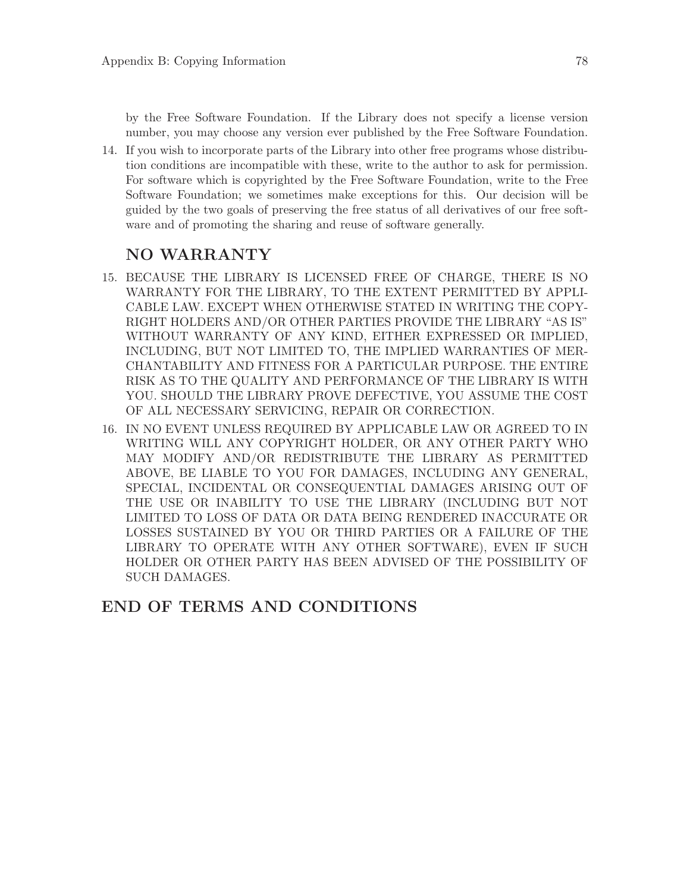by the Free Software Foundation. If the Library does not specify a license version number, you may choose any version ever published by the Free Software Foundation.

14. If you wish to incorporate parts of the Library into other free programs whose distribution conditions are incompatible with these, write to the author to ask for permission. For software which is copyrighted by the Free Software Foundation, write to the Free Software Foundation; we sometimes make exceptions for this. Our decision will be guided by the two goals of preserving the free status of all derivatives of our free software and of promoting the sharing and reuse of software generally.

## NO WARRANTY

15. BECAUSE THE LIBRARY IS LICENSED FREE OF CHARGE, THERE IS NO WARRANTY FOR THE LIBRARY, TO THE EXTENT PERMITTED BY APPLICABLE LAW. EXCEPT WHEN OTHERWISE STATED IN WRITING THE COPYRIGHT HOLDERS AND/OR OTHER PARTIES PROVIDE THE LIBRARY "AS IS" WITHOUT WARRANTY OF ANY KIND, EITHER EXPRESSED OR IMPLIED, INCLUDING, BUT NOT LIMITED TO, THE IMPLIED WARRANTIES OF MERCHANTABILITY AND FITNESS FOR A PARTICULAR PURPOSE. THE ENTIRE RISK AS TO THE QUALITY AND PERFORMANCE OF THE LIBRARY IS WITH YOU. SHOULD THE LIBRARY PROVE DEFECTIVE, YOU ASSUME THE COST OF ALL NECESSARY SERVICING, REPAIR OR CORRECTION.

16. IN NO EVENT UNLESS REQUIRED BY APPLICABLE LAW OR AGREED TO IN WRITING WILL ANY COPYRIGHT HOLDER, OR ANY OTHER PARTY WHO MAY MODIFY AND/OR REDISTRIBUTE THE LIBRARY AS PERMITTED ABOVE, BE LIABLE TO YOU FOR DAMAGES, INCLUDING ANY GENERAL, SPECIAL, INCIDENTAL OR CONSEQUENTIAL DAMAGES ARISING OUT OF THE USE OR INABILITY TO USE THE LIBRARY (INCLUDING BUT NOT LIMITED TO LOSS OF DATA OR DATA BEING RENDERED INACCURATE OR LOSSES SUSTAINED BY YOU OR THIRD PARTIES OR A FAILURE OF THE LIBRARY TO OPERATE WITH ANY OTHER SOFTWARE), EVEN IF SUCH HOLDER OR OTHER PARTY HAS BEEN ADVISED OF THE POSSIBILITY OF SUCH DAMAGES.

## END OF TERMS AND CONDITIONS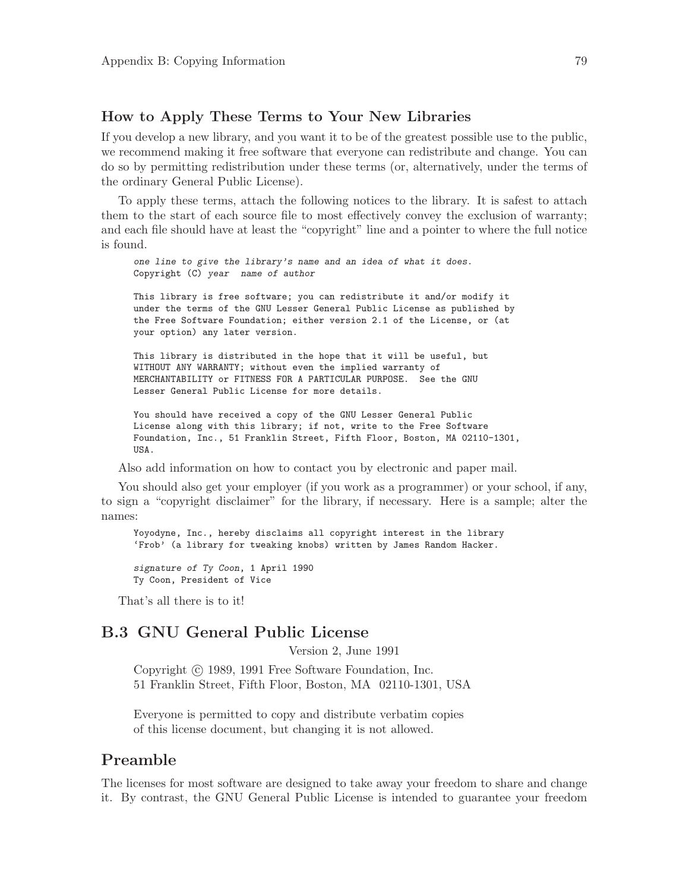### How to Apply These Terms to Your New Libraries

If you develop a new library, and you want it to be of the greatest possible use to the public, we recommend making it free software that everyone can redistribute and change. You can do so by permitting redistribution under these terms (or, alternatively, under the terms of the ordinary General Public License).

To apply these terms, attach the following notices to the library. It is safest to attach them to the start of each source file to most effectively convey the exclusion of warranty; and each file should have at least the "copyright" line and a pointer to where the full notice is found.

```
one line to give the library's name and an idea of what it does.
Copyright (C) year  name of author

This library is free software; you can redistribute it and/or modify it
under the terms of the GNU Lesser General Public License as published by
the Free Software Foundation; either version 2.1 of the License, or (at
your option) any later version.

This library is distributed in the hope that it will be useful, but
WITHOUT ANY WARRANTY; without even the implied warranty of
MERCHANTABILITY or FITNESS FOR A PARTICULAR PURPOSE.  See the GNU
Lesser General Public License for more details.

You should have received a copy of the GNU Lesser General Public
License along with this library; if not, write to the Free Software
Foundation, Inc., 51 Franklin Street, Fifth Floor, Boston, MA 02110-1301,
USA.
```

Also add information on how to contact you by electronic and paper mail.

You should also get your employer (if you work as a programmer) or your school, if any, to sign a "copyright disclaimer" for the library, if necessary. Here is a sample; alter the names:

```
Yoyodyne, Inc., hereby disclaims all copyright interest in the library
'Frob' (a library for tweaking knobs) written by James Random Hacker.

signature of Ty Coon, 1 April 1990
Ty Coon, President of Vice
```

That's all there is to it!

## B.3 GNU General Public License

Version 2, June 1991

Copyright © 1989, 1991 Free Software Foundation, Inc.
51 Franklin Street, Fifth Floor, Boston, MA 02110-1301, USA

Everyone is permitted to copy and distribute verbatim copies
of this license document, but changing it is not allowed.

## Preamble

The licenses for most software are designed to take away your freedom to share and change it. By contrast, the GNU General Public License is intended to guarantee your freedom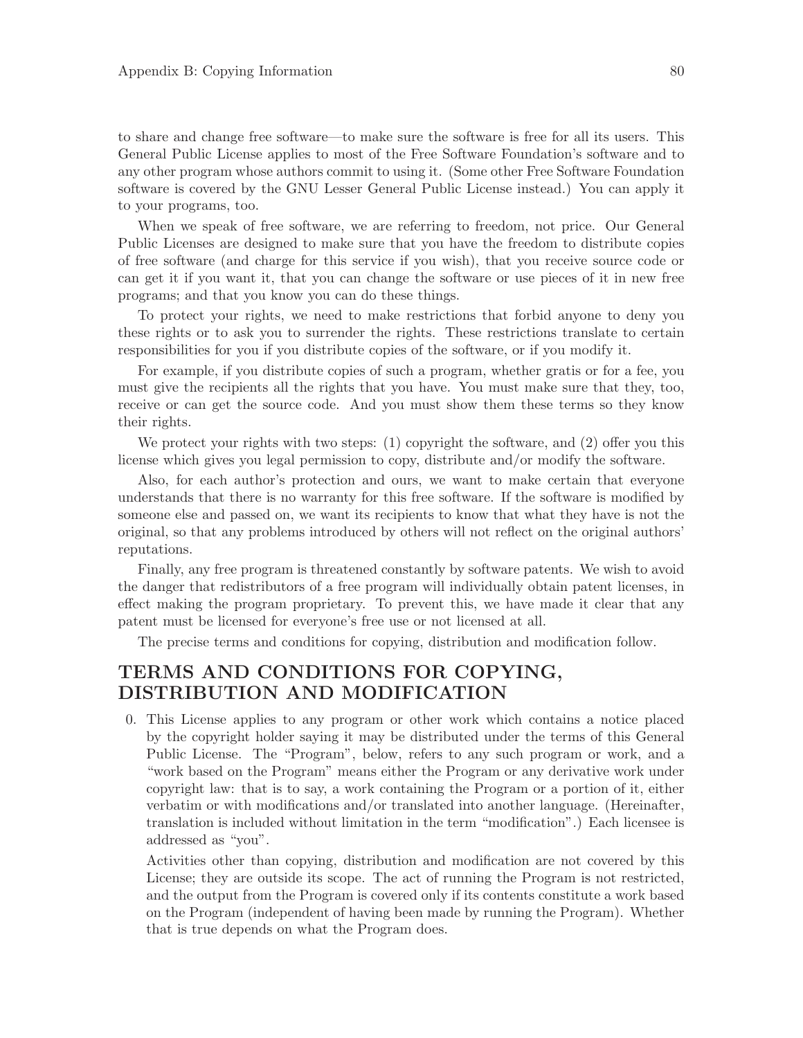to share and change free software—to make sure the software is free for all its users. This General Public License applies to most of the Free Software Foundation's software and to any other program whose authors commit to using it. (Some other Free Software Foundation software is covered by the GNU Lesser General Public License instead.) You can apply it to your programs, too.

When we speak of free software, we are referring to freedom, not price. Our General Public Licenses are designed to make sure that you have the freedom to distribute copies of free software (and charge for this service if you wish), that you receive source code or can get it if you want it, that you can change the software or use pieces of it in new free programs; and that you know you can do these things.

To protect your rights, we need to make restrictions that forbid anyone to deny you these rights or to ask you to surrender the rights. These restrictions translate to certain responsibilities for you if you distribute copies of the software, or if you modify it.

For example, if you distribute copies of such a program, whether gratis or for a fee, you must give the recipients all the rights that you have. You must make sure that they, too, receive or can get the source code. And you must show them these terms so they know their rights.

We protect your rights with two steps: (1) copyright the software, and (2) offer you this license which gives you legal permission to copy, distribute and/or modify the software.

Also, for each author's protection and ours, we want to make certain that everyone understands that there is no warranty for this free software. If the software is modified by someone else and passed on, we want its recipients to know that what they have is not the original, so that any problems introduced by others will not reflect on the original authors' reputations.

Finally, any free program is threatened constantly by software patents. We wish to avoid the danger that redistributors of a free program will individually obtain patent licenses, in effect making the program proprietary. To prevent this, we have made it clear that any patent must be licensed for everyone's free use or not licensed at all.

The precise terms and conditions for copying, distribution and modification follow.

## TERMS AND CONDITIONS FOR COPYING, DISTRIBUTION AND MODIFICATION

0. This License applies to any program or other work which contains a notice placed by the copyright holder saying it may be distributed under the terms of this General Public License. The "Program", below, refers to any such program or work, and a "work based on the Program" means either the Program or any derivative work under copyright law: that is to say, a work containing the Program or a portion of it, either verbatim or with modifications and/or translated into another language. (Hereinafter, translation is included without limitation in the term "modification".) Each licensee is addressed as "you".

   Activities other than copying, distribution and modification are not covered by this License; they are outside its scope. The act of running the Program is not restricted, and the output from the Program is covered only if its contents constitute a work based on the Program (independent of having been made by running the Program). Whether that is true depends on what the Program does.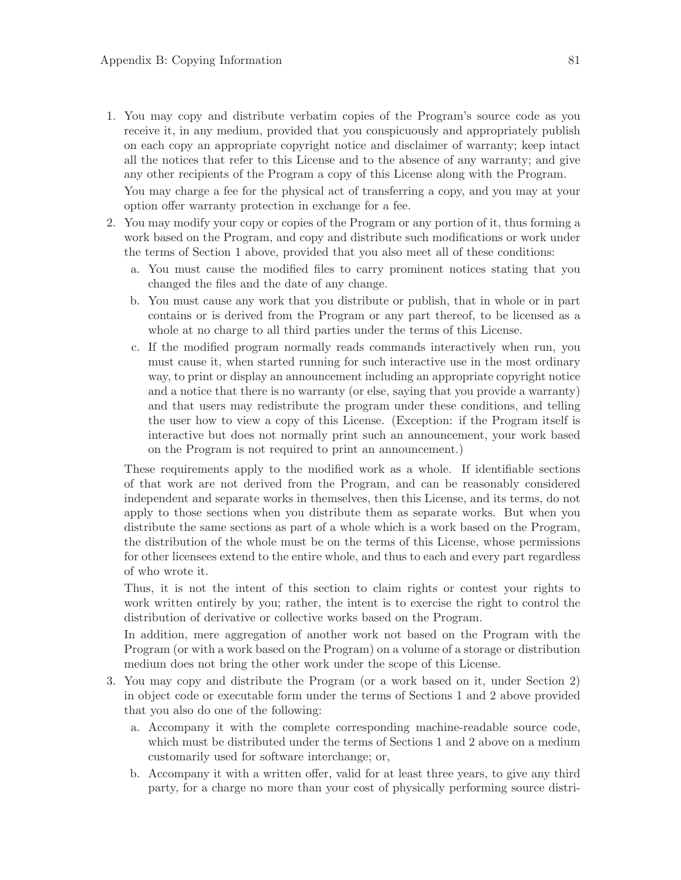1. You may copy and distribute verbatim copies of the Program's source code as you receive it, in any medium, provided that you conspicuously and appropriately publish on each copy an appropriate copyright notice and disclaimer of warranty; keep intact all the notices that refer to this License and to the absence of any warranty; and give any other recipients of the Program a copy of this License along with the Program.

   You may charge a fee for the physical act of transferring a copy, and you may at your option offer warranty protection in exchange for a fee.

2. You may modify your copy or copies of the Program or any portion of it, thus forming a work based on the Program, and copy and distribute such modifications or work under the terms of Section 1 above, provided that you also meet all of these conditions:

   a. You must cause the modified files to carry prominent notices stating that you changed the files and the date of any change.

   b. You must cause any work that you distribute or publish, that in whole or in part contains or is derived from the Program or any part thereof, to be licensed as a whole at no charge to all third parties under the terms of this License.

   c. If the modified program normally reads commands interactively when run, you must cause it, when started running for such interactive use in the most ordinary way, to print or display an announcement including an appropriate copyright notice and a notice that there is no warranty (or else, saying that you provide a warranty) and that users may redistribute the program under these conditions, and telling the user how to view a copy of this License. (Exception: if the Program itself is interactive but does not normally print such an announcement, your work based on the Program is not required to print an announcement.)

   These requirements apply to the modified work as a whole. If identifiable sections of that work are not derived from the Program, and can be reasonably considered independent and separate works in themselves, then this License, and its terms, do not apply to those sections when you distribute them as separate works. But when you distribute the same sections as part of a whole which is a work based on the Program, the distribution of the whole must be on the terms of this License, whose permissions for other licensees extend to the entire whole, and thus to each and every part regardless of who wrote it.

   Thus, it is not the intent of this section to claim rights or contest your rights to work written entirely by you; rather, the intent is to exercise the right to control the distribution of derivative or collective works based on the Program.

   In addition, mere aggregation of another work not based on the Program with the Program (or with a work based on the Program) on a volume of a storage or distribution medium does not bring the other work under the scope of this License.

3. You may copy and distribute the Program (or a work based on it, under Section 2) in object code or executable form under the terms of Sections 1 and 2 above provided that you also do one of the following:

   a. Accompany it with the complete corresponding machine-readable source code, which must be distributed under the terms of Sections 1 and 2 above on a medium customarily used for software interchange; or,

   b. Accompany it with a written offer, valid for at least three years, to give any third party, for a charge no more than your cost of physically performing source distri-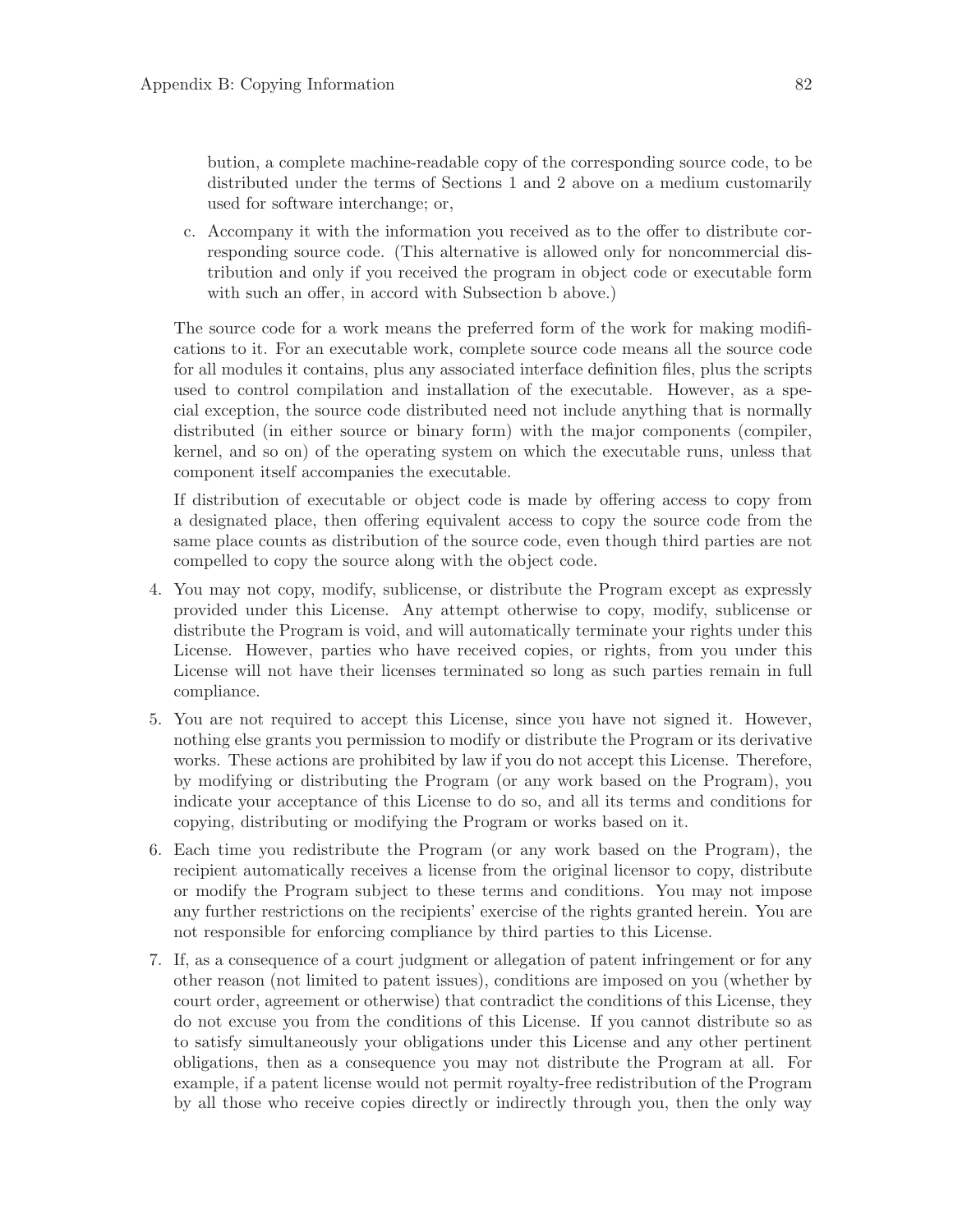bution, a complete machine-readable copy of the corresponding source code, to be distributed under the terms of Sections 1 and 2 above on a medium customarily used for software interchange; or,

c. Accompany it with the information you received as to the offer to distribute corresponding source code. (This alternative is allowed only for noncommercial distribution and only if you received the program in object code or executable form with such an offer, in accord with Subsection b above.)

The source code for a work means the preferred form of the work for making modifications to it. For an executable work, complete source code means all the source code for all modules it contains, plus any associated interface definition files, plus the scripts used to control compilation and installation of the executable. However, as a special exception, the source code distributed need not include anything that is normally distributed (in either source or binary form) with the major components (compiler, kernel, and so on) of the operating system on which the executable runs, unless that component itself accompanies the executable.

If distribution of executable or object code is made by offering access to copy from a designated place, then offering equivalent access to copy the source code from the same place counts as distribution of the source code, even though third parties are not compelled to copy the source along with the object code.

4. You may not copy, modify, sublicense, or distribute the Program except as expressly provided under this License. Any attempt otherwise to copy, modify, sublicense or distribute the Program is void, and will automatically terminate your rights under this License. However, parties who have received copies, or rights, from you under this License will not have their licenses terminated so long as such parties remain in full compliance.

5. You are not required to accept this License, since you have not signed it. However, nothing else grants you permission to modify or distribute the Program or its derivative works. These actions are prohibited by law if you do not accept this License. Therefore, by modifying or distributing the Program (or any work based on the Program), you indicate your acceptance of this License to do so, and all its terms and conditions for copying, distributing or modifying the Program or works based on it.

6. Each time you redistribute the Program (or any work based on the Program), the recipient automatically receives a license from the original licensor to copy, distribute or modify the Program subject to these terms and conditions. You may not impose any further restrictions on the recipients' exercise of the rights granted herein. You are not responsible for enforcing compliance by third parties to this License.

7. If, as a consequence of a court judgment or allegation of patent infringement or for any other reason (not limited to patent issues), conditions are imposed on you (whether by court order, agreement or otherwise) that contradict the conditions of this License, they do not excuse you from the conditions of this License. If you cannot distribute so as to satisfy simultaneously your obligations under this License and any other pertinent obligations, then as a consequence you may not distribute the Program at all. For example, if a patent license would not permit royalty-free redistribution of the Program by all those who receive copies directly or indirectly through you, then the only way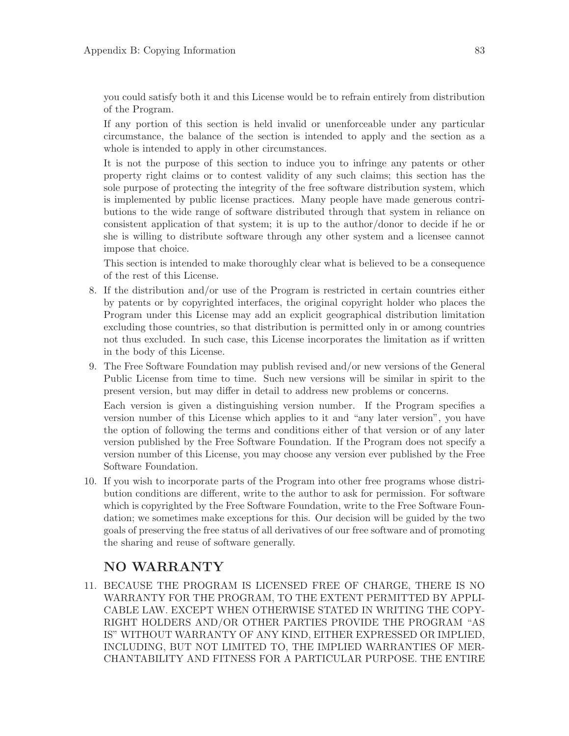you could satisfy both it and this License would be to refrain entirely from distribution of the Program.

If any portion of this section is held invalid or unenforceable under any particular circumstance, the balance of the section is intended to apply and the section as a whole is intended to apply in other circumstances.

It is not the purpose of this section to induce you to infringe any patents or other property right claims or to contest validity of any such claims; this section has the sole purpose of protecting the integrity of the free software distribution system, which is implemented by public license practices. Many people have made generous contributions to the wide range of software distributed through that system in reliance on consistent application of that system; it is up to the author/donor to decide if he or she is willing to distribute software through any other system and a licensee cannot impose that choice.

This section is intended to make thoroughly clear what is believed to be a consequence of the rest of this License.

8. If the distribution and/or use of the Program is restricted in certain countries either by patents or by copyrighted interfaces, the original copyright holder who places the Program under this License may add an explicit geographical distribution limitation excluding those countries, so that distribution is permitted only in or among countries not thus excluded. In such case, this License incorporates the limitation as if written in the body of this License.

9. The Free Software Foundation may publish revised and/or new versions of the General Public License from time to time. Such new versions will be similar in spirit to the present version, but may differ in detail to address new problems or concerns.

   Each version is given a distinguishing version number. If the Program specifies a version number of this License which applies to it and "any later version", you have the option of following the terms and conditions either of that version or of any later version published by the Free Software Foundation. If the Program does not specify a version number of this License, you may choose any version ever published by the Free Software Foundation.

10. If you wish to incorporate parts of the Program into other free programs whose distribution conditions are different, write to the author to ask for permission. For software which is copyrighted by the Free Software Foundation, write to the Free Software Foundation; we sometimes make exceptions for this. Our decision will be guided by the two goals of preserving the free status of all derivatives of our free software and of promoting the sharing and reuse of software generally.

## NO WARRANTY

11. BECAUSE THE PROGRAM IS LICENSED FREE OF CHARGE, THERE IS NO WARRANTY FOR THE PROGRAM, TO THE EXTENT PERMITTED BY APPLICABLE LAW. EXCEPT WHEN OTHERWISE STATED IN WRITING THE COPYRIGHT HOLDERS AND/OR OTHER PARTIES PROVIDE THE PROGRAM "AS IS" WITHOUT WARRANTY OF ANY KIND, EITHER EXPRESSED OR IMPLIED, INCLUDING, BUT NOT LIMITED TO, THE IMPLIED WARRANTIES OF MERCHANTABILITY AND FITNESS FOR A PARTICULAR PURPOSE. THE ENTIRE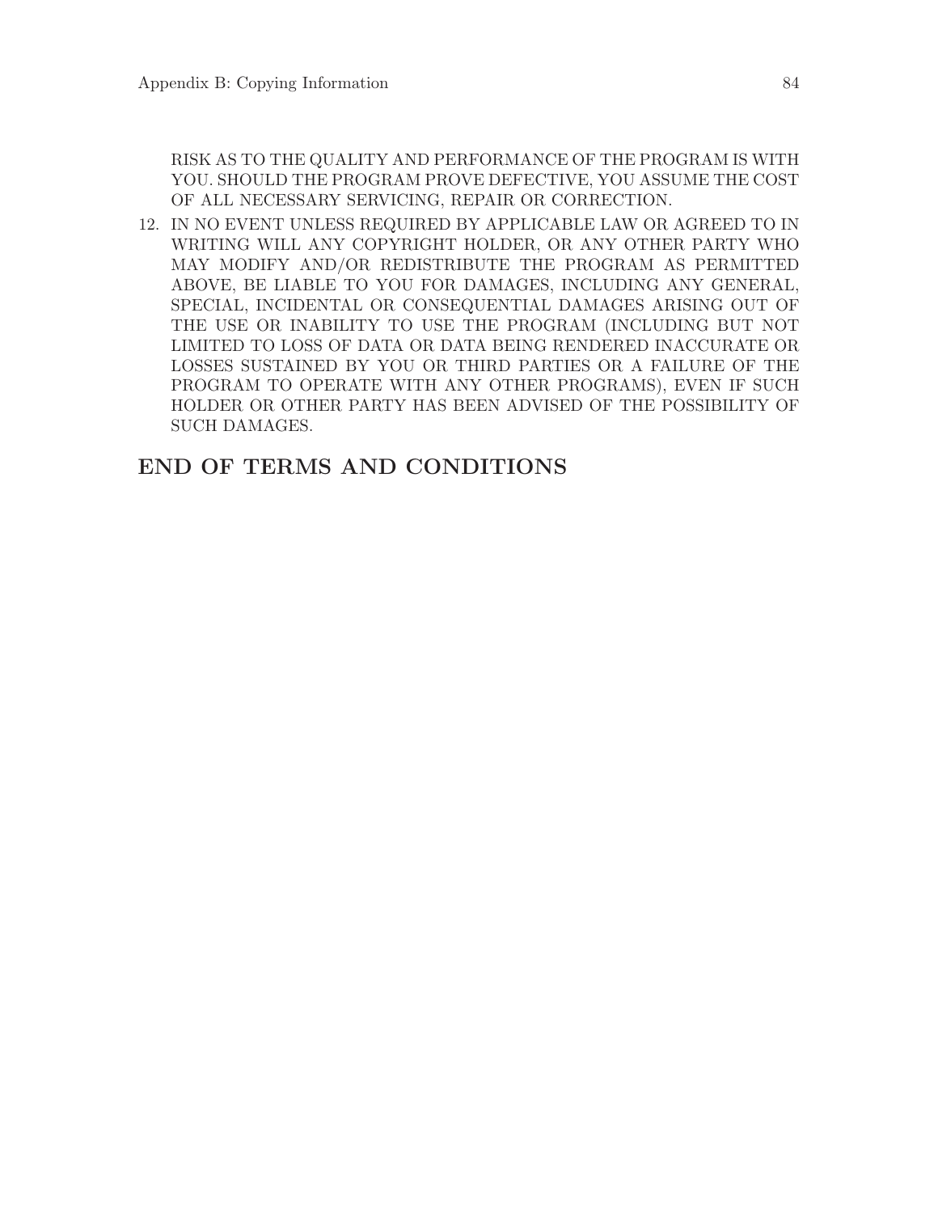RISK AS TO THE QUALITY AND PERFORMANCE OF THE PROGRAM IS WITH YOU. SHOULD THE PROGRAM PROVE DEFECTIVE, YOU ASSUME THE COST OF ALL NECESSARY SERVICING, REPAIR OR CORRECTION.

12. IN NO EVENT UNLESS REQUIRED BY APPLICABLE LAW OR AGREED TO IN WRITING WILL ANY COPYRIGHT HOLDER, OR ANY OTHER PARTY WHO MAY MODIFY AND/OR REDISTRIBUTE THE PROGRAM AS PERMITTED ABOVE, BE LIABLE TO YOU FOR DAMAGES, INCLUDING ANY GENERAL, SPECIAL, INCIDENTAL OR CONSEQUENTIAL DAMAGES ARISING OUT OF THE USE OR INABILITY TO USE THE PROGRAM (INCLUDING BUT NOT LIMITED TO LOSS OF DATA OR DATA BEING RENDERED INACCURATE OR LOSSES SUSTAINED BY YOU OR THIRD PARTIES OR A FAILURE OF THE PROGRAM TO OPERATE WITH ANY OTHER PROGRAMS), EVEN IF SUCH HOLDER OR OTHER PARTY HAS BEEN ADVISED OF THE POSSIBILITY OF SUCH DAMAGES.

## END OF TERMS AND CONDITIONS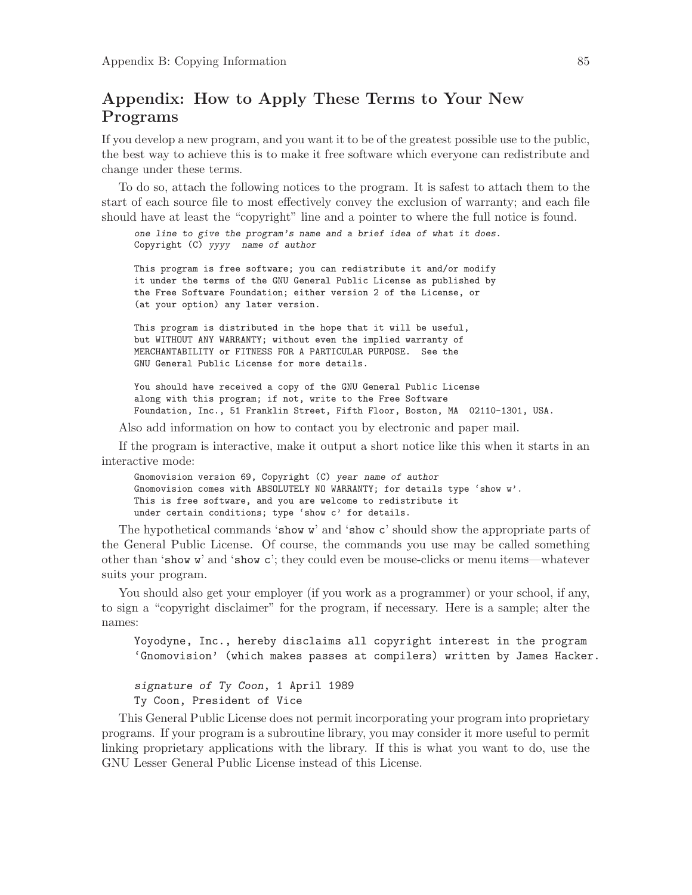## Appendix: How to Apply These Terms to Your New Programs

If you develop a new program, and you want it to be of the greatest possible use to the public, the best way to achieve this is to make it free software which everyone can redistribute and change under these terms.

To do so, attach the following notices to the program. It is safest to attach them to the start of each source file to most effectively convey the exclusion of warranty; and each file should have at least the "copyright" line and a pointer to where the full notice is found.

```
one line to give the program's name and a brief idea of what it does.
Copyright (C) yyyy  name of author

This program is free software; you can redistribute it and/or modify
it under the terms of the GNU General Public License as published by
the Free Software Foundation; either version 2 of the License, or
(at your option) any later version.

This program is distributed in the hope that it will be useful,
but WITHOUT ANY WARRANTY; without even the implied warranty of
MERCHANTABILITY or FITNESS FOR A PARTICULAR PURPOSE.  See the
GNU General Public License for more details.

You should have received a copy of the GNU General Public License
along with this program; if not, write to the Free Software
Foundation, Inc., 51 Franklin Street, Fifth Floor, Boston, MA  02110-1301, USA.
```

Also add information on how to contact you by electronic and paper mail.

If the program is interactive, make it output a short notice like this when it starts in an interactive mode:

```
Gnomovision version 69, Copyright (C) year name of author
Gnomovision comes with ABSOLUTELY NO WARRANTY; for details type 'show w'.
This is free software, and you are welcome to redistribute it
under certain conditions; type 'show c' for details.
```

The hypothetical commands '`show w`' and '`show c`' should show the appropriate parts of the General Public License. Of course, the commands you use may be called something other than '`show w`' and '`show c`'; they could even be mouse-clicks or menu items—whatever suits your program.

You should also get your employer (if you work as a programmer) or your school, if any, to sign a "copyright disclaimer" for the program, if necessary. Here is a sample; alter the names:

```
Yoyodyne, Inc., hereby disclaims all copyright interest in the program
'Gnomovision' (which makes passes at compilers) written by James Hacker.

signature of Ty Coon, 1 April 1989
Ty Coon, President of Vice
```

This General Public License does not permit incorporating your program into proprietary programs. If your program is a subroutine library, you may consider it more useful to permit linking proprietary applications with the library. If this is what you want to do, use the GNU Lesser General Public License instead of this License.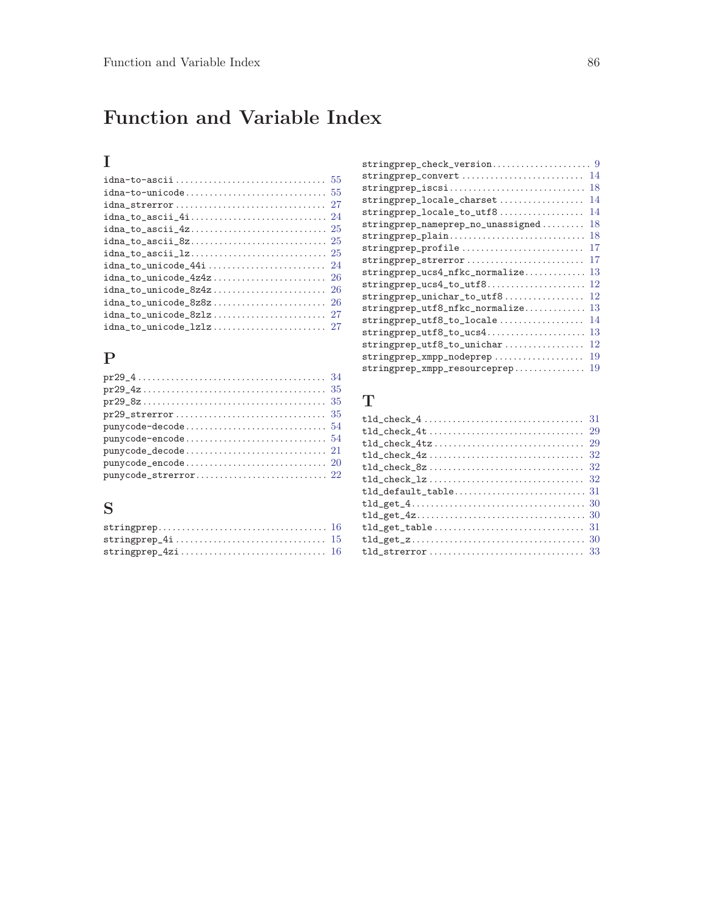# Function and Variable Index

## I

- idna-to-ascii ................................ 55
- idna-to-unicode .............................. 55
- idna_strerror ................................ 27
- idna_to_ascii_4i ............................. 24
- idna_to_ascii_4z ............................. 25
- idna_to_ascii_8z ............................. 25
- idna_to_ascii_lz ............................. 25
- idna_to_unicode_44i .......................... 24
- idna_to_unicode_4z4z ......................... 26
- idna_to_unicode_8z4z ......................... 26
- idna_to_unicode_8z8z ......................... 26
- idna_to_unicode_8zlz ......................... 27
- idna_to_unicode_lzlz ......................... 27

## P

- pr29_4 ....................................... 34
- pr29_4z ...................................... 35
- pr29_8z ...................................... 35
- pr29_strerror ................................ 35
- punycode-decode .............................. 54
- punycode-encode .............................. 54
- punycode_decode .............................. 21
- punycode_encode .............................. 20
- punycode_strerror ............................ 22

## S

- stringprep ................................... 16
- stringprep_4i ................................ 15
- stringprep_4zi ............................... 16
- stringprep_check_version ..................... 9
- stringprep_convert ........................... 14
- stringprep_iscsi ............................. 18
- stringprep_locale_charset .................... 14
- stringprep_locale_to_utf8 .................... 14
- stringprep_nameprep_no_unassigned ............ 18
- stringprep_plain ............................. 18
- stringprep_profile ........................... 17
- stringprep_strerror .......................... 17
- stringprep_ucs4_nfkc_normalize ............... 13
- stringprep_ucs4_to_utf8 ...................... 12
- stringprep_unichar_to_utf8 ................... 12
- stringprep_utf8_nfkc_normalize ............... 13
- stringprep_utf8_to_locale .................... 14
- stringprep_utf8_to_ucs4 ...................... 13
- stringprep_utf8_to_unichar ................... 12
- stringprep_xmpp_nodeprep ..................... 19
- stringprep_xmpp_resourceprep ................. 19

## T

- tld_check_4 .................................. 31
- tld_check_4t ................................. 29
- tld_check_4tz ................................ 29
- tld_check_4z ................................. 32
- tld_check_8z ................................. 32
- tld_check_lz ................................. 32
- tld_default_table ............................ 31
- tld_get_4 .................................... 30
- tld_get_4z ................................... 30
- tld_get_table ................................ 31
- tld_get_z .................................... 30
- tld_strerror ................................. 33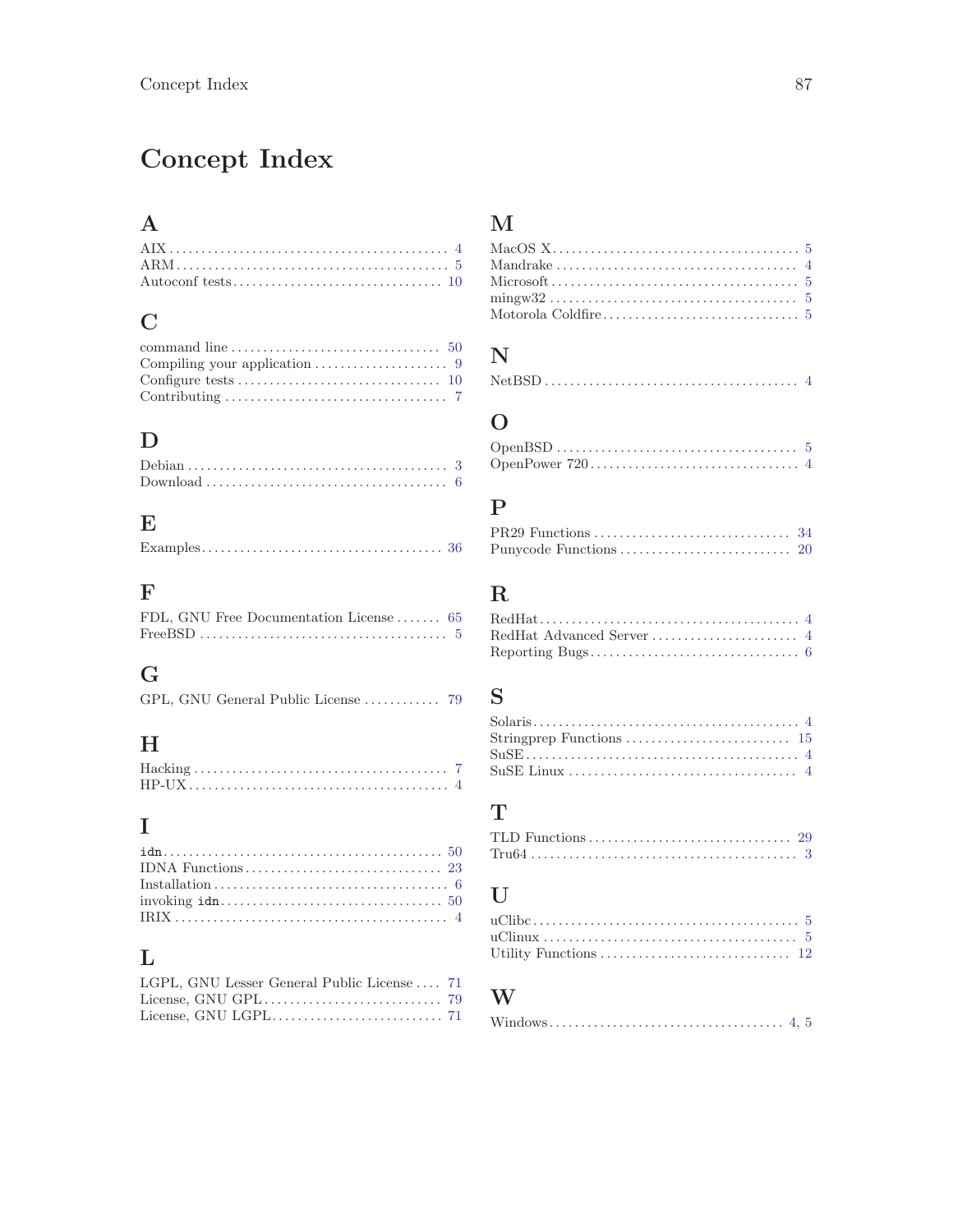# Concept Index

## A

AIX .......... 4
ARM .......... 5
Autoconf tests .......... 10

## C

command line .......... 50
Compiling your application .......... 9
Configure tests .......... 10
Contributing .......... 7

## D

Debian .......... 3
Download .......... 6

## E

Examples .......... 36

## F

FDL, GNU Free Documentation License .......... 65
FreeBSD .......... 5

## G

GPL, GNU General Public License .......... 79

## H

Hacking .......... 7
HP-UX .......... 4

## I

`idn` .......... 50
IDNA Functions .......... 23
Installation .......... 6
invoking `idn` .......... 50
IRIX .......... 4

## L

LGPL, GNU Lesser General Public License .......... 71
License, GNU GPL .......... 79
License, GNU LGPL .......... 71

## M

MacOS X .......... 5
Mandrake .......... 4
Microsoft .......... 5
mingw32 .......... 5
Motorola Coldfire .......... 5

## N

NetBSD .......... 4

## O

OpenBSD .......... 5
OpenPower 720 .......... 4

## P

PR29 Functions .......... 34
Punycode Functions .......... 20

## R

RedHat .......... 4
RedHat Advanced Server .......... 4
Reporting Bugs .......... 6

## S

Solaris .......... 4
Stringprep Functions .......... 15
SuSE .......... 4
SuSE Linux .......... 4

## T

TLD Functions .......... 29
Tru64 .......... 3

## U

uClibc .......... 5
uClinux .......... 5
Utility Functions .......... 12

## W

Windows .......... 4, 5